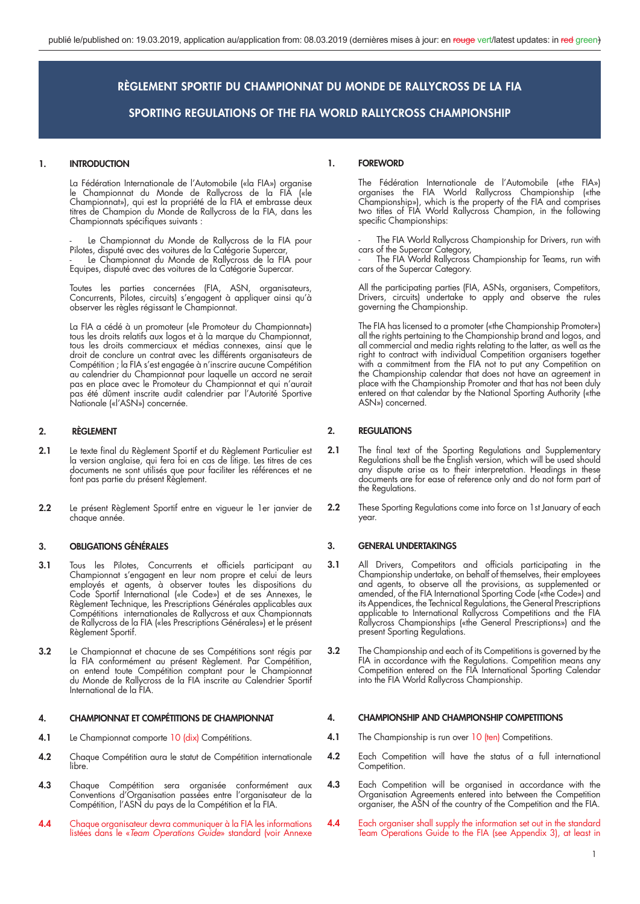publié le/published on: 19.03.2019, application au/application from: 08.03.2019 (dernières mises à jour: en rouge vert/latest updates: in red green)

# RÈGLEMENT SPORTIF DU CHAMPIONNAT DU MONDE DE RALLYCROSS DE LA FIA

# SPORTING REGULATIONS OF THE FIA WORLD RALLYCROSS CHAMPIONSHIP

## 1. INTRODUCTION

La Fédération Internationale de l'Automobile («la FIA») organise le Championnat du Monde de Rallycross de la FIA («le Championnat»), qui est la propriété de la FIA et embrasse deux titres de Champion du Monde de Rallycross de la FIA, dans les Championnats spécifiques suivants :

- Le Championnat du Monde de Rallycross de la FIA pour Pilotes, disputé avec des voitures de la Catégorie Supercar,
- Le Championnat du Monde de Rallycross de la FIA pour Equipes, disputé avec des voitures de la Catégorie Supercar.

Toutes les parties concernées (FIA, ASN, organisateurs, Concurrents, Pilotes, circuits) s'engagent à appliquer ainsi qu'à observer les règles régissant le Championnat.

La FIA a cédé à un promoteur («le Promoteur du Championnat») tous les droits relatifs aux logos et à la marque du Championnat, tous les droits commerciaux et médias connexes, ainsi que le droit de conclure un contrat avec les différents organisateurs de Compétition ; la FIA s'est engagée à n'inscrire aucune Compétition au calendrier du Championnat pour laquelle un accord ne serait pas en place avec le Promoteur du Championnat et qui n'aurait pas été dûment inscrite audit calendrier par l'Autorité Sportive Nationale («l'ASN») concernée.

## 2. RÈGLEMENT

**2.1** Le texte final du Règlement Sportif et du Règlement Particulier est la version anglaise, qui fera foi en cas de litige. Les titres de ces documents ne sont utilisés que pour faciliter les références et ne font pas partie du présent Règlement.

**2.2** Le présent Règlement Sportif entre en vigueur le 1er janvier de chaque année.

## 3. OBLIGATIONS GÉNÉRALES

**3.1** Tous les Pilotes, Concurrents et officiels participant au Championnat s'engagent en leur nom propre et celui de leurs employés et agents, à observer toutes les dispositions du Code Sportif International («le Code») et de ses Annexes, le Règlement Technique, les Prescriptions Générales applicables aux Compétitions internationales de Rallycross et aux Championnats de Rallycross de la FIA («les Prescriptions Générales») et le présent Règlement Sportif.

**3.2** Le Championnat et chacune de ses Compétitions sont régis par la FIA conformément au présent Règlement. Par Compétition, on entend toute Compétition comptant pour le Championnat du Monde de Rallycross de la FIA inscrite au Calendrier Sportif International de la FIA.

## 4. CHAMPIONNAT ET COMPÉTITIONS DE CHAMPIONNAT

**4.1** Le Championnat comporte 10 (dix) Compétitions.

**4.2** Chaque Compétition aura le statut de Compétition internationale libre.

**4.3** Chaque Compétition sera organisée conformément aux Conventions d'Organisation passées entre l'organisateur de la Compétition, l'ASN du pays de la Compétition et la FIA.

**4.4** Chaque organisateur devra communiquer à la FIA les informations listées dans le «*Team Operations Guide*» standard (voir Annexe

## 1. FOREWORD

The Fédération Internationale de l'Automobile («the FIA») organises the FIA World Rallycross Championship («the Championship»), which is the property of the FIA and comprises two titles of FIA World Rallycross Champion, in the following specific Championships:

- The FIA World Rallycross Championship for Drivers, run with cars of the Supercar Category,
- The FIA World Rallycross Championship for Teams, run with cars of the Supercar Category.

All the participating parties (FIA, ASNs, organisers, Competitors, Drivers, circuits) undertake to apply and observe the rules governing the Championship.

The FIA has licensed to a promoter («the Championship Promoter») all the rights pertaining to the Championship brand and logos, and all commercial and media rights relating to the latter, as well as the right to contract with individual Competition organisers together with a commitment from the FIA not to put any Competition on the Championship calendar that does not have an agreement in place with the Championship Promoter and that has not been duly entered on that calendar by the National Sporting Authority («the ASN») concerned.

## 2. REGULATIONS

**2.1** The final text of the Sporting Regulations and Supplementary Regulations shall be the English version, which will be used should any dispute arise as to their interpretation. Headings in these documents are for ease of reference only and do not form part of the Regulations.

**2.2** These Sporting Regulations come into force on 1st January of each year.

## 3. GENERAL UNDERTAKINGS

**3.1** All Drivers, Competitors and officials participating in the Championship undertake, on behalf of themselves, their employees and agents, to observe all the provisions, as supplemented or amended, of the FIA International Sporting Code («the Code») and its Appendices, the Technical Regulations, the General Prescriptions applicable to International Rallycross Competitions and the FIA Rallycross Championships («the General Prescriptions») and the present Sporting Regulations.

**3.2** The Championship and each of its Competitions is governed by the FIA in accordance with the Regulations. Competition means any Competition entered on the FIA International Sporting Calendar into the FIA World Rallycross Championship.

## 4. CHAMPIONSHIP AND CHAMPIONSHIP COMPETITIONS

**4.1** The Championship is run over 10 (ten) Competitions.

**4.2** Each Competition will have the status of a full international Competition.

**4.3** Each Competition will be organised in accordance with the Organisation Agreements entered into between the Competition organiser, the ASN of the country of the Competition and the FIA.

**4.4** Each organiser shall supply the information set out in the standard Team Operations Guide to the FIA (see Appendix 3), at least in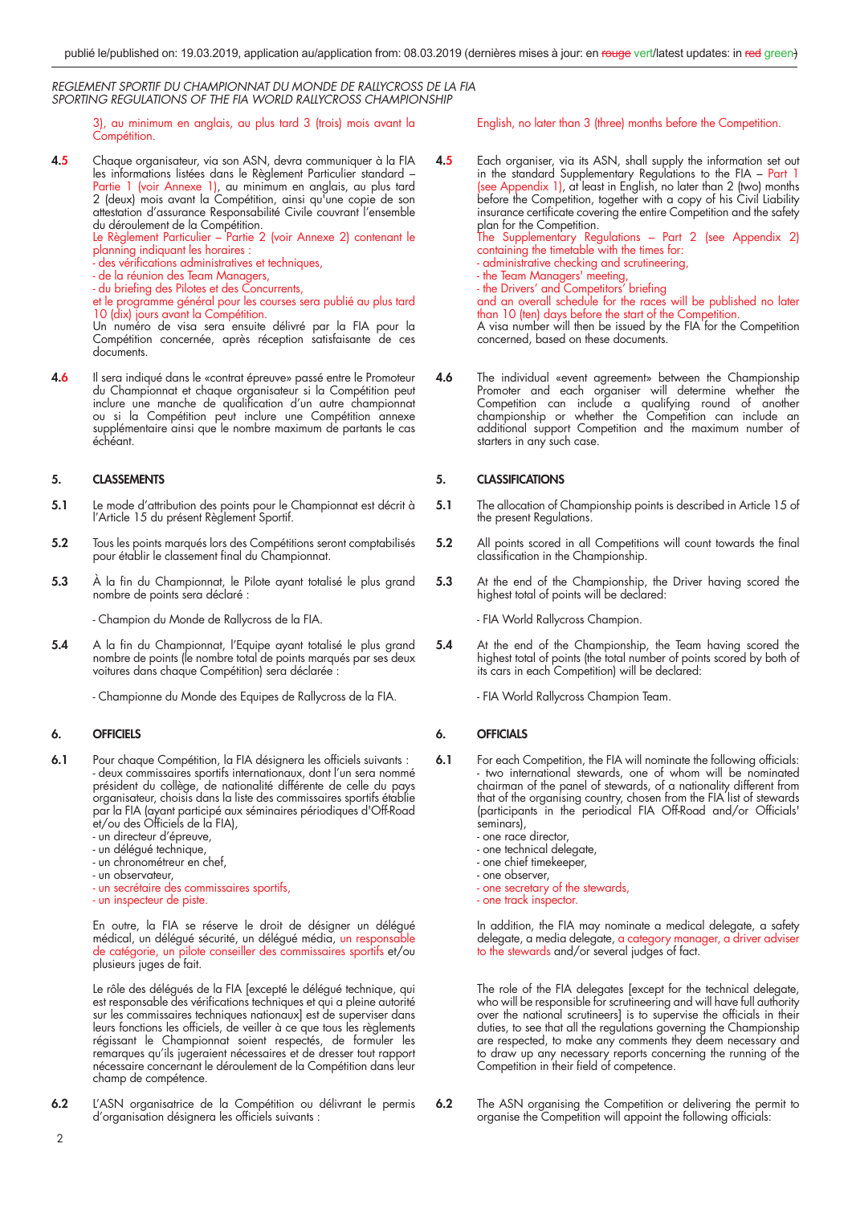3), au minimum en anglais, au plus tard 3 (trois) mois avant la Compétition.

**4.5** Chaque organisateur, via son ASN, devra communiquer à la FIA les informations listées dans le Règlement Particulier standard – Partie 1 (voir Annexe 1), au minimum en anglais, au plus tard 2 (deux) mois avant la Compétition, ainsi qu'une copie de son attestation d'assurance Responsabilité Civile couvrant l'ensemble du déroulement de la Compétition.
Le Règlement Particulier – Partie 2 (voir Annexe 2) contenant le planning indiquant les horaires :
- des vérifications administratives et techniques,
- de la réunion des Team Managers,
- du briefing des Pilotes et des Concurrents,

et le programme général pour les courses sera publié au plus tard 10 (dix) jours avant la Compétition.
Un numéro de visa sera ensuite délivré par la FIA pour la Compétition concernée, après réception satisfaisante de ces documents.

**4.6** Il sera indiqué dans le «contrat épreuve» passé entre le Promoteur du Championnat et chaque organisateur si la Compétition peut inclure une manche de qualification d'un autre championnat ou si la Compétition peut inclure une Compétition annexe supplémentaire ainsi que le nombre maximum de partants le cas échéant.

## 5. CLASSEMENTS

**5.1** Le mode d'attribution des points pour le Championnat est décrit à l'Article 15 du présent Règlement Sportif.

**5.2** Tous les points marqués lors des Compétitions seront comptabilisés pour établir le classement final du Championnat.

**5.3** À la fin du Championnat, le Pilote ayant totalisé le plus grand nombre de points sera déclaré :

- Champion du Monde de Rallycross de la FIA.

**5.4** A la fin du Championnat, l'Equipe ayant totalisé le plus grand nombre de points (le nombre total de points marqués par ses deux voitures dans chaque Compétition) sera déclarée :

- Championne du Monde des Equipes de Rallycross de la FIA.

## 6. OFFICIELS

**6.1** Pour chaque Compétition, la FIA désignera les officiels suivants :
- deux commissaires sportifs internationaux, dont l'un sera nommé président du collège, de nationalité différente de celle du pays organisateur, choisis dans la liste des commissaires sportifs établie par la FIA (ayant participé aux séminaires périodiques d'Off-Road et/ou des Officiels de la FIA),
- un directeur d'épreuve,
- un délégué technique,
- un chronométreur en chef,
- un observateur,
- un secrétaire des commissaires sportifs,
- un inspecteur de piste.

En outre, la FIA se réserve le droit de désigner un délégué médical, un délégué sécurité, un délégué média, un responsable de catégorie, un pilote conseiller des commissaires sportifs et/ou plusieurs juges de fait.

Le rôle des délégués de la FIA [excepté le délégué technique, qui est responsable des vérifications techniques et qui a pleine autorité sur les commissaires techniques nationaux] est de superviser dans leurs fonctions les officiels, de veiller à ce que tous les règlements régissant le Championnat soient respectés, de formuler les remarques qu'ils jugeraient nécessaires et de dresser tout rapport nécessaire concernant le déroulement de la Compétition dans leur champ de compétence.

**6.2** L'ASN organisatrice de la Compétition ou délivrant le permis d'organisation désignera les officiels suivants :

---

English, no later than 3 (three) months before the Competition.

**4.5** Each organiser, via its ASN, shall supply the information set out in the standard Supplementary Regulations to the FIA – Part 1 (see Appendix 1), at least in English, no later than 2 (two) months before the Competition, together with a copy of his Civil Liability insurance certificate covering the entire Competition and the safety plan for the Competition.
The Supplementary Regulations – Part 2 (see Appendix 2) containing the timetable with the times for:
- administrative checking and scrutineering,
- the Team Managers' meeting,
- the Drivers' and Competitors' briefing

and an overall schedule for the races will be published no later than 10 (ten) days before the start of the Competition.
A visa number will then be issued by the FIA for the Competition concerned, based on these documents.

**4.6** The individual «event agreement» between the Championship Promoter and each organiser will determine whether the Competition can include a qualifying round of another championship or whether the Competition can include an additional support Competition and the maximum number of starters in any such case.

## 5. CLASSIFICATIONS

**5.1** The allocation of Championship points is described in Article 15 of the present Regulations.

**5.2** All points scored in all Competitions will count towards the final classification in the Championship.

**5.3** At the end of the Championship, the Driver having scored the highest total of points will be declared:

- FIA World Rallycross Champion.

**5.4** At the end of the Championship, the Team having scored the highest total of points (the total number of points scored by both of its cars in each Competition) will be declared:

- FIA World Rallycross Champion Team.

## 6. OFFICIALS

**6.1** For each Competition, the FIA will nominate the following officials:
- two international stewards, one of whom will be nominated chairman of the panel of stewards, of a nationality different from that of the organising country, chosen from the FIA list of stewards (participants in the periodical FIA Off-Road and/or Officials' seminars),
- one race director,
- one technical delegate,
- one chief timekeeper,
- one observer,
- one secretary of the stewards,
- one track inspector.

In addition, the FIA may nominate a medical delegate, a safety delegate, a media delegate, a category manager, a driver adviser to the stewards and/or several judges of fact.

The role of the FIA delegates [except for the technical delegate, who will be responsible for scrutineering and will have full authority over the national scrutineers] is to supervise the officials in their duties, to see that all the regulations governing the Championship are respected, to make any comments they deem necessary and to draw up any necessary reports concerning the running of the Competition in their field of competence.

**6.2** The ASN organising the Competition or delivering the permit to organise the Competition will appoint the following officials: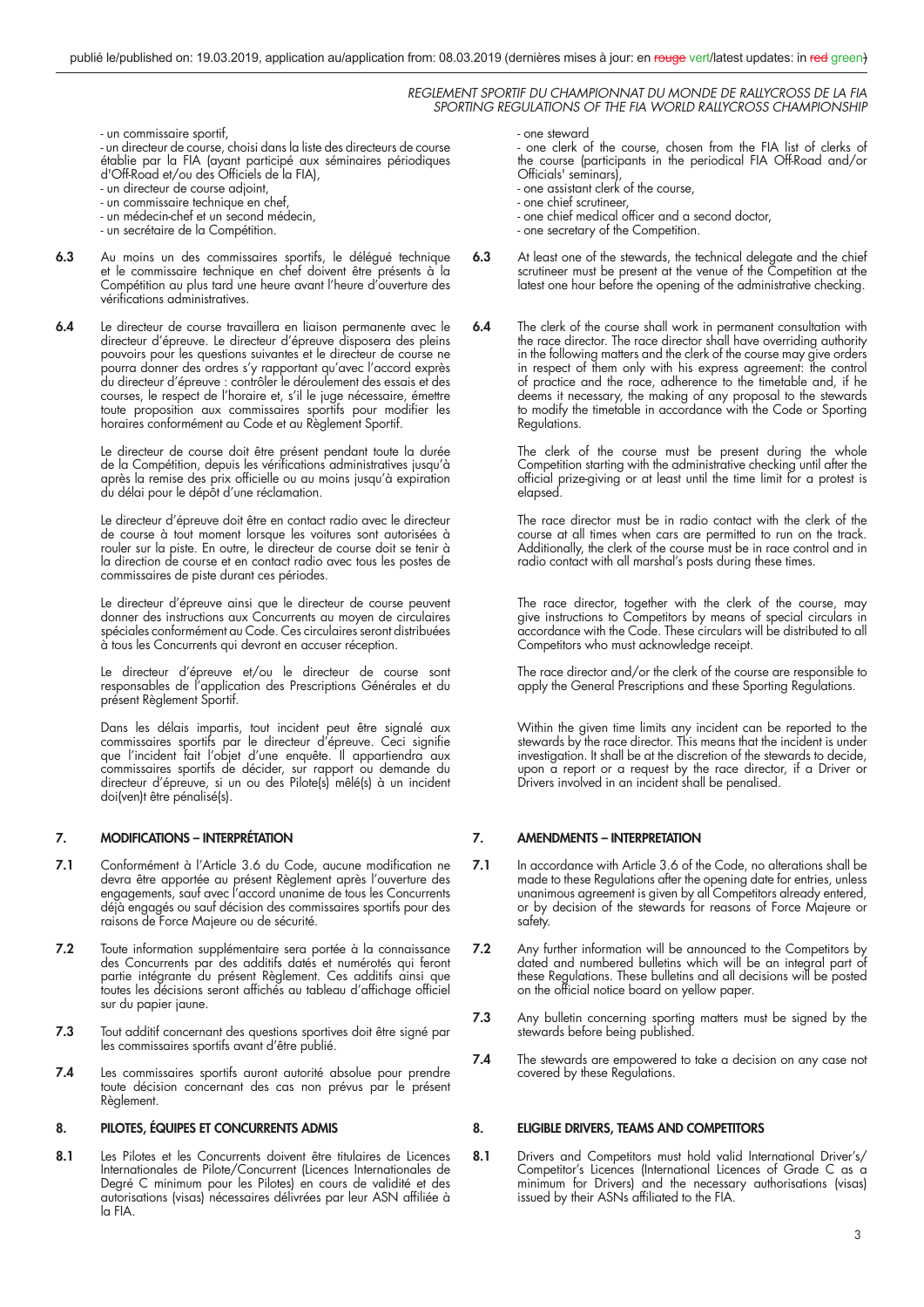- un commissaire sportif,
- un directeur de course, choisi dans la liste des directeurs de course établie par la FIA (ayant participé aux séminaires périodiques d'Off-Road et/ou des Officiels de la FIA),
- un directeur de course adjoint,
- un commissaire technique en chef,
- un médecin-chef et un second médecin,
- un secrétaire de la Compétition.

**6.3** Au moins un des commissaires sportifs, le délégué technique et le commissaire technique en chef doivent être présents à la Compétition au plus tard une heure avant l'heure d'ouverture des vérifications administratives.

**6.4** Le directeur de course travaillera en liaison permanente avec le directeur d'épreuve. Le directeur d'épreuve disposera des pleins pouvoirs pour les questions suivantes et le directeur de course ne pourra donner des ordres s'y rapportant qu'avec l'accord exprès du directeur d'épreuve : contrôler le déroulement des essais et des courses, le respect de l'horaire et, s'il le juge nécessaire, émettre toute proposition aux commissaires sportifs pour modifier les horaires conformément au Code et au Règlement Sportif.

Le directeur de course doit être présent pendant toute la durée de la Compétition, depuis les vérifications administratives jusqu'à après la remise des prix officielle ou au moins jusqu'à expiration du délai pour le dépôt d'une réclamation.

Le directeur d'épreuve doit être en contact radio avec le directeur de course à tout moment lorsque les voitures sont autorisées à rouler sur la piste. En outre, le directeur de course doit se tenir à la direction de course et en contact radio avec tous les postes de commissaires de piste durant ces périodes.

Le directeur d'épreuve ainsi que le directeur de course peuvent donner des instructions aux Concurrents au moyen de circulaires spéciales conformément au Code. Ces circulaires seront distribuées à tous les Concurrents qui devront en accuser réception.

Le directeur d'épreuve et/ou le directeur de course sont responsables de l'application des Prescriptions Générales et du présent Règlement Sportif.

Dans les délais impartis, tout incident peut être signalé aux commissaires sportifs par le directeur d'épreuve. Ceci signifie que l'incident fait l'objet d'une enquête. Il appartiendra aux commissaires sportifs de décider, sur rapport ou demande du directeur d'épreuve, si un ou des Pilote(s) mêlé(s) à un incident doi(ven)t être pénalisé(s).

## 7. MODIFICATIONS – INTERPRÉTATION

**7.1** Conformément à l'Article 3.6 du Code, aucune modification ne devra être apportée au présent Règlement après l'ouverture des engagements, sauf avec l'accord unanime de tous les Concurrents déjà engagés ou sauf décision des commissaires sportifs pour des raisons de Force Majeure ou de sécurité.

**7.2** Toute information supplémentaire sera portée à la connaissance des Concurrents par des additifs datés et numérotés qui feront partie intégrante du présent Règlement. Ces additifs ainsi que toutes les décisions seront affichés au tableau d'affichage officiel sur du papier jaune.

**7.3** Tout additif concernant des questions sportives doit être signé par les commissaires sportifs avant d'être publié.

**7.4** Les commissaires sportifs auront autorité absolue pour prendre toute décision concernant des cas non prévus par le présent Règlement.

## 8. PILOTES, ÉQUIPES ET CONCURRENTS ADMIS

**8.1** Les Pilotes et les Concurrents doivent être titulaires de Licences Internationales de Pilote/Concurrent (Licences Internationales de Degré C minimum pour les Pilotes) en cours de validité et des autorisations (visas) nécessaires délivrées par leur ASN affiliée à la FIA.

- one steward
- one clerk of the course, chosen from the FIA list of clerks of the course (participants in the periodical FIA Off-Road and/or Officials' seminars),
- one assistant clerk of the course,
- one chief scrutineer,
- one chief medical officer and a second doctor,
- one secretary of the Competition.

**6.3** At least one of the stewards, the technical delegate and the chief scrutineer must be present at the venue of the Competition at the latest one hour before the opening of the administrative checking.

**6.4** The clerk of the course shall work in permanent consultation with the race director. The race director shall have overriding authority in the following matters and the clerk of the course may give orders in respect of them only with his express agreement: the control of practice and the race, adherence to the timetable and, if he deems it necessary, the making of any proposal to the stewards to modify the timetable in accordance with the Code or Sporting Regulations.

The clerk of the course must be present during the whole Competition starting with the administrative checking until after the official prize-giving or at least until the time limit for a protest is elapsed.

The race director must be in radio contact with the clerk of the course at all times when cars are permitted to run on the track. Additionally, the clerk of the course must be in race control and in radio contact with all marshal's posts during these times.

The race director, together with the clerk of the course, may give instructions to Competitors by means of special circulars in accordance with the Code. These circulars will be distributed to all Competitors who must acknowledge receipt.

The race director and/or the clerk of the course are responsible to apply the General Prescriptions and these Sporting Regulations.

Within the given time limits any incident can be reported to the stewards by the race director. This means that the incident is under investigation. It shall be at the discretion of the stewards to decide, upon a report or a request by the race director, if a Driver or Drivers involved in an incident shall be penalised.

## 7. AMENDMENTS – INTERPRETATION

**7.1** In accordance with Article 3.6 of the Code, no alterations shall be made to these Regulations after the opening date for entries, unless unanimous agreement is given by all Competitors already entered, or by decision of the stewards for reasons of Force Majeure or safety.

**7.2** Any further information will be announced to the Competitors by dated and numbered bulletins which will be an integral part of these Regulations. These bulletins and all decisions will be posted on the official notice board on yellow paper.

**7.3** Any bulletin concerning sporting matters must be signed by the stewards before being published.

**7.4** The stewards are empowered to take a decision on any case not covered by these Regulations.

## 8. ELIGIBLE DRIVERS, TEAMS AND COMPETITORS

**8.1** Drivers and Competitors must hold valid International Driver's/Competitor's Licences (International Licences of Grade C as a minimum for Drivers) and the necessary authorisations (visas) issued by their ASNs affiliated to the FIA.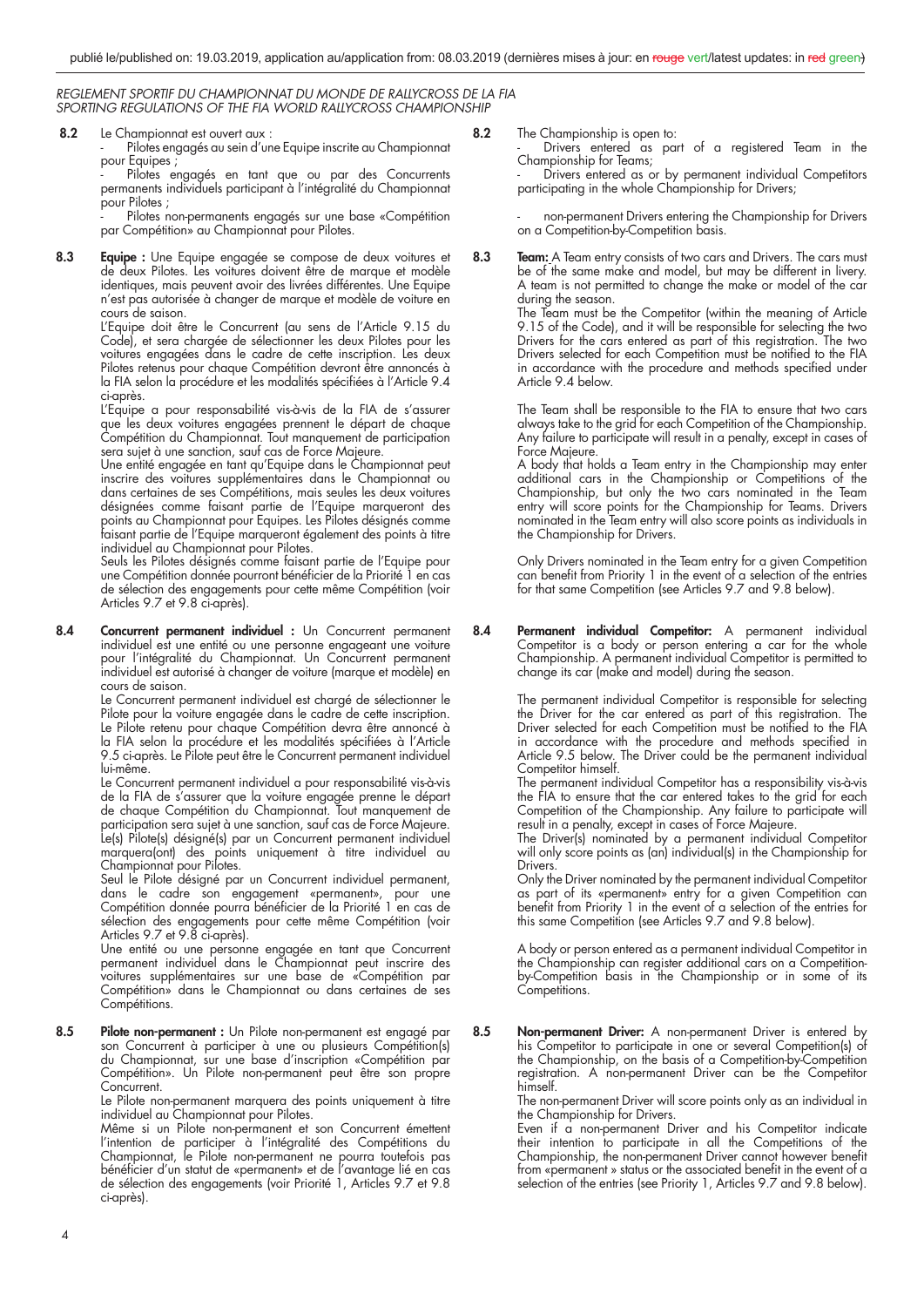**8.2** Le Championnat est ouvert aux :

- Pilotes engagés au sein d'une Equipe inscrite au Championnat pour Equipes ;
- Pilotes engagés en tant que ou par des Concurrents permanents individuels participant à l'intégralité du Championnat pour Pilotes ;
- Pilotes non-permanents engagés sur une base «Compétition par Compétition» au Championnat pour Pilotes.

**8.3** **Equipe :** Une Equipe engagée se compose de deux voitures et de deux Pilotes. Les voitures doivent être de marque et modèle identiques, mais peuvent avoir des livrées différentes. Une Equipe n'est pas autorisée à changer de marque et modèle de voiture en cours de saison.

L'Equipe doit être le Concurrent (au sens de l'Article 9.15 du Code), et sera chargée de sélectionner les deux Pilotes pour les voitures engagées dans le cadre de cette inscription. Les deux Pilotes retenus pour chaque Compétition devront être annoncés à la FIA selon la procédure et les modalités spécifiées à l'Article 9.4 ci-après.

L'Equipe a pour responsabilité vis-à-vis de la FIA de s'assurer que les deux voitures engagées prennent le départ de chaque Compétition du Championnat. Tout manquement de participation sera sujet à une sanction, sauf cas de Force Majeure.

Une entité engagée en tant qu'Equipe dans le Championnat peut inscrire des voitures supplémentaires dans le Championnat ou dans certaines de ses Compétitions, mais seules les deux voitures désignées comme faisant partie de l'Equipe marqueront des points au Championnat pour Equipes. Les Pilotes désignés comme faisant partie de l'Equipe marqueront également des points à titre individuel au Championnat pour Pilotes.

Seuls les Pilotes désignés comme faisant partie de l'Equipe pour une Compétition donnée pourront bénéficier de la Priorité 1 en cas de sélection des engagements pour cette même Compétition (voir Articles 9.7 et 9.8 ci-après).

**8.4** **Concurrent permanent individuel :** Un Concurrent permanent individuel est une entité ou une personne engageant une voiture pour l'intégralité du Championnat. Un Concurrent permanent individuel est autorisé à changer de voiture (marque et modèle) en cours de saison.

Le Concurrent permanent individuel est chargé de sélectionner le Pilote pour la voiture engagée dans le cadre de cette inscription. Le Pilote retenu pour chaque Compétition devra être annoncé à la FIA selon la procédure et les modalités spécifiées à l'Article 9.5 ci-après. Le Pilote peut être le Concurrent permanent individuel lui-même.

Le Concurrent permanent individuel a pour responsabilité vis-à-vis de la FIA de s'assurer que la voiture engagée prenne le départ de chaque Compétition du Championnat. Tout manquement de participation sera sujet à une sanction, sauf cas de Force Majeure.

Le(s) Pilote(s) désigné(s) par un Concurrent permanent individuel marquera(ont) des points uniquement à titre individuel au Championnat pour Pilotes.

Seul le Pilote désigné par un Concurrent individuel permanent, dans le cadre son engagement «permanent», pour une Compétition donnée pourra bénéficier de la Priorité 1 en cas de sélection des engagements pour cette même Compétition (voir Articles 9.7 et 9.8 ci-après).

Une entité ou une personne engagée en tant que Concurrent permanent individuel dans le Championnat peut inscrire des voitures supplémentaires sur une base de «Compétition par Compétition» dans le Championnat ou dans certaines de ses Compétitions.

**8.5** **Pilote non-permanent :** Un Pilote non-permanent est engagé par son Concurrent à participer à une ou plusieurs Compétition(s) du Championnat, sur une base d'inscription «Compétition par Compétition». Un Pilote non-permanent peut être son propre Concurrent.

Le Pilote non-permanent marquera des points uniquement à titre individuel au Championnat pour Pilotes.

Même si un Pilote non-permanent et son Concurrent émettent l'intention de participer à l'intégralité des Compétitions du Championnat, le Pilote non-permanent ne pourra toutefois pas bénéficier d'un statut de «permanent» et de l'avantage lié en cas de sélection des engagements (voir Priorité 1, Articles 9.7 et 9.8 ci-après).

**8.2** The Championship is open to:

- Drivers entered as part of a registered Team in the Championship for Teams;
- Drivers entered as or by permanent individual Competitors participating in the whole Championship for Drivers;
- non-permanent Drivers entering the Championship for Drivers on a Competition-by-Competition basis.

**8.3** **Team:** A Team entry consists of two cars and Drivers. The cars must be of the same make and model, but may be different in livery. A team is not permitted to change the make or model of the car during the season.

The Team must be the Competitor (within the meaning of Article 9.15 of the Code), and it will be responsible for selecting the two Drivers for the cars entered as part of this registration. The two Drivers selected for each Competition must be notified to the FIA in accordance with the procedure and methods specified under Article 9.4 below.

The Team shall be responsible to the FIA to ensure that two cars always take to the grid for each Competition of the Championship. Any failure to participate will result in a penalty, except in cases of Force Majeure.

A body that holds a Team entry in the Championship may enter additional cars in the Championship or Competitions of the Championship, but only the two cars nominated in the Team entry will score points for the Championship for Teams. Drivers nominated in the Team entry will also score points as individuals in the Championship for Drivers.

Only Drivers nominated in the Team entry for a given Competition can benefit from Priority 1 in the event of a selection of the entries for that same Competition (see Articles 9.7 and 9.8 below).

**8.4** **Permanent individual Competitor:** A permanent individual Competitor is a body or person entering a car for the whole Championship. A permanent individual Competitor is permitted to change its car (make and model) during the season.

The permanent individual Competitor is responsible for selecting the Driver for the car entered as part of this registration. The Driver selected for each Competition must be notified to the FIA in accordance with the procedure and methods specified in Article 9.5 below. The Driver could be the permanent individual Competitor himself.

The permanent individual Competitor has a responsibility vis-à-vis the FIA to ensure that the car entered takes to the grid for each Competition of the Championship. Any failure to participate will result in a penalty, except in cases of Force Majeure.

The Driver(s) nominated by a permanent individual Competitor will only score points as (an) individual(s) in the Championship for Drivers.

Only the Driver nominated by the permanent individual Competitor as part of its «permanent» entry for a given Competition can benefit from Priority 1 in the event of a selection of the entries for this same Competition (see Articles 9.7 and 9.8 below).

A body or person entered as a permanent individual Competitor in the Championship can register additional cars on a Competition-by-Competition basis in the Championship or in some of its Competitions.

**8.5** **Non-permanent Driver:** A non-permanent Driver is entered by his Competitor to participate in one or several Competition(s) of the Championship, on the basis of a Competition-by-Competition registration. A non-permanent Driver can be the Competitor himself.

The non-permanent Driver will score points only as an individual in the Championship for Drivers.

Even if a non-permanent Driver and his Competitor indicate their intention to participate in all the Competitions of the Championship, the non-permanent Driver cannot however benefit from «permanent » status or the associated benefit in the event of a selection of the entries (see Priority 1, Articles 9.7 and 9.8 below).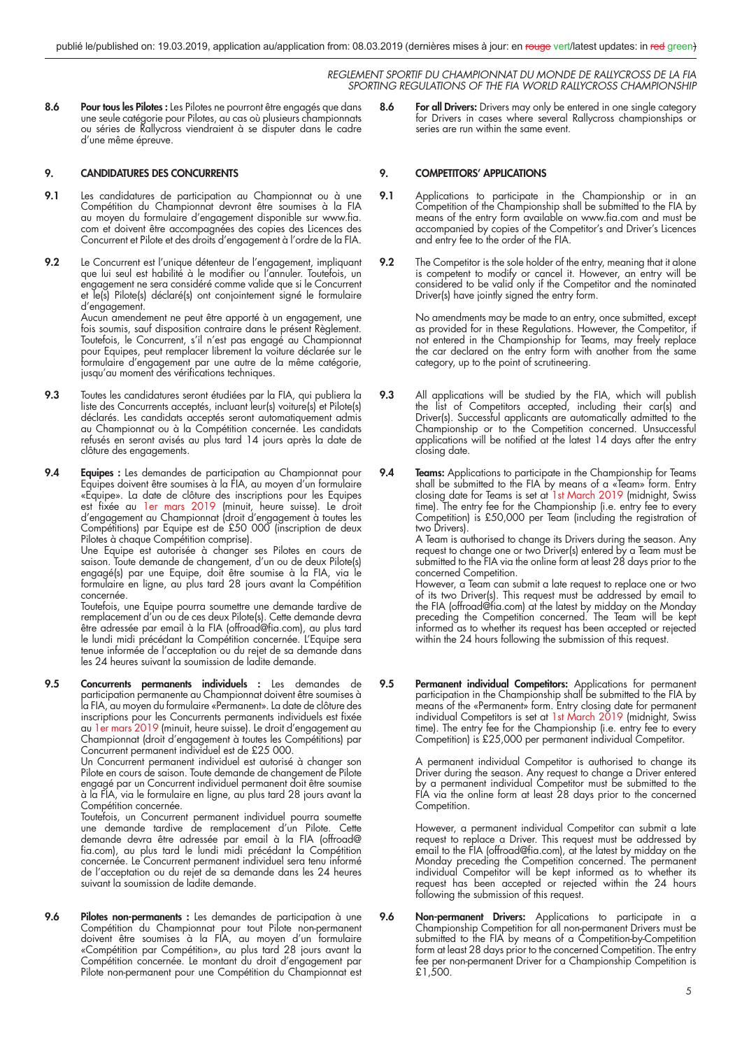**8.6** **Pour tous les Pilotes :** Les Pilotes ne pourront être engagés que dans une seule catégorie pour Pilotes, au cas où plusieurs championnats ou séries de Rallycross viendraient à se disputer dans le cadre d'une même épreuve.

**8.6** **For all Drivers:** Drivers may only be entered in one single category for Drivers in cases where several Rallycross championships or series are run within the same event.

## 9. CANDIDATURES DES CONCURRENTS

## 9. COMPETITORS' APPLICATIONS

**9.1** Les candidatures de participation au Championnat ou à une Compétition du Championnat devront être soumises à la FIA au moyen du formulaire d'engagement disponible sur www.fia.com et doivent être accompagnées des copies des Licences des Concurrent et Pilote et des droits d'engagement à l'ordre de la FIA.

**9.1** Applications to participate in the Championship or in an Competition of the Championship shall be submitted to the FIA by means of the entry form available on www.fia.com and must be accompanied by copies of the Competitor's and Driver's Licences and entry fee to the order of the FIA.

**9.2** Le Concurrent est l'unique détenteur de l'engagement, impliquant que lui seul est habilité à le modifier ou l'annuler. Toutefois, un engagement ne sera considéré comme valide que si le Concurrent et le(s) Pilote(s) déclaré(s) ont conjointement signé le formulaire d'engagement.

Aucun amendement ne peut être apporté à un engagement, une fois soumis, sauf disposition contraire dans le présent Règlement. Toutefois, le Concurrent, s'il n'est pas engagé au Championnat pour Equipes, peut remplacer librement la voiture déclarée sur le formulaire d'engagement par une autre de la même catégorie, jusqu'au moment des vérifications techniques.

**9.2** The Competitor is the sole holder of the entry, meaning that it alone is competent to modify or cancel it. However, an entry will be considered to be valid only if the Competitor and the nominated Driver(s) have jointly signed the entry form.

No amendments may be made to an entry, once submitted, except as provided for in these Regulations. However, the Competitor, if not entered in the Championship for Teams, may freely replace the car declared on the entry form with another from the same category, up to the point of scrutineering.

**9.3** Toutes les candidatures seront étudiées par la FIA, qui publiera la liste des Concurrents acceptés, incluant leur(s) voiture(s) et Pilote(s) déclarés. Les candidats acceptés seront automatiquement admis au Championnat ou à la Compétition concernée. Les candidats refusés en seront avisés au plus tard 14 jours après la date de clôture des engagements.

**9.3** All applications will be studied by the FIA, which will publish the list of Competitors accepted, including their car(s) and Driver(s). Successful applicants are automatically admitted to the Championship or to the Competition concerned. Unsuccessful applications will be notified at the latest 14 days after the entry closing date.

**9.4** **Equipes :** Les demandes de participation au Championnat pour Equipes doivent être soumises à la FIA, au moyen d'un formulaire «Equipe». La date de clôture des inscriptions pour les Equipes est fixée au 1er mars 2019 (minuit, heure suisse). Le droit d'engagement au Championnat (droit d'engagement à toutes les Compétitions) par Equipe est de £50 000 (inscription de deux Pilotes à chaque Compétition comprise).

Une Equipe est autorisée à changer ses Pilotes en cours de saison. Toute demande de changement, d'un ou de deux Pilote(s) engagé(s) par une Equipe, doit être soumise à la FIA, via le formulaire en ligne, au plus tard 28 jours avant la Compétition concernée.

Toutefois, une Equipe pourra soumettre une demande tardive de remplacement d'un ou de ces deux Pilote(s). Cette demande devra être adressée par email à la FIA (offroad@fia.com), au plus tard le lundi midi précédant la Compétition concernée. L'Equipe sera tenue informée de l'acceptation ou du rejet de sa demande dans les 24 heures suivant la soumission de ladite demande.

**9.4** **Teams:** Applications to participate in the Championship for Teams shall be submitted to the FIA by means of a «Team» form. Entry closing date for Teams is set at 1st March 2019 (midnight, Swiss time). The entry fee for the Championship (i.e. entry fee to every Competition) is £50,000 per Team (including the registration of two Drivers).

A Team is authorised to change its Drivers during the season. Any request to change one or two Driver(s) entered by a Team must be submitted to the FIA via the online form at least 28 days prior to the concerned Competition.

However, a Team can submit a late request to replace one or two of its two Driver(s). This request must be addressed by email to the FIA (offroad@fia.com) at the latest by midday on the Monday preceding the Competition concerned. The Team will be kept informed as to whether its request has been accepted or rejected within the 24 hours following the submission of this request.

**9.5** **Concurrents permanents individuels :** Les demandes de participation permanente au Championnat doivent être soumises à la FIA, au moyen du formulaire «Permanent». La date de clôture des inscriptions pour les Concurrents permanents individuels est fixée au 1er mars 2019 (minuit, heure suisse). Le droit d'engagement au Championnat (droit d'engagement à toutes les Compétitions) par Concurrent permanent individuel est de £25 000.

Un Concurrent permanent individuel est autorisé à changer son Pilote en cours de saison. Toute demande de changement de Pilote engagé par un Concurrent individuel permanent doit être soumise à la FIA, via le formulaire en ligne, au plus tard 28 jours avant la Compétition concernée.

Toutefois, un Concurrent permanent individuel pourra soumette une demande tardive de remplacement d'un Pilote. Cette demande devra être adressée par email à la FIA (offroad@fia.com), au plus tard le lundi midi précédant la Compétition concernée. Le Concurrent permanent individuel sera tenu informé de l'acceptation ou du rejet de sa demande dans les 24 heures suivant la soumission de ladite demande.

**9.5** **Permanent individual Competitors:** Applications for permanent participation in the Championship shall be submitted to the FIA by means of the «Permanent» form. Entry closing date for permanent individual Competitors is set at 1st March 2019 (midnight, Swiss time). The entry fee for the Championship (i.e. entry fee to every Competition) is £25,000 per permanent individual Competitor.

A permanent individual Competitor is authorised to change its Driver during the season. Any request to change a Driver entered by a permanent individual Competitor must be submitted to the FIA via the online form at least 28 days prior to the concerned Competition.

However, a permanent individual Competitor can submit a late request to replace a Driver. This request must be addressed by email to the FIA (offroad@fia.com), at the latest by midday on the Monday preceding the Competition concerned. The permanent individual Competitor will be kept informed as to whether its request has been accepted or rejected within the 24 hours following the submission of this request.

**9.6** **Pilotes non-permanents :** Les demandes de participation à une Compétition du Championnat pour tout Pilote non-permanent doivent être soumises à la FIA, au moyen d'un formulaire «Compétition par Compétition», au plus tard 28 jours avant la Compétition concernée. Le montant du droit d'engagement par Pilote non-permanent pour une Compétition du Championnat est

**9.6** **Non-permanent Drivers:** Applications to participate in a Championship Competition for all non-permanent Drivers must be submitted to the FIA by means of a Competition-by-Competition form at least 28 days prior to the concerned Competition. The entry fee per non-permanent Driver for a Championship Competition is £1,500.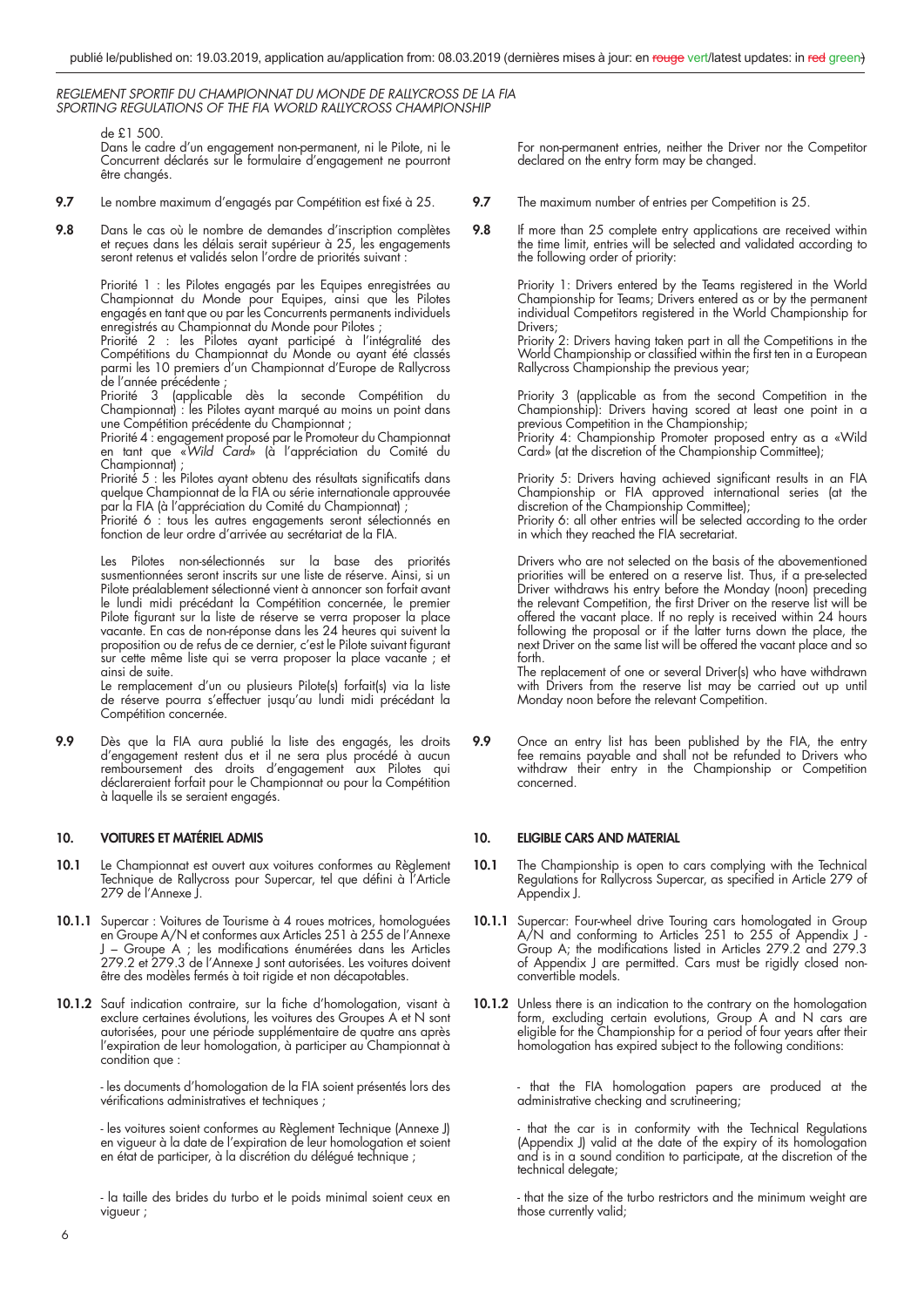de £1 500.
Dans le cadre d'un engagement non-permanent, ni le Pilote, ni le Concurrent déclarés sur le formulaire d'engagement ne pourront être changés.

**9.7** Le nombre maximum d'engagés par Compétition est fixé à 25.

**9.8** Dans le cas où le nombre de demandes d'inscription complètes et reçues dans les délais serait supérieur à 25, les engagements seront retenus et validés selon l'ordre de priorités suivant :

Priorité 1 : les Pilotes engagés par les Equipes enregistrées au Championnat du Monde pour Equipes, ainsi que les Pilotes engagés en tant que ou par les Concurrents permanents individuels enregistrés au Championnat du Monde pour Pilotes ;
Priorité 2 : les Pilotes ayant participé à l'intégralité des Compétitions du Championnat du Monde ou ayant été classés parmi les 10 premiers d'un Championnat d'Europe de Rallycross de l'année précédente ;
Priorité 3 (applicable dès la seconde Compétition du Championnat) : les Pilotes ayant marqué au moins un point dans une Compétition précédente du Championnat ;
Priorité 4 : engagement proposé par le Promoteur du Championnat en tant que «*Wild Card*» (à l'appréciation du Comité du Championnat) ;
Priorité 5 : les Pilotes ayant obtenu des résultats significatifs dans quelque Championnat de la FIA ou série internationale approuvée par la FIA (à l'appréciation du Comité du Championnat) ;
Priorité 6 : tous les autres engagements seront sélectionnés en fonction de leur ordre d'arrivée au secrétariat de la FIA.

Les Pilotes non-sélectionnés sur la base des priorités susmentionnées seront inscrits sur une liste de réserve. Ainsi, si un Pilote préalablement sélectionné vient à annoncer son forfait avant le lundi midi précédant la Compétition concernée, le premier Pilote figurant sur la liste de réserve se verra proposer la place vacante. En cas de non-réponse dans les 24 heures qui suivent la proposition ou de refus de ce dernier, c'est le Pilote suivant figurant sur cette même liste qui se verra proposer la place vacante ; et ainsi de suite.
Le remplacement d'un ou plusieurs Pilote(s) forfait(s) via la liste de réserve pourra s'effectuer jusqu'au lundi midi précédant la Compétition concernée.

**9.9** Dès que la FIA aura publié la liste des engagés, les droits d'engagement restent dus et il ne sera plus procédé à aucun remboursement des droits d'engagement aux Pilotes qui déclareraient forfait pour le Championnat ou pour la Compétition à laquelle ils se seraient engagés.

## 10. VOITURES ET MATÉRIEL ADMIS

**10.1** Le Championnat est ouvert aux voitures conformes au Règlement Technique de Rallycross pour Supercar, tel que défini à l'Article 279 de l'Annexe J.

**10.1.1** Supercar : Voitures de Tourisme à 4 roues motrices, homologuées en Groupe A/N et conformes aux Articles 251 à 255 de l'Annexe J – Groupe A ; les modifications énumérées dans les Articles 279.2 et 279.3 de l'Annexe J sont autorisées. Les voitures doivent être des modèles fermés à toit rigide et non décapotables.

**10.1.2** Sauf indication contraire, sur la fiche d'homologation, visant à exclure certaines évolutions, les voitures des Groupes A et N sont autorisées, pour une période supplémentaire de quatre ans après l'expiration de leur homologation, à participer au Championnat à condition que :

- les documents d'homologation de la FIA soient présentés lors des vérifications administratives et techniques ;

- les voitures soient conformes au Règlement Technique (Annexe J) en vigueur à la date de l'expiration de leur homologation et soient en état de participer, à la discrétion du délégué technique ;

- la taille des brides du turbo et le poids minimal soient ceux en vigueur ;

For non-permanent entries, neither the Driver nor the Competitor declared on the entry form may be changed.

**9.7** The maximum number of entries per Competition is 25.

**9.8** If more than 25 complete entry applications are received within the time limit, entries will be selected and validated according to the following order of priority:

Priority 1: Drivers entered by the Teams registered in the World Championship for Teams; Drivers entered as or by the permanent individual Competitors registered in the World Championship for Drivers;
Priority 2: Drivers having taken part in all the Competitions in the World Championship or classified within the first ten in a European Rallycross Championship the previous year;
Priority 3 (applicable as from the second Competition in the Championship): Drivers having scored at least one point in a previous Competition in the Championship;
Priority 4: Championship Promoter proposed entry as a «Wild Card» (at the discretion of the Championship Committee);
Priority 5: Drivers having achieved significant results in an FIA Championship or FIA approved international series (at the discretion of the Championship Committee);
Priority 6: all other entries will be selected according to the order in which they reached the FIA secretariat.

Drivers who are not selected on the basis of the abovementioned priorities will be entered on a reserve list. Thus, if a pre-selected Driver withdraws his entry before the Monday (noon) preceding the relevant Competition, the first Driver on the reserve list will be offered the vacant place. If no reply is received within 24 hours following the proposal or if the latter turns down the place, the next Driver on the same list will be offered the vacant place and so forth.
The replacement of one or several Driver(s) who have withdrawn with Drivers from the reserve list may be carried out up until Monday noon before the relevant Competition.

**9.9** Once an entry list has been published by the FIA, the entry fee remains payable and shall not be refunded to Drivers who withdraw their entry in the Championship or Competition concerned.

## 10. ELIGIBLE CARS AND MATERIAL

**10.1** The Championship is open to cars complying with the Technical Regulations for Rallycross Supercar, as specified in Article 279 of Appendix J.

**10.1.1** Supercar: Four-wheel drive Touring cars homologated in Group A/N and conforming to Articles 251 to 255 of Appendix J - Group A; the modifications listed in Articles 279.2 and 279.3 of Appendix J are permitted. Cars must be rigidly closed non-convertible models.

**10.1.2** Unless there is an indication to the contrary on the homologation form, excluding certain evolutions, Group A and N cars are eligible for the Championship for a period of four years after their homologation has expired subject to the following conditions:

- that the FIA homologation papers are produced at the administrative checking and scrutineering;

- that the car is in conformity with the Technical Regulations (Appendix J) valid at the date of the expiry of its homologation and is in a sound condition to participate, at the discretion of the technical delegate;

- that the size of the turbo restrictors and the minimum weight are those currently valid;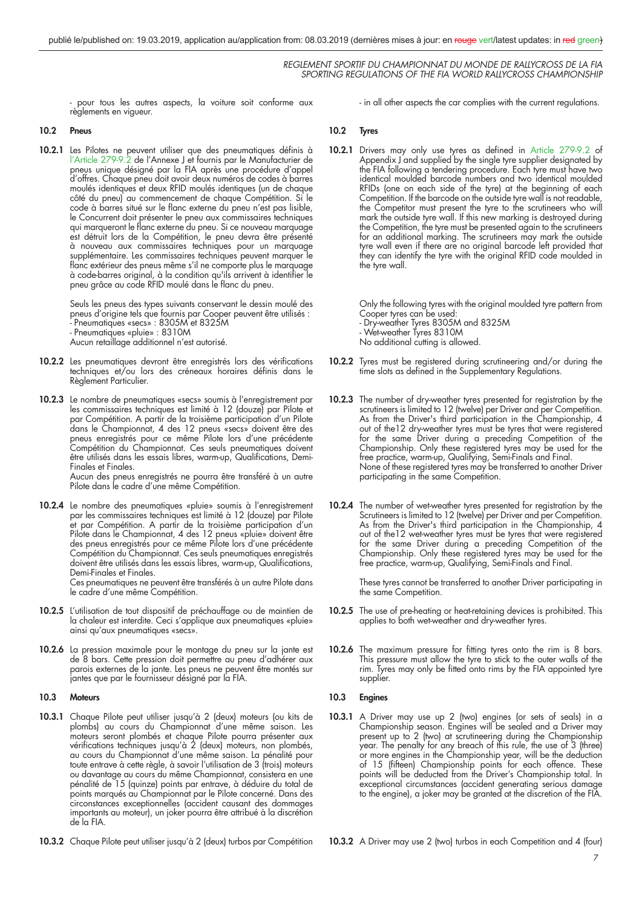- pour tous les autres aspects, la voiture soit conforme aux règlements en vigueur.

- in all other aspects the car complies with the current regulations.

### 10.2 Pneus

**10.2.1** Les Pilotes ne peuvent utiliser que des pneumatiques définis à l'Article 279-9.2 de l'Annexe J et fournis par le Manufacturier de pneus unique désigné par la FIA après une procédure d'appel d'offres. Chaque pneu doit avoir deux numéros de codes à barres moulés identiques et deux RFID moulés identiques (un de chaque côté du pneu) au commencement de chaque Compétition. Si le code à barres situé sur le flanc externe du pneu n'est pas lisible, le Concurrent doit présenter le pneu aux commissaires techniques qui marqueront le flanc externe du pneu. Si ce nouveau marquage est détruit lors de la Compétition, le pneu devra être présenté à nouveau aux commissaires techniques pour un marquage supplémentaire. Les commissaires techniques peuvent marquer le flanc extérieur des pneus même s'il ne comporte plus le marquage à code-barres original, à la condition qu'ils arrivent à identifier le pneu grâce au code RFID moulé dans le flanc du pneu.

Seuls les pneus des types suivants conservant le dessin moulé des pneus d'origine tels que fournis par Cooper peuvent être utilisés :
- Pneumatiques «secs» : 8305M et 8325M
- Pneumatiques «pluie» : 8310M

Aucun retaillage additionnel n'est autorisé.

**10.2.2** Les pneumatiques devront être enregistrés lors des vérifications techniques et/ou lors des créneaux horaires définis dans le Règlement Particulier.

**10.2.3** Le nombre de pneumatiques «secs» soumis à l'enregistrement par les commissaires techniques est limité à 12 (douze) par Pilote et par Compétition. A partir de la troisième participation d'un Pilote dans le Championnat, 4 des 12 pneus «secs» doivent être des pneus enregistrés pour ce même Pilote lors d'une précédente Compétition du Championnat. Ces seuls pneumatiques doivent être utilisés dans les essais libres, warm-up, Qualifications, Demi-Finales et Finales.
Aucun des pneus enregistrés ne pourra être transféré à un autre Pilote dans le cadre d'une même Compétition.

**10.2.4** Le nombre des pneumatiques «pluie» soumis à l'enregistrement par les commissaires techniques est limité à 12 (douze) par Pilote et par Compétition. A partir de la troisième participation d'un Pilote dans le Championnat, 4 des 12 pneus «pluie» doivent être des pneus enregistrés pour ce même Pilote lors d'une précédente Compétition du Championnat. Ces seuls pneumatiques enregistrés doivent être utilisés dans les essais libres, warm-up, Qualifications, Demi-Finales et Finales.
Ces pneumatiques ne peuvent être transférés à un autre Pilote dans le cadre d'une même Compétition.

**10.2.5** L'utilisation de tout dispositif de préchauffage ou de maintien de la chaleur est interdite. Ceci s'applique aux pneumatiques «pluie» ainsi qu'aux pneumatiques «secs».

**10.2.6** La pression maximale pour le montage du pneu sur la jante est de 8 bars. Cette pression doit permettre au pneu d'adhérer aux parois externes de la jante. Les pneus ne peuvent être montés sur jantes que par le fournisseur désigné par la FIA.

### 10.2 Tyres

**10.2.1** Drivers may only use tyres as defined in Article 279-9.2 of Appendix J and supplied by the single tyre supplier designated by the FIA following a tendering procedure. Each tyre must have two identical moulded barcode numbers and two identical moulded RFIDs (one on each side of the tyre) at the beginning of each Competition. If the barcode on the outside tyre wall is not readable, the Competitor must present the tyre to the scrutineers who will mark the outside tyre wall. If this new marking is destroyed during the Competition, the tyre must be presented again to the scrutineers for an additional marking. The scrutineers may mark the outside tyre wall even if there are no original barcode left provided that they can identify the tyre with the original RFID code moulded in the tyre wall.

Only the following tyres with the original moulded tyre pattern from Cooper tyres can be used:
- Dry-weather Tyres 8305M and 8325M
- Wet-weather Tyres 8310M

No additional cutting is allowed.

**10.2.2** Tyres must be registered during scrutineering and/or during the time slots as defined in the Supplementary Regulations.

**10.2.3** The number of dry-weather tyres presented for registration by the scrutineers is limited to 12 (twelve) per Driver and per Competition. As from the Driver's third participation in the Championship, 4 out of the12 dry-weather tyres must be tyres that were registered for the same Driver during a preceding Competition of the Championship. Only these registered tyres may be used for the free practice, warm-up, Qualifying, Semi-Finals and Final.
None of these registered tyres may be transferred to another Driver participating in the same Competition.

**10.2.4** The number of wet-weather tyres presented for registration by the Scrutineers is limited to 12 (twelve) per Driver and per Competition. As from the Driver's third participation in the Championship, 4 out of the12 wet-weather tyres must be tyres that were registered for the same Driver during a preceding Competition of the Championship. Only these registered tyres may be used for the free practice, warm-up, Qualifying, Semi-Finals and Final.

These tyres cannot be transferred to another Driver participating in the same Competition.

**10.2.5** The use of pre-heating or heat-retaining devices is prohibited. This applies to both wet-weather and dry-weather tyres.

**10.2.6** The maximum pressure for fitting tyres onto the rim is 8 bars. This pressure must allow the tyre to stick to the outer walls of the rim. Tyres may only be fitted onto rims by the FIA appointed tyre supplier.

### 10.3 Moteurs

**10.3.1** Chaque Pilote peut utiliser jusqu'à 2 (deux) moteurs (ou kits de plombs) au cours du Championnat d'une même saison. Les moteurs seront plombés et chaque Pilote pourra présenter aux vérifications techniques jusqu'à 2 (deux) moteurs, non plombés, au cours du Championnat d'une même saison. La pénalité pour toute entrave à cette règle, à savoir l'utilisation de 3 (trois) moteurs ou davantage au cours du même Championnat, consistera en une pénalité de 15 (quinze) points par entrave, à déduire du total de points marqués au Championnat par le Pilote concerné. Dans des circonstances exceptionnelles (accident causant des dommages importants au moteur), un joker pourra être attribué à la discrétion de la FIA.

**10.3.2** Chaque Pilote peut utiliser jusqu'à 2 (deux) turbos par Compétition

### 10.3 Engines

**10.3.1** A Driver may use up 2 (two) engines (or sets of seals) in a Championship season. Engines will be sealed and a Driver may present up to 2 (two) at scrutineering during the Championship year. The penalty for any breach of this rule, the use of 3 (three) or more engines in the Championship year, will be the deduction of 15 (fifteen) Championship points for each offence. These points will be deducted from the Driver's Championship total. In exceptional circumstances (accident generating serious damage to the engine), a joker may be granted at the discretion of the FIA.

**10.3.2** A Driver may use 2 (two) turbos in each Competition and 4 (four)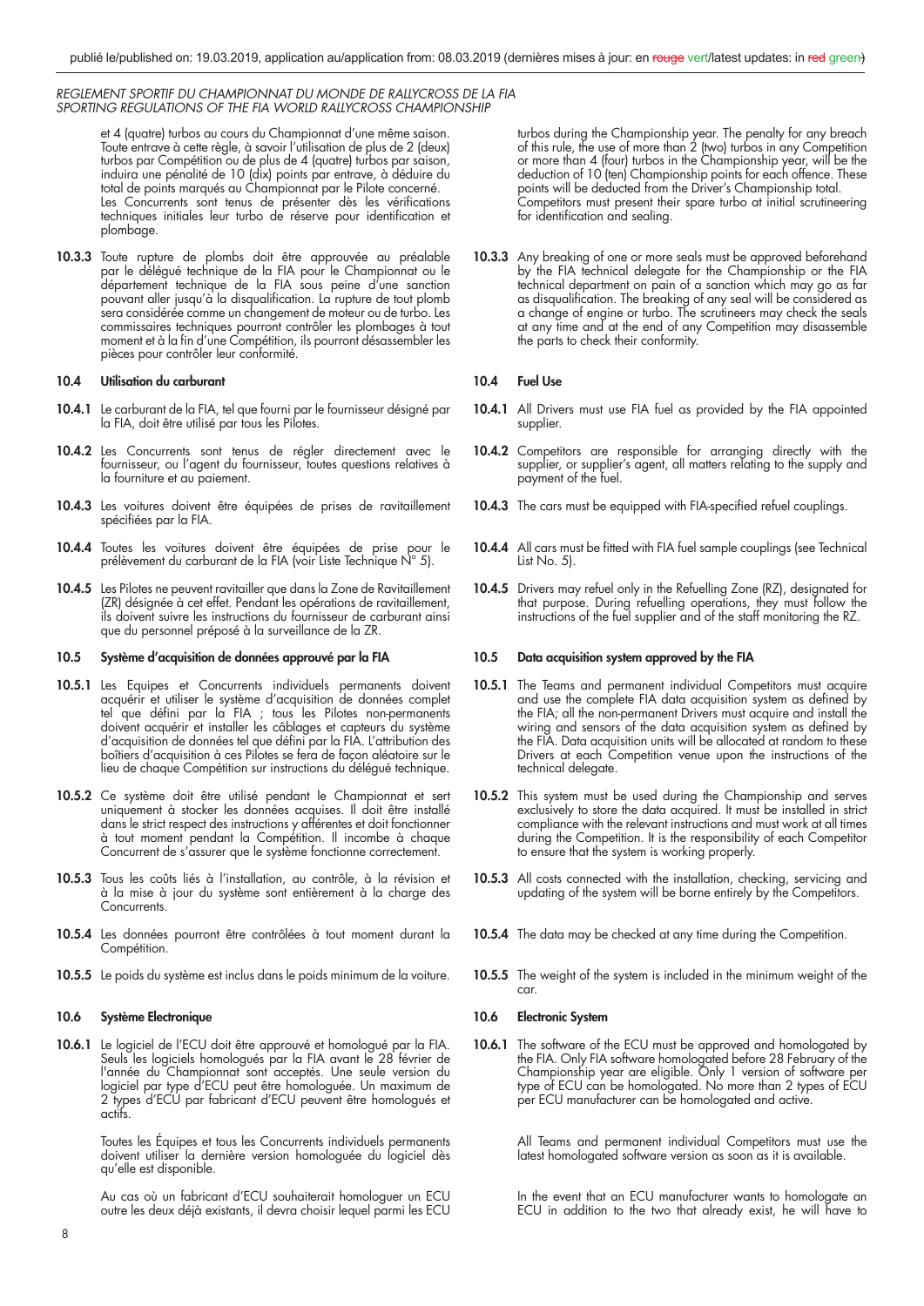et 4 (quatre) turbos au cours du Championnat d'une même saison. Toute entrave à cette règle, à savoir l'utilisation de plus de 2 (deux) turbos par Compétition ou de plus de 4 (quatre) turbos par saison, induira une pénalité de 10 (dix) points par entrave, à déduire du total de points marqués au Championnat par le Pilote concerné. Les Concurrents sont tenus de présenter dès les vérifications techniques initiales leur turbo de réserve pour identification et plombage.

**10.3.3** Toute rupture de plombs doit être approuvée au préalable par le délégué technique de la FIA pour le Championnat ou le département technique de la FIA sous peine d'une sanction pouvant aller jusqu'à la disqualification. La rupture de tout plomb sera considérée comme un changement de moteur ou de turbo. Les commissaires techniques pourront contrôler les plombages à tout moment et à la fin d'une Compétition, ils pourront désassembler les pièces pour contrôler leur conformité.

### 10.4 Utilisation du carburant

**10.4.1** Le carburant de la FIA, tel que fourni par le fournisseur désigné par la FIA, doit être utilisé par tous les Pilotes.

**10.4.2** Les Concurrents sont tenus de régler directement avec le fournisseur, ou l'agent du fournisseur, toutes questions relatives à la fourniture et au paiement.

**10.4.3** Les voitures doivent être équipées de prises de ravitaillement spécifiées par la FIA.

**10.4.4** Toutes les voitures doivent être équipées de prise pour le prélèvement du carburant de la FIA (voir Liste Technique N° 5).

**10.4.5** Les Pilotes ne peuvent ravitailler que dans la Zone de Ravitaillement (ZR) désignée à cet effet. Pendant les opérations de ravitaillement, ils doivent suivre les instructions du fournisseur de carburant ainsi que du personnel préposé à la surveillance de la ZR.

### 10.5 Système d'acquisition de données approuvé par la FIA

**10.5.1** Les Equipes et Concurrents individuels permanents doivent acquérir et utiliser le système d'acquisition de données complet tel que défini par la FIA ; tous les Pilotes non-permanents doivent acquérir et installer les câblages et capteurs du système d'acquisition de données tel que défini par la FIA. L'attribution des boîtiers d'acquisition à ces Pilotes se fera de façon aléatoire sur le lieu de chaque Compétition sur instructions du délégué technique.

**10.5.2** Ce système doit être utilisé pendant le Championnat et sert uniquement à stocker les données acquises. Il doit être installé dans le strict respect des instructions y afférentes et doit fonctionner à tout moment pendant la Compétition. Il incombe à chaque Concurrent de s'assurer que le système fonctionne correctement.

**10.5.3** Tous les coûts liés à l'installation, au contrôle, à la révision et à la mise à jour du système sont entièrement à la charge des Concurrents.

**10.5.4** Les données pourront être contrôlées à tout moment durant la Compétition.

**10.5.5** Le poids du système est inclus dans le poids minimum de la voiture.

### 10.6 Système Electronique

**10.6.1** Le logiciel de l'ECU doit être approuvé et homologué par la FIA. Seuls les logiciels homologués par la FIA avant le 28 février de l'année du Championnat sont acceptés. Une seule version du logiciel par type d'ECU peut être homologuée. Un maximum de 2 types d'ECU par fabricant d'ECU peuvent être homologués et actifs.

Toutes les Équipes et tous les Concurrents individuels permanents doivent utiliser la dernière version homologuée du logiciel dès qu'elle est disponible.

Au cas où un fabricant d'ECU souhaiterait homologuer un ECU outre les deux déjà existants, il devra choisir lequel parmi les ECU

---

turbos during the Championship year. The penalty for any breach of this rule, the use of more than 2 (two) turbos in any Competition or more than 4 (four) turbos in the Championship year, will be the deduction of 10 (ten) Championship points for each offence. These points will be deducted from the Driver's Championship total. Competitors must present their spare turbo at initial scrutineering for identification and sealing.

**10.3.3** Any breaking of one or more seals must be approved beforehand by the FIA technical delegate for the Championship or the FIA technical department on pain of a sanction which may go as far as disqualification. The breaking of any seal will be considered as a change of engine or turbo. The scrutineers may check the seals at any time and at the end of any Competition may disassemble the parts to check their conformity.

### 10.4 Fuel Use

**10.4.1** All Drivers must use FIA fuel as provided by the FIA appointed supplier.

**10.4.2** Competitors are responsible for arranging directly with the supplier, or supplier's agent, all matters relating to the supply and payment of the fuel.

**10.4.3** The cars must be equipped with FIA-specified refuel couplings.

**10.4.4** All cars must be fitted with FIA fuel sample couplings (see Technical List No. 5).

**10.4.5** Drivers may refuel only in the Refuelling Zone (RZ), designated for that purpose. During refuelling operations, they must follow the instructions of the fuel supplier and of the staff monitoring the RZ.

### 10.5 Data acquisition system approved by the FIA

**10.5.1** The Teams and permanent individual Competitors must acquire and use the complete FIA data acquisition system as defined by the FIA; all the non-permanent Drivers must acquire and install the wiring and sensors of the data acquisition system as defined by the FIA. Data acquisition units will be allocated at random to these Drivers at each Competition venue upon the instructions of the technical delegate.

**10.5.2** This system must be used during the Championship and serves exclusively to store the data acquired. It must be installed in strict compliance with the relevant instructions and must work at all times during the Competition. It is the responsibility of each Competitor to ensure that the system is working properly.

**10.5.3** All costs connected with the installation, checking, servicing and updating of the system will be borne entirely by the Competitors.

**10.5.4** The data may be checked at any time during the Competition.

**10.5.5** The weight of the system is included in the minimum weight of the car.

### 10.6 Electronic System

**10.6.1** The software of the ECU must be approved and homologated by the FIA. Only FIA software homologated before 28 February of the Championship year are eligible. Only 1 version of software per type of ECU can be homologated. No more than 2 types of ECU per ECU manufacturer can be homologated and active.

All Teams and permanent individual Competitors must use the latest homologated software version as soon as it is available.

In the event that an ECU manufacturer wants to homologate an ECU in addition to the two that already exist, he will have to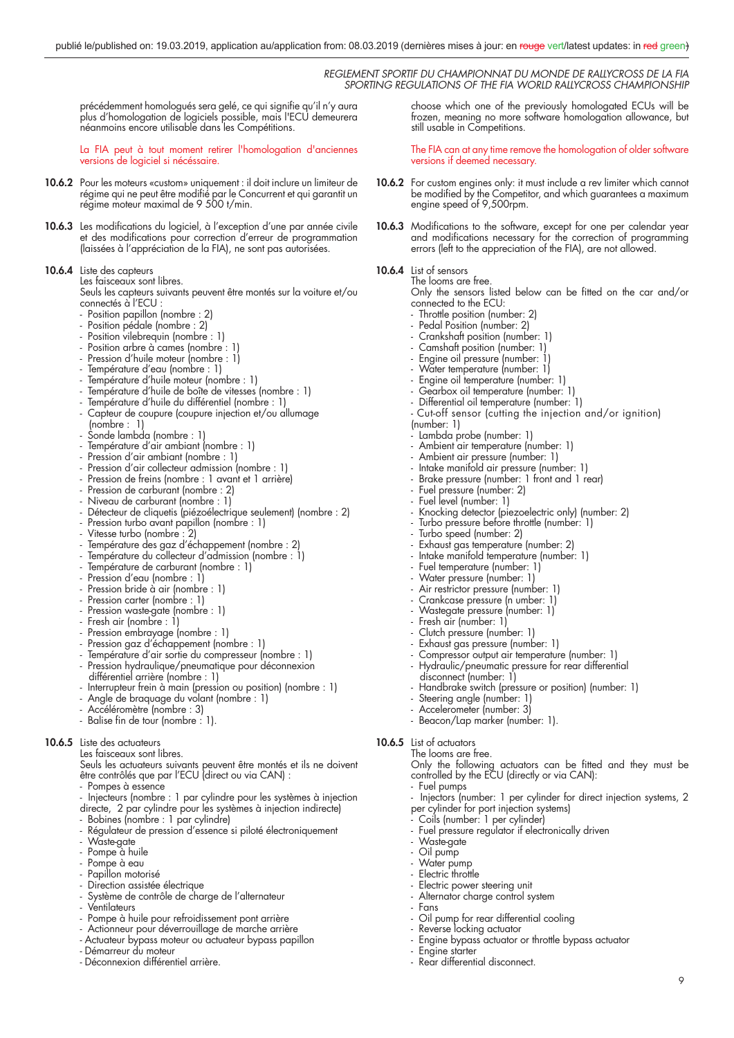précédemment homologués sera gelé, ce qui signifie qu'il n'y aura plus d'homologation de logiciels possible, mais l'ECU demeurera néanmoins encore utilisable dans les Compétitions.

La FIA peut à tout moment retirer l'homologation d'anciennes versions de logiciel si nécéssaire.

**10.6.2** Pour les moteurs «custom» uniquement : il doit inclure un limiteur de régime qui ne peut être modifié par le Concurrent et qui garantit un régime moteur maximal de 9 500 t/min.

**10.6.3** Les modifications du logiciel, à l'exception d'une par année civile et des modifications pour correction d'erreur de programmation (laissées à l'appréciation de la FIA), ne sont pas autorisées.

**10.6.4** Liste des capteurs
Les faisceaux sont libres.
Seuls les capteurs suivants peuvent être montés sur la voiture et/ou connectés à l'ECU :
- Position papillon (nombre : 2)
- Position pédale (nombre : 2)
- Position vilebrequin (nombre : 1)
- Position arbre à cames (nombre : 1)
- Pression d'huile moteur (nombre : 1)
- Température d'eau (nombre : 1)
- Température d'huile moteur (nombre : 1)
- Température d'huile de boîte de vitesses (nombre : 1)
- Température d'huile du différentiel (nombre : 1)
- Capteur de coupure (coupure injection et/ou allumage (nombre : 1)
- Sonde lambda (nombre : 1)
- Température d'air ambiant (nombre : 1)
- Pression d'air ambiant (nombre : 1)
- Pression d'air collecteur admission (nombre : 1)
- Pression de freins (nombre : 1 avant et 1 arrière)
- Pression de carburant (nombre : 2)
- Niveau de carburant (nombre : 1)
- Détecteur de cliquetis (piézoélectrique seulement) (nombre : 2)
- Pression turbo avant papillon (nombre : 1)
- Vitesse turbo (nombre : 2)
- Température des gaz d'échappement (nombre : 2)
- Température du collecteur d'admission (nombre : 1)
- Température de carburant (nombre : 1)
- Pression d'eau (nombre : 1)
- Pression bride à air (nombre : 1)
- Pression carter (nombre : 1)
- Pression waste-gate (nombre : 1)
- Fresh air (nombre : 1)
- Pression embrayage (nombre : 1)
- Pression gaz d'échappement (nombre : 1)
- Température d'air sortie du compresseur (nombre : 1)
- Pression hydraulique/pneumatique pour déconnexion différentiel arrière (nombre : 1)
- Interrupteur frein à main (pression ou position) (nombre : 1)
- Angle de braquage du volant (nombre : 1)
- Accéléromètre (nombre : 3)
- Balise fin de tour (nombre : 1).

**10.6.5** Liste des actuateurs
Les faisceaux sont libres.
Seuls les actuateurs suivants peuvent être montés et ils ne doivent être contrôlés que par l'ECU (directly ou via CAN) :
- Pompes à essence
- Injecteurs (nombre : 1 par cylindre pour les systèmes à injection directe, 2 par cylindre pour les systèmes à injection indirecte)
- Bobines (nombre : 1 par cylindre)
- Régulateur de pression d'essence si piloté électroniquement
- Waste-gate
- Pompe à huile
- Pompe à eau
- Papillon motorisé
- Direction assistée électrique
- Système de contrôle de charge de l'alternateur
- Ventilateurs
- Pompe à huile pour refroidissement pont arrière
- Actionneur pour déverrouillage de marche arrière
- Actuateur bypass moteur ou actuateur bypass papillon
- Démarreur du moteur
- Déconnexion différentiel arrière.

choose which one of the previously homologated ECUs will be frozen, meaning no more software homologation allowance, but still usable in Competitions.

The FIA can at any time remove the homologation of older software versions if deemed necessary.

**10.6.2** For custom engines only: it must include a rev limiter which cannot be modified by the Competitor, and which guarantees a maximum engine speed of 9,500rpm.

**10.6.3** Modifications to the software, except for one per calendar year and modifications necessary for the correction of programming errors (left to the appreciation of the FIA), are not allowed.

**10.6.4** List of sensors
The looms are free.
Only the sensors listed below can be fitted on the car and/or connected to the ECU:
- Throttle position (number: 2)
- Pedal Position (number: 2)
- Crankshaft position (number: 1)
- Camshaft position (number: 1)
- Engine oil pressure (number: 1)
- Water temperature (number: 1)
- Engine oil temperature (number: 1)
- Gearbox oil temperature (number: 1)
- Differential oil temperature (number: 1)
- Cut-off sensor (cutting the injection and/or ignition) (number: 1)
- Lambda probe (number: 1)
- Ambient air temperature (number: 1)
- Ambient air pressure (number: 1)
- Intake manifold air pressure (number: 1)
- Brake pressure (number: 1 front and 1 rear)
- Fuel pressure (number: 2)
- Fuel level (number: 1)
- Knocking detector (piezoelectric only) (number: 2)
- Turbo pressure before throttle (number: 1)
- Turbo speed (number: 2)
- Exhaust gas temperature (number: 2)
- Intake manifold temperature (number: 1)
- Fuel temperature (number: 1)
- Water pressure (number: 1)
- Air restrictor pressure (number: 1)
- Crankcase pressure (n umber: 1)
- Wastegate pressure (number: 1)
- Fresh air (number: 1)
- Clutch pressure (number: 1)
- Exhaust gas pressure (number: 1)
- Compressor output air temperature (number: 1)
- Hydraulic/pneumatic pressure for rear differential disconnect (number: 1)
- Handbrake switch (pressure or position) (number: 1)
- Steering angle (number: 1)
- Accelerometer (number: 3)
- Beacon/Lap marker (number: 1).

**10.6.5** List of actuators
The looms are free.
Only the following actuators can be fitted and they must be controlled by the ECU (directly or via CAN):
- Fuel pumps
- Injectors (number: 1 per cylinder for direct injection systems, 2 per cylinder for port injection systems)
- Coils (number: 1 per cylinder)
- Fuel pressure regulator if electronically driven
- Waste-gate
- Oil pump
- Water pump
- Electric throttle
- Electric power steering unit
- Alternator charge control system
- Fans
- Oil pump for rear differential cooling
- Reverse locking actuator
- Engine bypass actuator or throttle bypass actuator
- Engine starter
- Rear differential disconnect.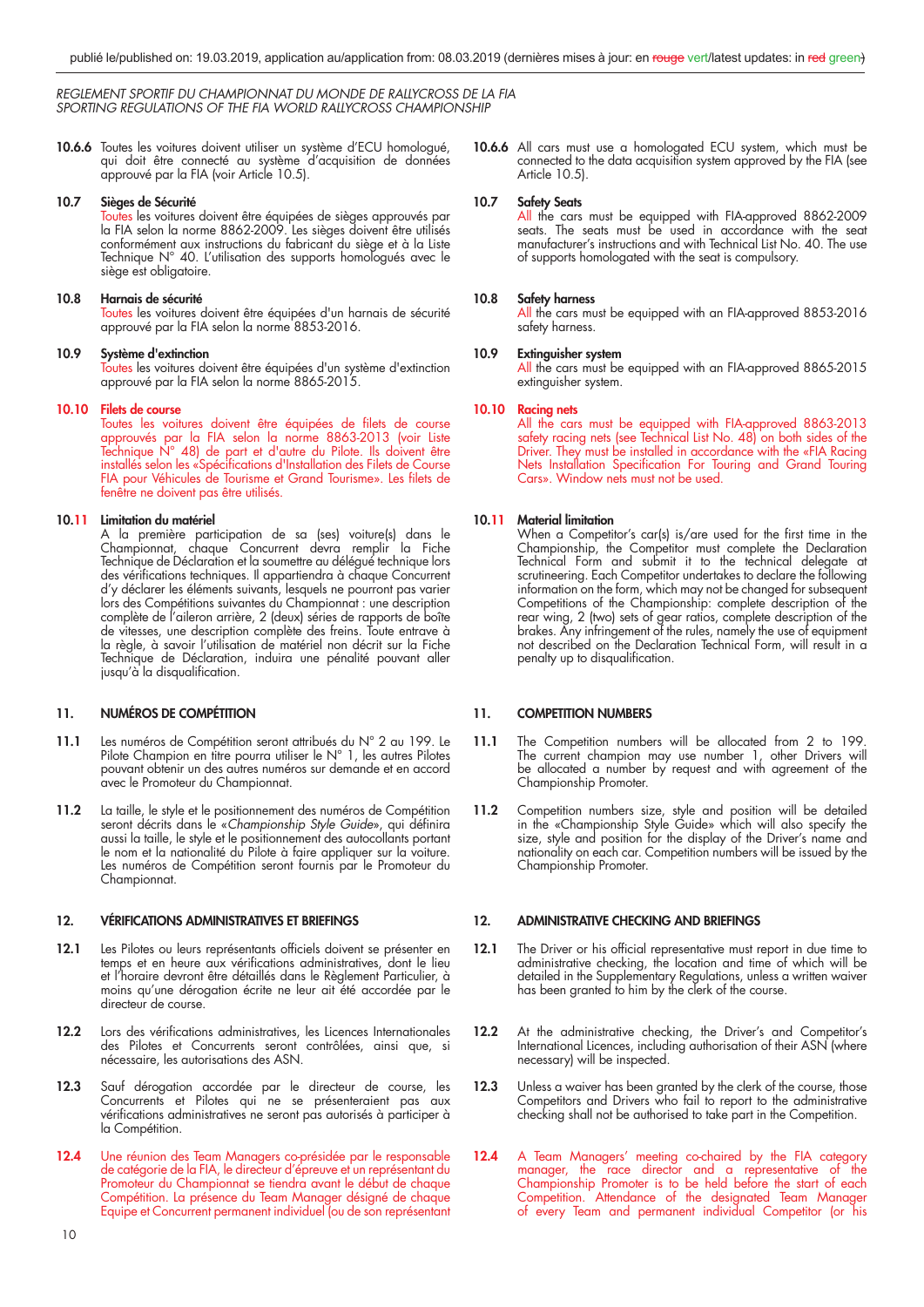10.6.6 Toutes les voitures doivent utiliser un système d'ECU homologué, qui doit être connecté au système d'acquisition de données approuvé par la FIA (voir Article 10.5).

### 10.7 Sièges de Sécurité

Toutes les voitures doivent être équipées de sièges approuvés par la FIA selon la norme 8862-2009. Les sièges doivent être utilisés conformément aux instructions du fabricant du siège et à la Liste Technique N° 40. L'utilisation des supports homologués avec le siège est obligatoire.

### 10.8 Harnais de sécurité

Toutes les voitures doivent être équipées d'un harnais de sécurité approuvé par la FIA selon la norme 8853-2016.

### 10.9 Système d'extinction

Toutes les voitures doivent être équipées d'un système d'extinction approuvé par la FIA selon la norme 8865-2015.

### 10.10 Filets de course

Toutes les voitures doivent être équipées de filets de course approuvés par la FIA selon la norme 8863-2013 (voir Liste Technique N° 48) de part et d'autre du Pilote. Ils doivent être installés selon les «Spécifications d'Installation des Filets de Course FIA pour Véhicules de Tourisme et Grand Tourisme». Les filets de fenêtre ne doivent pas être utilisés.

### 10.11 Limitation du matériel

A la première participation de sa (ses) voiture(s) dans le Championnat, chaque Concurrent devra remplir la Fiche Technique de Déclaration et la soumettre au délégué technique lors des vérifications techniques. Il appartiendra à chaque Concurrent d'y déclarer les éléments suivants, lesquels ne pourront pas varier lors des Compétitions suivantes du Championnat : une description complète de l'aileron arrière, 2 (deux) séries de rapports de boîte de vitesses, une description complète des freins. Toute entrave à la règle, à savoir l'utilisation de matériel non décrit sur la Fiche Technique de Déclaration, induira une pénalité pouvant aller jusqu'à la disqualification.

## 11. NUMÉROS DE COMPÉTITION

11.1 Les numéros de Compétition seront attribués du N° 2 au 199. Le Pilote Champion en titre pourra utiliser le N° 1, les autres Pilotes pouvant obtenir un des autres numéros sur demande et en accord avec le Promoteur du Championnat.

11.2 La taille, le style et le positionnement des numéros de Compétition seront décrits dans le «*Championship Style Guide*», qui définira aussi la taille, le style et le positionnement des autocollants portant le nom et la nationalité du Pilote à faire appliquer sur la voiture. Les numéros de Compétition seront fournis par le Promoteur du Championnat.

## 12. VÉRIFICATIONS ADMINISTRATIVES ET BRIEFINGS

12.1 Les Pilotes ou leurs représentants officiels doivent se présenter en temps et en heure aux vérifications administratives, dont le lieu et l'horaire devront être détaillés dans le Règlement Particulier, à moins qu'une dérogation écrite ne leur ait été accordée par le directeur de course.

12.2 Lors des vérifications administratives, les Licences Internationales des Pilotes et Concurrents seront contrôlées, ainsi que, si nécessaire, les autorisations des ASN.

12.3 Sauf dérogation accordée par le directeur de course, les Concurrents et Pilotes qui ne se présenteraient pas aux vérifications administratives ne seront pas autorisés à participer à la Compétition.

12.4 Une réunion des Team Managers co-présidée par le responsable de catégorie de la FIA, le directeur d'épreuve et un représentant du Promoteur du Championnat se tiendra avant le début de chaque Compétition. La présence du Team Manager désigné de chaque Equipe et Concurrent permanent individuel (ou de son représentant

---

10.6.6 All cars must use a homologated ECU system, which must be connected to the data acquisition system approved by the FIA (see Article 10.5).

### 10.7 Safety Seats

All the cars must be equipped with FIA-approved 8862-2009 seats. The seats must be used in accordance with the seat manufacturer's instructions and with Technical List No. 40. The use of supports homologated with the seat is compulsory.

### 10.8 Safety harness

All the cars must be equipped with an FIA-approved 8853-2016 safety harness.

### 10.9 Extinguisher system

All the cars must be equipped with an FIA-approved 8865-2015 extinguisher system.

### 10.10 Racing nets

All the cars must be equipped with FIA-approved 8863-2013 safety racing nets (see Technical List No. 48) on both sides of the Driver. They must be installed in accordance with the «FIA Racing Nets Installation Specification For Touring and Grand Touring Cars». Window nets must not be used.

### 10.11 Material limitation

When a Competitor's car(s) is/are used for the first time in the Championship, the Competitor must complete the Declaration Technical Form and submit it to the technical delegate at scrutineering. Each Competitor undertakes to declare the following information on the form, which may not be changed for subsequent Competitions of the Championship: complete description of the rear wing, 2 (two) sets of gear ratios, complete description of the brakes. Any infringement of the rules, namely the use of equipment not described on the Declaration Technical Form, will result in a penalty up to disqualification.

## 11. COMPETITION NUMBERS

11.1 The Competition numbers will be allocated from 2 to 199. The current champion may use number 1, other Drivers will be allocated a number by request and with agreement of the Championship Promoter.

11.2 Competition numbers size, style and position will be detailed in the «Championship Style Guide» which will also specify the size, style and position for the display of the Driver's name and nationality on each car. Competition numbers will be issued by the Championship Promoter.

## 12. ADMINISTRATIVE CHECKING AND BRIEFINGS

12.1 The Driver or his official representative must report in due time to administrative checking, the location and time of which will be detailed in the Supplementary Regulations, unless a written waiver has been granted to him by the clerk of the course.

12.2 At the administrative checking, the Driver's and Competitor's International Licences, including authorisation of their ASN (where necessary) will be inspected.

12.3 Unless a waiver has been granted by the clerk of the course, those Competitors and Drivers who fail to report to the administrative checking shall not be authorised to take part in the Competition.

12.4 A Team Managers' meeting co-chaired by the FIA category manager, the race director and a representative of the Championship Promoter is to be held before the start of each Competition. Attendance of the designated Team Manager of every Team and permanent individual Competitor (or his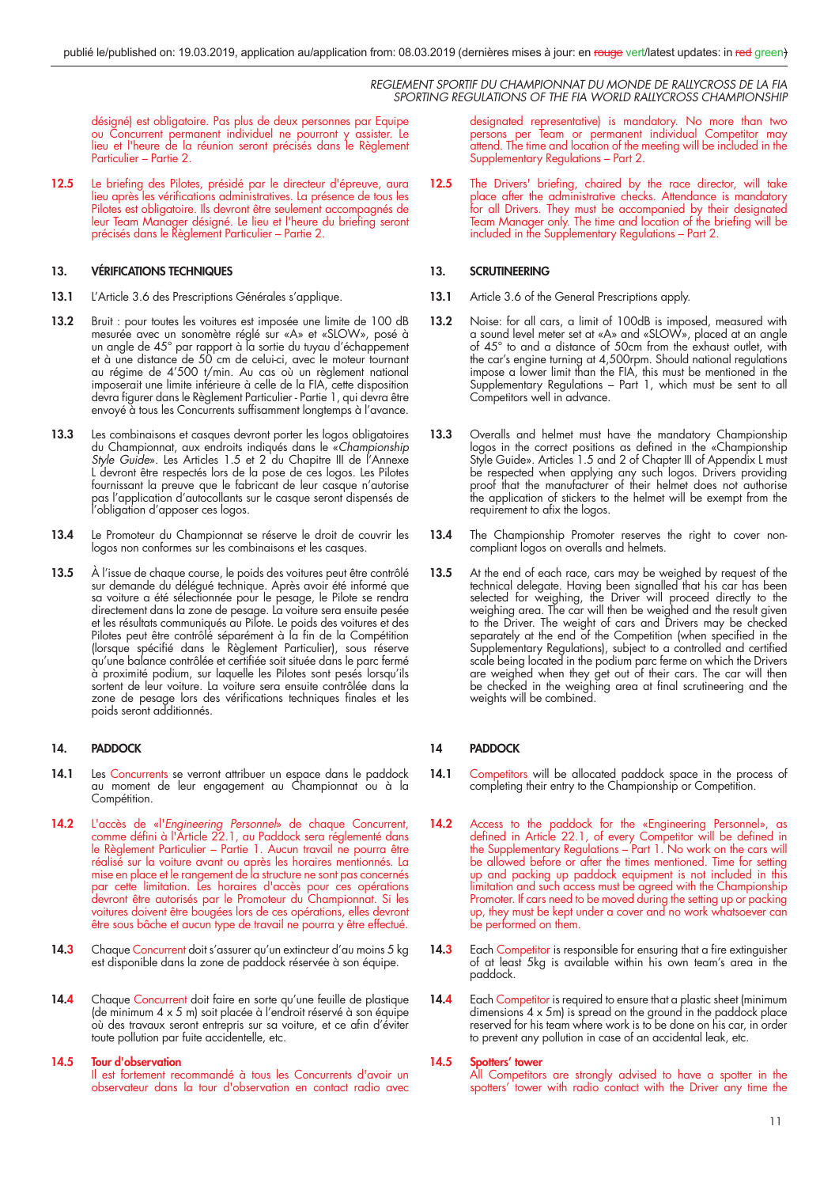désigné) est obligatoire. Pas plus de deux personnes par Equipe ou Concurrent permanent individuel ne pourront y assister. Le lieu et l'heure de la réunion seront précisés dans le Règlement Particulier – Partie 2.

designated representative) is mandatory. No more than two persons per Team or permanent individual Competitor may attend. The time and location of the meeting will be included in the Supplementary Regulations – Part 2.

**12.5** Le briefing des Pilotes, présidé par le directeur d'épreuve, aura lieu après les vérifications administratives. La présence de tous les Pilotes est obligatoire. Ils devront être seulement accompagnés de leur Team Manager désigné. Le lieu et l'heure du briefing seront précisés dans le Règlement Particulier – Partie 2.

**12.5** The Drivers' briefing, chaired by the race director, will take place after the administrative checks. Attendance is mandatory for all Drivers. They must be accompanied by their designated Team Manager only. The time and location of the briefing will be included in the Supplementary Regulations – Part 2.

## 13. VÉRIFICATIONS TECHNIQUES

## 13. SCRUTINEERING

**13.1** L'Article 3.6 des Prescriptions Générales s'applique.

**13.1** Article 3.6 of the General Prescriptions apply.

**13.2** Bruit : pour toutes les voitures est imposée une limite de 100 dB mesurée avec un sonomètre réglé sur «A» et «SLOW», posé à un angle de 45° par rapport à la sortie du tuyau d'échappement et à une distance de 50 cm de celui-ci, avec le moteur tournant au régime de 4'500 t/min. Au cas où un règlement national imposerait une limite inférieure à celle de la FIA, cette disposition devra figurer dans le Règlement Particulier - Partie 1, qui devra être envoyé à tous les Concurrents suffisamment longtemps à l'avance.

**13.2** Noise: for all cars, a limit of 100dB is imposed, measured with a sound level meter set at «A» and «SLOW», placed at an angle of 45° to and a distance of 50cm from the exhaust outlet, with the car's engine turning at 4,500rpm. Should national regulations impose a lower limit than the FIA, this must be mentioned in the Supplementary Regulations – Part 1, which must be sent to all Competitors well in advance.

**13.3** Les combinaisons et casques devront porter les logos obligatoires du Championnat, aux endroits indiqués dans le «*Championship Style Guide*». Les Articles 1.5 et 2 du Chapitre III de l'Annexe L devront être respectés lors de la pose de ces logos. Les Pilotes fournissant la preuve que le fabricant de leur casque n'autorise pas l'application d'autocollants sur le casque seront dispensés de l'obligation d'apposer ces logos.

**13.3** Overalls and helmet must have the mandatory Championship logos in the correct positions as defined in the «Championship Style Guide». Articles 1.5 and 2 of Chapter III of Appendix L must be respected when applying any such logos. Drivers providing proof that the manufacturer of their helmet does not authorise the application of stickers to the helmet will be exempt from the requirement to afix the logos.

**13.4** Le Promoteur du Championnat se réserve le droit de couvrir les logos non conformes sur les combinaisons et les casques.

**13.4** The Championship Promoter reserves the right to cover non-compliant logos on overalls and helmets.

**13.5** À l'issue de chaque course, le poids des voitures peut être contrôlé sur demande du délégué technique. Après avoir été informé que sa voiture a été sélectionnée pour le pesage, le Pilote se rendra directement dans la zone de pesage. La voiture sera ensuite pesée et les résultats communiqués au Pilote. Le poids des voitures et des Pilotes peut être contrôlé séparément à la fin de la Compétition (lorsque spécifié dans le Règlement Particulier), sous réserve qu'une balance contrôlée et certifiée soit située dans le parc fermé à proximité podium, sur laquelle les Pilotes sont pesés lorsqu'ils sortent de leur voiture. La voiture sera ensuite contrôlée dans la zone de pesage lors des vérifications techniques finales et les poids seront additionnés.

**13.5** At the end of each race, cars may be weighed by request of the technical delegate. Having been signalled that his car has been selected for weighing, the Driver will proceed directly to the weighing area. The car will then be weighed and the result given to the Driver. The weight of cars and Drivers may be checked separately at the end of the Competition (when specified in the Supplementary Regulations), subject to a controlled and certified scale being located in the podium parc ferme on which the Drivers are weighed when they get out of their cars. The car will then be checked in the weighing area at final scrutineering and the weights will be combined.

## 14. PADDOCK

## 14 PADDOCK

**14.1** Les Concurrents se verront attribuer un espace dans le paddock au moment de leur engagement au Championnat ou à la Compétition.

**14.1** Competitors will be allocated paddock space in the process of completing their entry to the Championship or Competition.

**14.2** L'accès de «l'*Engineering Personnel*» de chaque Concurrent, comme défini à l'Article 22.1, au Paddock sera réglementé dans le Règlement Particulier – Partie 1. Aucun travail ne pourra être réalisé sur la voiture avant ou après les horaires mentionnés. La mise en place et le rangement de la structure ne sont pas concernés par cette limitation. Les horaires d'accès pour ces opérations devront être autorisés par le Promoteur du Championnat. Si les voitures doivent être bougées lors de ces opérations, elles devront être sous bâche et aucun type de travail ne pourra y être effectué.

**14.2** Access to the paddock for the «Engineering Personnel», as defined in Article 22.1, of every Competitor will be defined in the Supplementary Regulations – Part 1. No work on the cars will be allowed before or after the times mentioned. Time for setting up and packing up paddock equipment is not included in this limitation and such access must be agreed with the Championship Promoter. If cars need to be moved during the setting up or packing up, they must be kept under a cover and no work whatsoever can be performed on them.

**14.3** Chaque Concurrent doit s'assurer qu'un extincteur d'au moins 5 kg est disponible dans la zone de paddock réservée à son équipe.

**14.3** Each Competitor is responsible for ensuring that a fire extinguisher of at least 5kg is available within his own team's area in the paddock.

**14.4** Chaque Concurrent doit faire en sorte qu'une feuille de plastique (de minimum 4 x 5 m) soit placée à l'endroit réservé à son équipe où des travaux seront entrepris sur sa voiture, et ce afin d'éviter toute pollution par fuite accidentelle, etc.

**14.4** Each Competitor is required to ensure that a plastic sheet (minimum dimensions 4 x 5m) is spread on the ground in the paddock place reserved for his team where work is to be done on his car, in order to prevent any pollution in case of an accidental leak, etc.

**14.5** **Tour d'observation**
Il est fortement recommandé à tous les Concurrents d'avoir un observateur dans la tour d'observation en contact radio avec

**14.5** **Spotters' tower**
All Competitors are strongly advised to have a spotter in the spotters' tower with radio contact with the Driver any time the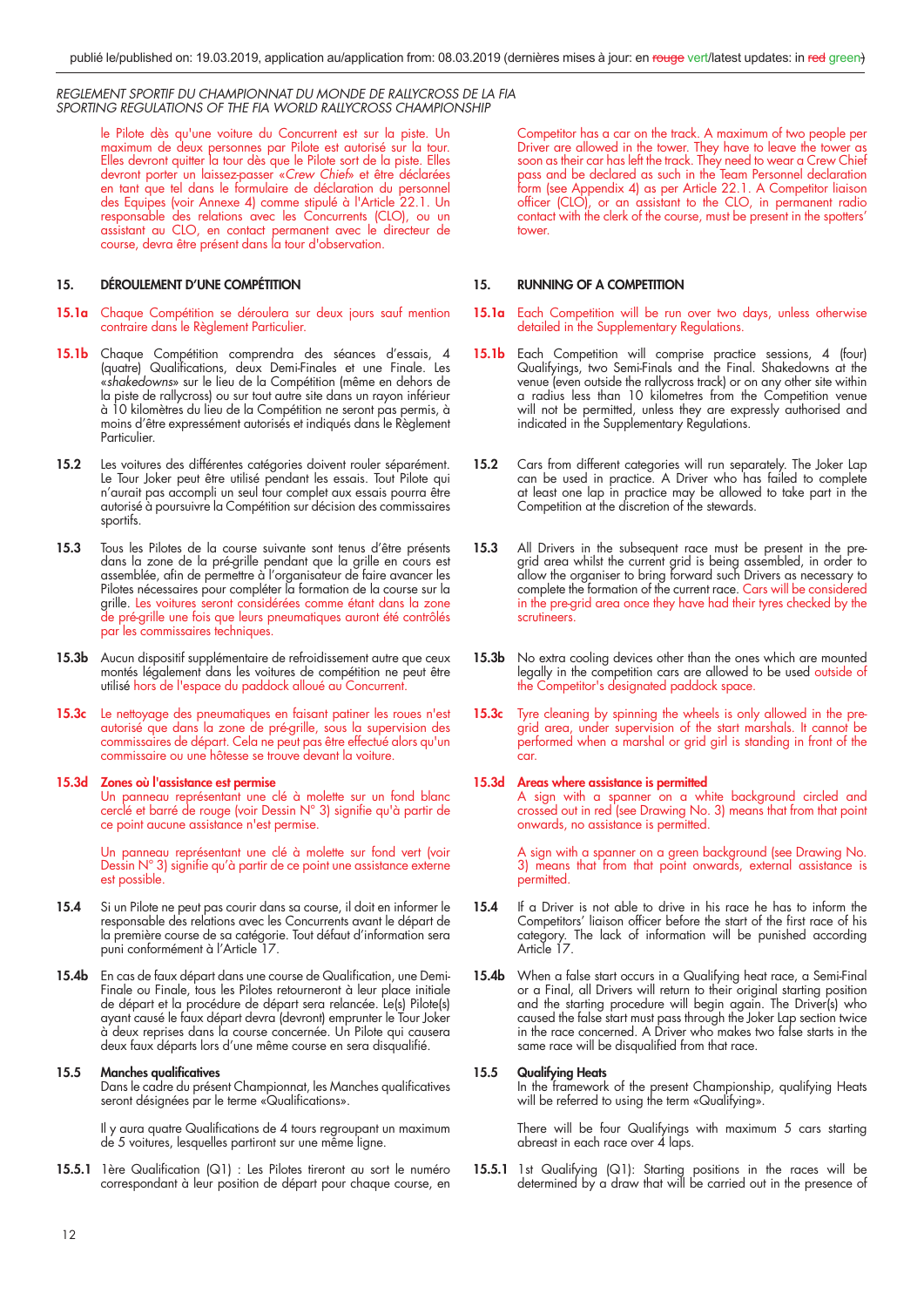le Pilote dès qu'une voiture du Concurrent est sur la piste. Un maximum de deux personnes par Pilote est autorisé sur la tour. Elles devront quitter la tour dès que le Pilote sort de la piste. Elles devront porter un laissez-passer «*Crew Chief*» et être déclarées en tant que tel dans le formulaire de déclaration du personnel des Equipes (voir Annexe 4) comme stipulé à l'Article 22.1. Un responsable des relations avec les Concurrents (CLO), ou un assistant au CLO, en contact permanent avec le directeur de course, devra être présent dans la tour d'observation.

## 15. DÉROULEMENT D'UNE COMPÉTITION

**15.1a** Chaque Compétition se déroulera sur deux jours sauf mention contraire dans le Règlement Particulier.

**15.1b** Chaque Compétition comprendra des séances d'essais, 4 (quatre) Qualifications, deux Demi-Finales et une Finale. Les «*shakedowns*» sur le lieu de la Compétition (même en dehors de la piste de rallycross) ou sur tout autre site dans un rayon inférieur à 10 kilomètres du lieu de la Compétition ne seront pas permis, à moins d'être expressément autorisés et indiqués dans le Règlement Particulier.

**15.2** Les voitures des différentes catégories doivent rouler séparément. Le Tour Joker peut être utilisé pendant les essais. Tout Pilote qui n'aurait pas accompli un seul tour complet aux essais pourra être autorisé à poursuivre la Compétition sur décision des commissaires sportifs.

**15.3** Tous les Pilotes de la course suivante sont tenus d'être présents dans la zone de la pré-grille pendant que la grille en cours est assemblée, afin de permettre à l'organisateur de faire avancer les Pilotes nécessaires pour compléter la formation de la course sur la grille. Les voitures seront considérées comme étant dans la zone de pré-grille une fois que leurs pneumatiques auront été contrôlés par les commissaires techniques.

**15.3b** Aucun dispositif supplémentaire de refroidissement autre que ceux montés légalement dans les voitures de compétition ne peut être utilisé hors de l'espace du paddock alloué au Concurrent.

**15.3c** Le nettoyage des pneumatiques en faisant patiner les roues n'est autorisé que dans la zone de pré-grille, sous la supervision des commissaires de départ. Cela ne peut pas être effectué alors qu'un commissaire ou une hôtesse se trouve devant la voiture.

**15.3d Zones où l'assistance est permise**
Un panneau représentant une clé à molette sur un fond blanc cerclé et barré de rouge (voir Dessin N° 3) signifie qu'à partir de ce point aucune assistance n'est permise.

Un panneau représentant une clé à molette sur fond vert (voir Dessin N° 3) signifie qu'à partir de ce point une assistance externe est possible.

**15.4** Si un Pilote ne peut pas courir dans sa course, il doit en informer le responsable des relations avec les Concurrents avant le départ de la première course de sa catégorie. Tout défaut d'information sera puni conformément à l'Article 17.

**15.4b** En cas de faux départ dans une course de Qualification, une Demi-Finale ou Finale, tous les Pilotes retourneront à leur place initiale de départ et la procédure de départ sera relancée. Le(s) Pilote(s) ayant causé le faux départ devra (devront) emprunter le Tour Joker à deux reprises dans la course concernée. Un Pilote qui causera deux faux départs lors d'une même course en sera disqualifié.

**15.5 Manches qualificatives**
Dans le cadre du présent Championnat, les Manches qualificatives seront désignées par le terme «Qualifications».

Il y aura quatre Qualifications de 4 tours regroupant un maximum de 5 voitures, lesquelles partiront sur une même ligne.

**15.5.1** 1ère Qualification (Q1) : Les Pilotes tireront au sort le numéro correspondant à leur position de départ pour chaque course, en

---

Competitor has a car on the track. A maximum of two people per Driver are allowed in the tower. They have to leave the tower as soon as their car has left the track. They need to wear a Crew Chief pass and be declared as such in the Team Personnel declaration form (see Appendix 4) as per Article 22.1. A Competitor liaison officer (CLO), or an assistant to the CLO, in permanent radio contact with the clerk of the course, must be present in the spotters' tower.

## 15. RUNNING OF A COMPETITION

**15.1a** Each Competition will be run over two days, unless otherwise detailed in the Supplementary Regulations.

**15.1b** Each Competition will comprise practice sessions, 4 (four) Qualifyings, two Semi-Finals and the Final. Shakedowns at the venue (even outside the rallycross track) or on any other site within a radius less than 10 kilometres from the Competition venue will not be permitted, unless they are expressly authorised and indicated in the Supplementary Regulations.

**15.2** Cars from different categories will run separately. The Joker Lap can be used in practice. A Driver who has failed to complete at least one lap in practice may be allowed to take part in the Competition at the discretion of the stewards.

**15.3** All Drivers in the subsequent race must be present in the pre-grid area whilst the current grid is being assembled, in order to allow the organiser to bring forward such Drivers as necessary to complete the formation of the current race. Cars will be considered in the pre-grid area once they have had their tyres checked by the scrutineers.

**15.3b** No extra cooling devices other than the ones which are mounted legally in the competition cars are allowed to be used outside of the Competitor's designated paddock space.

**15.3c** Tyre cleaning by spinning the wheels is only allowed in the pre-grid area, under supervision of the start marshals. It cannot be performed when a marshal or grid girl is standing in front of the car.

**15.3d Areas where assistance is permitted**
A sign with a spanner on a white background circled and crossed out in red (see Drawing No. 3) means that from that point onwards, no assistance is permitted.

A sign with a spanner on a green background (see Drawing No. 3) means that from that point onwards, external assistance is permitted.

**15.4** If a Driver is not able to drive in his race he has to inform the Competitors' liaison officer before the start of the first race of his category. The lack of information will be punished according Article 17.

**15.4b** When a false start occurs in a Qualifying heat race, a Semi-Final or a Final, all Drivers will return to their original starting position and the starting procedure will begin again. The Driver(s) who caused the false start must pass through the Joker Lap section twice in the race concerned. A Driver who makes two false starts in the same race will be disqualified from that race.

**15.5 Qualifying Heats**
In the framework of the present Championship, qualifying Heats will be referred to using the term «Qualifying».

There will be four Qualifyings with maximum 5 cars starting abreast in each race over 4 laps.

**15.5.1** 1st Qualifying (Q1): Starting positions in the races will be determined by a draw that will be carried out in the presence of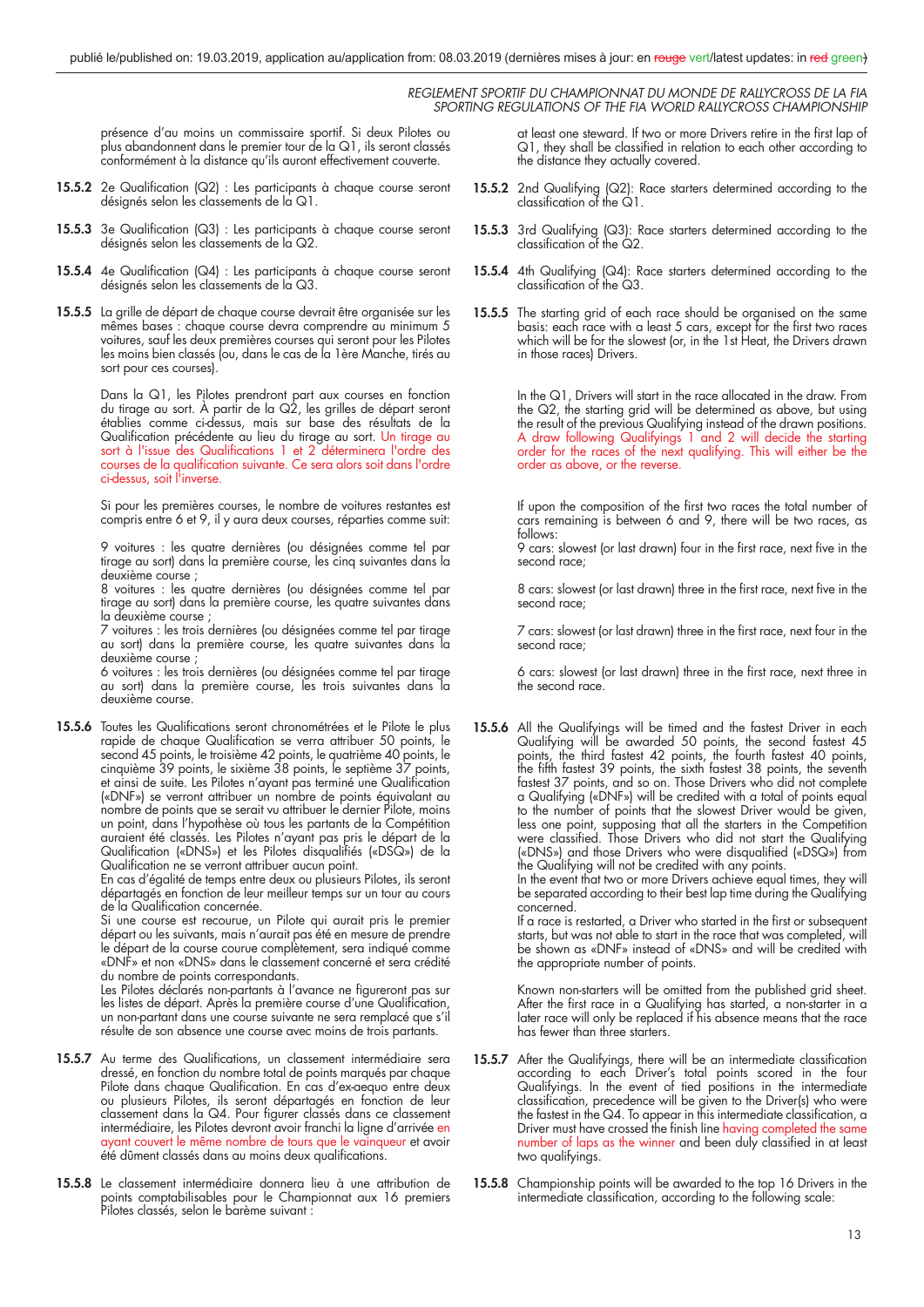présence d'au moins un commissaire sportif. Si deux Pilotes ou plus abandonnent dans le premier tour de la Q1, ils seront classés conformément à la distance qu'ils auront effectivement couverte.

**15.5.2** 2e Qualification (Q2) : Les participants à chaque course seront désignés selon les classements de la Q1.

**15.5.3** 3e Qualification (Q3) : Les participants à chaque course seront désignés selon les classements de la Q2.

**15.5.4** 4e Qualification (Q4) : Les participants à chaque course seront désignés selon les classements de la Q3.

**15.5.5** La grille de départ de chaque course devrait être organisée sur les mêmes bases : chaque course devra comprendre au minimum 5 voitures, sauf les deux premières courses qui seront pour les Pilotes les moins bien classés (ou, dans le cas de la 1ère Manche, tirés au sort pour ces courses).

Dans la Q1, les Pilotes prendront part aux courses en fonction du tirage au sort. À partir de la Q2, les grilles de départ seront établies comme ci-dessus, mais sur base des résultats de la Qualification précédente au lieu du tirage au sort. Un tirage au sort à l'issue des Qualifications 1 et 2 déterminera l'ordre des courses de la qualification suivante. Ce sera alors soit dans l'ordre ci-dessus, soit l'inverse.

Si pour les premières courses, le nombre de voitures restantes est compris entre 6 et 9, il y aura deux courses, réparties comme suit:

9 voitures : les quatre dernières (ou désignées comme tel par tirage au sort) dans la première course, les cinq suivantes dans la deuxième course ;
8 voitures : les quatre dernières (ou désignées comme tel par tirage au sort) dans la première course, les quatre suivantes dans la deuxième course ;
7 voitures : les trois dernières (ou désignées comme tel par tirage au sort) dans la première course, les quatre suivantes dans la deuxième course ;
6 voitures : les trois dernières (ou désignées comme tel par tirage au sort) dans la première course, les trois suivantes dans la deuxième course.

**15.5.6** Toutes les Qualifications seront chronométrées et le Pilote le plus rapide de chaque Qualification se verra attribuer 50 points, le second 45 points, le troisième 42 points, le quatrième 40 points, le cinquième 39 points, le sixième 38 points, le septième 37 points, et ainsi de suite. Les Pilotes n'ayant pas terminé une Qualification («DNF») se verront attribuer un nombre de points équivalant au nombre de points que se serait vu attribuer le dernier Pilote, moins un point, dans l'hypothèse où tous les partants de la Compétition auraient été classés. Les Pilotes n'ayant pas pris le départ de la Qualification («DNS») et les Pilotes disqualifiés («DSQ») de la Qualification ne se verront attribuer aucun point.
En cas d'égalité de temps entre deux ou plusieurs Pilotes, ils seront départagés en fonction de leur meilleur temps sur un tour au cours de la Qualification concernée.
Si une course est recourue, un Pilote qui aurait pris le premier départ ou les suivants, mais n'aurait pas été en mesure de prendre le départ de la course courue complètement, sera indiqué comme «DNF» et non «DNS» dans le classement concerné et sera crédité du nombre de points correspondants.
Les Pilotes déclarés non-partants à l'avance ne figureront pas sur les listes de départ. Après la première course d'une Qualification, un non-partant dans une course suivante ne sera remplacé que s'il résulte de son absence une course avec moins de trois partants.

**15.5.7** Au terme des Qualifications, un classement intermédiaire sera dressé, en fonction du nombre total de points marqués par chaque Pilote dans chaque Qualification. En cas d'ex-aequo entre deux ou plusieurs Pilotes, ils seront départagés en fonction de leur classement dans la Q4. Pour figurer classés dans ce classement intermédiaire, les Pilotes devront avoir franchi la ligne d'arrivée en ayant couvert le même nombre de tours que le vainqueur et avoir été dûment classés dans au moins deux qualifications.

**15.5.8** Le classement intermédiaire donnera lieu à une attribution de points comptabilisables pour le Championnat aux 16 premiers Pilotes classés, selon le barème suivant :

at least one steward. If two or more Drivers retire in the first lap of Q1, they shall be classified in relation to each other according to the distance they actually covered.

**15.5.2** 2nd Qualifying (Q2): Race starters determined according to the classification of the Q1.

**15.5.3** 3rd Qualifying (Q3): Race starters determined according to the classification of the Q2.

**15.5.4** 4th Qualifying (Q4): Race starters determined according to the classification of the Q3.

**15.5.5** The starting grid of each race should be organised on the same basis: each race with a least 5 cars, except for the first two races which will be for the slowest (or, in the 1st Heat, the Drivers drawn in those races) Drivers.

In the Q1, Drivers will start in the race allocated in the draw. From the Q2, the starting grid will be determined as above, but using the result of the previous Qualifying instead of the drawn positions. A draw following Qualifyings 1 and 2 will decide the starting order for the races of the next qualifying. This will either be the order as above, or the reverse.

If upon the composition of the first two races the total number of cars remaining is between 6 and 9, there will be two races, as follows:
9 cars: slowest (or last drawn) four in the first race, next five in the second race;

8 cars: slowest (or last drawn) three in the first race, next five in the second race;

7 cars: slowest (or last drawn) three in the first race, next four in the second race;

6 cars: slowest (or last drawn) three in the first race, next three in the second race.

**15.5.6** All the Qualifyings will be timed and the fastest Driver in each Qualifying will be awarded 50 points, the second fastest 45 points, the third fastest 42 points, the fourth fastest 40 points, the fifth fastest 39 points, the sixth fastest 38 points, the seventh fastest 37 points, and so on. Those Drivers who did not complete a Qualifying («DNF») will be credited with a total of points equal to the number of points that the slowest Driver would be given, less one point, supposing that all the starters in the Competition were classified. Those Drivers who did not start the Qualifying («DNS») and those Drivers who were disqualified («DSQ») from the Qualifying will not be credited with any points.
In the event that two or more Drivers achieve equal times, they will be separated according to their best lap time during the Qualifying concerned.
If a race is restarted, a Driver who started in the first or subsequent starts, but was not able to start in the race that was completed, will be shown as «DNF» instead of «DNS» and will be credited with the appropriate number of points.

Known non-starters will be omitted from the published grid sheet. After the first race in a Qualifying has started, a non-starter in a later race will only be replaced if his absence means that the race has fewer than three starters.

**15.5.7** After the Qualifyings, there will be an intermediate classification according to each Driver's total points scored in the four Qualifyings. In the event of tied positions in the intermediate classification, precedence will be given to the Driver(s) who were the fastest in the Q4. To appear in this intermediate classification, a Driver must have crossed the finish line having completed the same number of laps as the winner and been duly classified in at least two qualifyings.

**15.5.8** Championship points will be awarded to the top 16 Drivers in the intermediate classification, according to the following scale: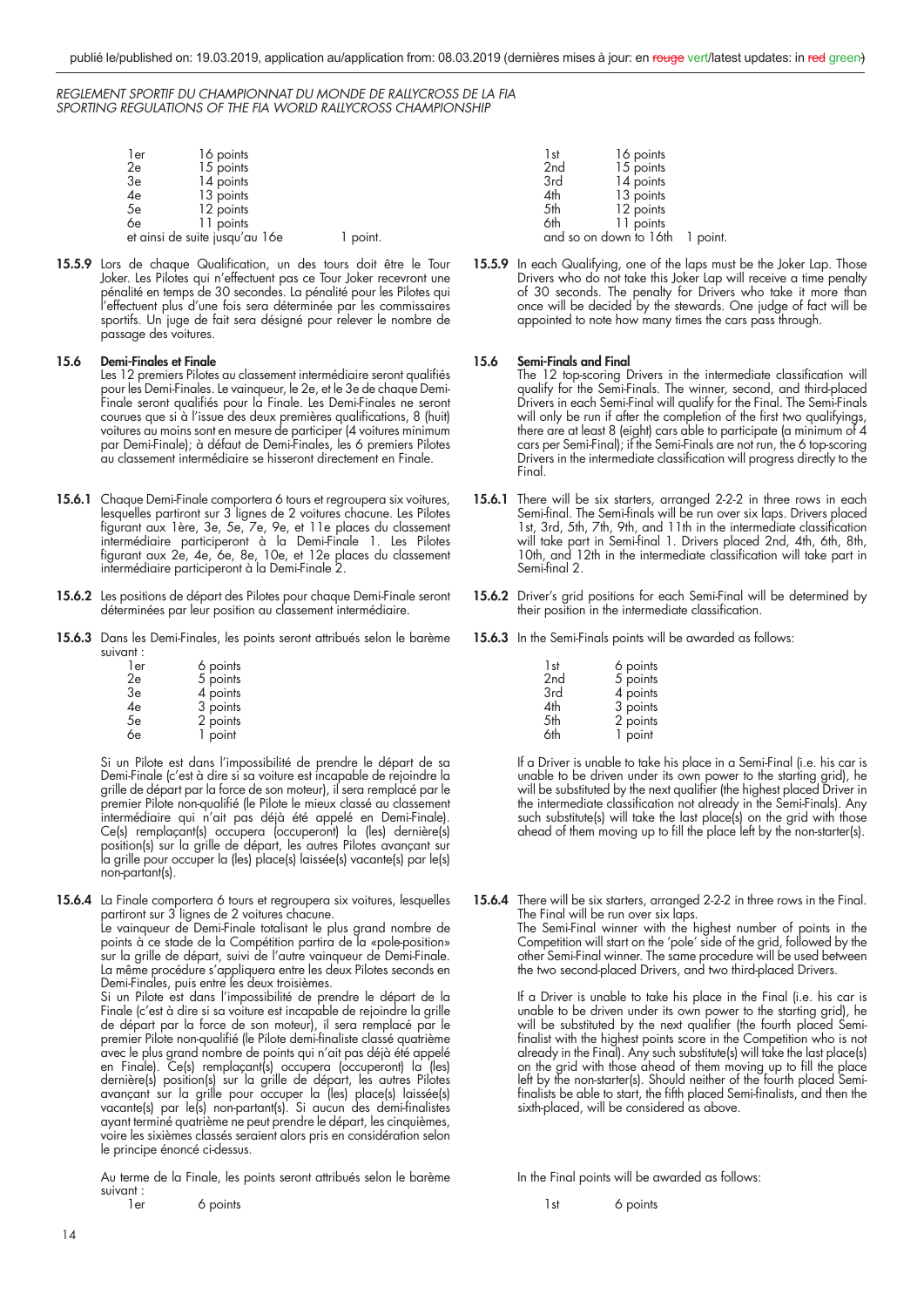| | |
|---|---|
| 1er | 16 points |
| 2e | 15 points |
| 3e | 14 points |
| 4e | 13 points |
| 5e | 12 points |
| 6e | 11 points |
| et ainsi de suite jusqu'au 16e | 1 point. |

**15.5.9** Lors de chaque Qualification, un des tours doit être le Tour Joker. Les Pilotes qui n'effectuent pas ce Tour Joker recevront une pénalité en temps de 30 secondes. La pénalité pour les Pilotes qui l'effectuent plus d'une fois sera déterminée par les commissaires sportifs. Un juge de fait sera désigné pour relever le nombre de passage des voitures.

## 15.6 Demi-Finales et Finale

Les 12 premiers Pilotes au classement intermédiaire seront qualifiés pour les Demi-Finales. Le vainqueur, le 2e, et le 3e de chaque Demi-Finale seront qualifiés pour la Finale. Les Demi-Finales ne seront courues que si à l'issue des deux premières qualifications, 8 (huit) voitures au moins sont en mesure de participer (4 voitures minimum par Demi-Finale); à défaut de Demi-Finales, les 6 premiers Pilotes au classement intermédiaire se hisseront directement en Finale.

**15.6.1** Chaque Demi-Finale comportera 6 tours et regroupera six voitures, lesquelles partiront sur 3 lignes de 2 voitures chacune. Les Pilotes figurant aux 1ère, 3e, 5e, 7e, 9e, et 11e places du classement intermédiaire participeront à la Demi-Finale 1. Les Pilotes figurant aux 2e, 4e, 6e, 8e, 10e, et 12e places du classement intermédiaire participeront à la Demi-Finale 2.

**15.6.2** Les positions de départ des Pilotes pour chaque Demi-Finale seront déterminées par leur position au classement intermédiaire.

**15.6.3** Dans les Demi-Finales, les points seront attribués selon le barème suivant :

| | |
|---|---|
| 1er | 6 points |
| 2e | 5 points |
| 3e | 4 points |
| 4e | 3 points |
| 5e | 2 points |
| 6e | 1 point |

Si un Pilote est dans l'impossibilité de prendre le départ de sa Demi-Finale (c'est à dire si sa voiture est incapable de rejoindre la grille de départ par la force de son moteur), il sera remplacé par le premier Pilote non-qualifié (le Pilote le mieux classé au classement intermédiaire qui n'ait pas déjà été appelé en Demi-Finale). Ce(s) remplaçant(s) occupera (occuperont) la (les) dernière(s) position(s) sur la grille de départ, les autres Pilotes avançant sur la grille pour occuper la (les) place(s) laissée(s) vacante(s) par le(s) non-partant(s).

**15.6.4** La Finale comportera 6 tours et regroupera six voitures, lesquelles partiront sur 3 lignes de 2 voitures chacune.

Le vainqueur de Demi-Finale totalisant le plus grand nombre de points à ce stade de la Compétition partira de la «pole-position» sur la grille de départ, suivi de l'autre vainqueur de Demi-Finale. La même procédure s'appliquera entre les deux Pilotes seconds en Demi-Finales, puis entre les deux troisièmes.

Si un Pilote est dans l'impossibilité de prendre le départ de la Finale (c'est à dire si sa voiture est incapable de rejoindre la grille de départ par la force de son moteur), il sera remplacé par le premier Pilote non-qualifié (le Pilote demi-finaliste classé quatrième avec le plus grand nombre de points qui n'ait pas déjà été appelé en Finale). Ce(s) remplaçant(s) occupera (occuperont) la (les) dernière(s) position(s) sur la grille de départ, les autres Pilotes avançant sur la grille pour occuper la (les) place(s) laissée(s) vacante(s) par le(s) non-partant(s). Si aucun des demi-finalistes ayant terminé quatrième ne peut prendre le départ, les cinquièmes, voire les sixièmes classés seraient alors pris en considération selon le principe énoncé ci-dessus.

Au terme de la Finale, les points seront attribués selon le barème suivant :

| | |
|---|---|
| 1er | 6 points |

---

| | |
|---|---|
| 1st | 16 points |
| 2nd | 15 points |
| 3rd | 14 points |
| 4th | 13 points |
| 5th | 12 points |
| 6th | 11 points |
| and so on down to 16th | 1 point. |

**15.5.9** In each Qualifying, one of the laps must be the Joker Lap. Those Drivers who do not take this Joker Lap will receive a time penalty of 30 seconds. The penalty for Drivers who take it more than once will be decided by the stewards. One judge of fact will be appointed to note how many times the cars pass through.

## 15.6 Semi-Finals and Final

The 12 top-scoring Drivers in the intermediate classification will qualify for the Semi-Finals. The winner, second, and third-placed Drivers in each Semi-Final will qualify for the Final. The Semi-Finals will only be run if after the completion of the first two qualifyings, there are at least 8 (eight) cars able to participate (a minimum of 4 cars per Semi-Final); if the Semi-Finals are not run, the 6 top-scoring Drivers in the intermediate classification will progress directly to the Final.

**15.6.1** There will be six starters, arranged 2-2-2 in three rows in each Semi-final. The Semi-finals will be run over six laps. Drivers placed 1st, 3rd, 5th, 7th, 9th, and 11th in the intermediate classification will take part in Semi-final 1. Drivers placed 2nd, 4th, 6th, 8th, 10th, and 12th in the intermediate classification will take part in Semi-final 2.

**15.6.2** Driver's grid positions for each Semi-Final will be determined by their position in the intermediate classification.

**15.6.3** In the Semi-Finals points will be awarded as follows:

| | |
|---|---|
| 1st | 6 points |
| 2nd | 5 points |
| 3rd | 4 points |
| 4th | 3 points |
| 5th | 2 points |
| 6th | 1 point |

If a Driver is unable to take his place in a Semi-Final (i.e. his car is unable to be driven under its own power to the starting grid), he will be substituted by the next qualifier (the highest placed Driver in the intermediate classification not already in the Semi-Finals). Any such substitute(s) will take the last place(s) on the grid with those ahead of them moving up to fill the place left by the non-starter(s).

**15.6.4** There will be six starters, arranged 2-2-2 in three rows in the Final. The Final will be run over six laps.

The Semi-Final winner with the highest number of points in the Competition will start on the 'pole' side of the grid, followed by the other Semi-Final winner. The same procedure will be used between the two second-placed Drivers, and two third-placed Drivers.

If a Driver is unable to take his place in the Final (i.e. his car is unable to be driven under its own power to the starting grid), he will be substituted by the next qualifier (the fourth placed Semi-finalist with the highest points score in the Competition who is not already in the Final). Any such substitute(s) will take the last place(s) on the grid with those ahead of them moving up to fill the place left by the non-starter(s). Should neither of the fourth placed Semi-finalists be able to start, the fifth placed Semi-finalists, and then the sixth-placed, will be considered as above.

In the Final points will be awarded as follows:

| | |
|---|---|
| 1st | 6 points |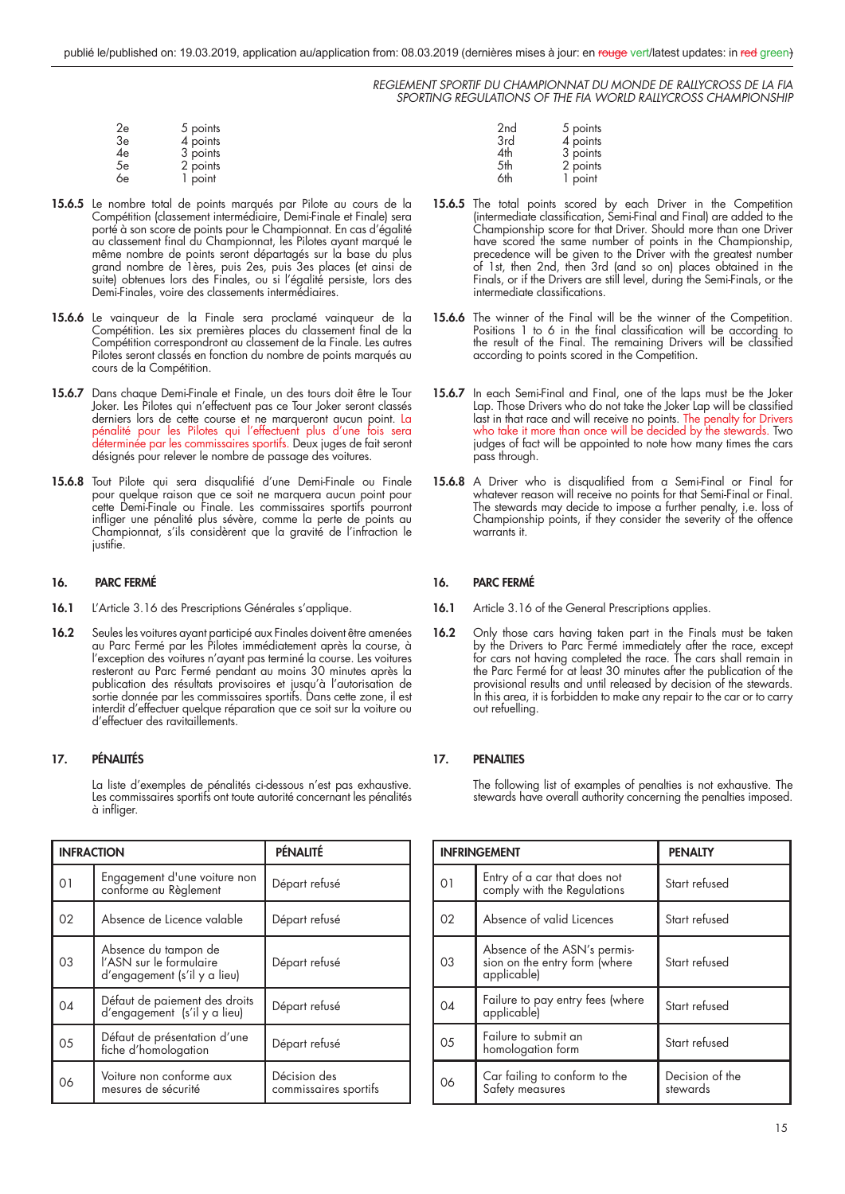| 2e | 5 points |
|---|---|
| 3e | 4 points |
| 4e | 3 points |
| 5e | 2 points |
| 6e | 1 point |

**15.6.5** Le nombre total de points marqués par Pilote au cours de la Compétition (classement intermédiaire, Demi-Finale et Finale) sera porté à son score de points pour le Championnat. En cas d'égalité au classement final du Championnat, les Pilotes ayant marqué le même nombre de points seront départagés sur la base du plus grand nombre de 1ères, puis 2es, puis 3es places (et ainsi de suite) obtenues lors des Finales, ou si l'égalité persiste, lors des Demi-Finales, voire des classements intermédiaires.

**15.6.6** Le vainqueur de la Finale sera proclamé vainqueur de la Compétition. Les six premières places du classement final de la Compétition correspondront au classement de la Finale. Les autres Pilotes seront classés en fonction du nombre de points marqués au cours de la Compétition.

**15.6.7** Dans chaque Demi-Finale et Finale, un des tours doit être le Tour Joker. Les Pilotes qui n'effectuent pas ce Tour Joker seront classés derniers lors de cette course et ne marqueront aucun point. La pénalité pour les Pilotes qui l'effectuent plus d'une fois sera déterminée par les commissaires sportifs. Deux juges de fait seront désignés pour relever le nombre de passage des voitures.

**15.6.8** Tout Pilote qui sera disqualifié d'une Demi-Finale ou Finale pour quelque raison que ce soit ne marquera aucun point pour cette Demi-Finale ou Finale. Les commissaires sportifs pourront infliger une pénalité plus sévère, comme la perte de points au Championnat, s'ils considèrent que la gravité de l'infraction le justifie.

## 16. PARC FERMÉ

**16.1** L'Article 3.16 des Prescriptions Générales s'applique.

**16.2** Seules les voitures ayant participé aux Finales doivent être amenées au Parc Fermé par les Pilotes immédiatement après la course, à l'exception des voitures n'ayant pas terminé la course. Les voitures resteront au Parc Fermé pendant au moins 30 minutes après la publication des résultats provisoires et jusqu'à l'autorisation de sortie donnée par les commissaires sportifs. Dans cette zone, il est interdit d'effectuer quelque réparation que ce soit sur la voiture ou d'effectuer des ravitaillements.

## 17. PÉNALITÉS

La liste d'exemples de pénalités ci-dessous n'est pas exhaustive. Les commissaires sportifs ont toute autorité concernant les pénalités à infliger.

| INFRACTION | | PÉNALITÉ |
|---|---|---|
| 01 | Engagement d'une voiture non conforme au Règlement | Départ refusé |
| 02 | Absence de Licence valable | Départ refusé |
| 03 | Absence du tampon de l'ASN sur le formulaire d'engagement (s'il y a lieu) | Départ refusé |
| 04 | Défaut de paiement des droits d'engagement (s'il y a lieu) | Départ refusé |
| 05 | Défaut de présentation d'une fiche d'homologation | Départ refusé |
| 06 | Voiture non conforme aux mesures de sécurité | Décision des commissaires sportifs |

| 2nd | 5 points |
|---|---|
| 3rd | 4 points |
| 4th | 3 points |
| 5th | 2 points |
| 6th | 1 point |

**15.6.5** The total points scored by each Driver in the Competition (intermediate classification, Semi-Final and Final) are added to the Championship score for that Driver. Should more than one Driver have scored the same number of points in the Championship, precedence will be given to the Driver with the greatest number of 1st, then 2nd, then 3rd (and so on) places obtained in the Finals, or if the Drivers are still level, during the Semi-Finals, or the intermediate classifications.

**15.6.6** The winner of the Final will be the winner of the Competition. Positions 1 to 6 in the final classification will be according to the result of the Final. The remaining Drivers will be classified according to points scored in the Competition.

**15.6.7** In each Semi-Final and Final, one of the laps must be the Joker Lap. Those Drivers who do not take the Joker Lap will be classified last in that race and will receive no points. The penalty for Drivers who take it more than once will be decided by the stewards. Two judges of fact will be appointed to note how many times the cars pass through.

**15.6.8** A Driver who is disqualified from a Semi-Final or Final for whatever reason will receive no points for that Semi-Final or Final. The stewards may decide to impose a further penalty, i.e. loss of Championship points, if they consider the severity of the offence warrants it.

## 16. PARC FERMÉ

**16.1** Article 3.16 of the General Prescriptions applies.

**16.2** Only those cars having taken part in the Finals must be taken by the Drivers to Parc Fermé immediately after the race, except for cars not having completed the race. The cars shall remain in the Parc Fermé for at least 30 minutes after the publication of the provisional results and until released by decision of the stewards. In this area, it is forbidden to make any repair to the car or to carry out refuelling.

## 17. PENALTIES

The following list of examples of penalties is not exhaustive. The stewards have overall authority concerning the penalties imposed.

| INFRINGEMENT | | PENALTY |
|---|---|---|
| 01 | Entry of a car that does not comply with the Regulations | Start refused |
| 02 | Absence of valid Licences | Start refused |
| 03 | Absence of the ASN's permission on the entry form (where applicable) | Start refused |
| 04 | Failure to pay entry fees (where applicable) | Start refused |
| 05 | Failure to submit an homologation form | Start refused |
| 06 | Car failing to conform to the Safety measures | Decision of the stewards |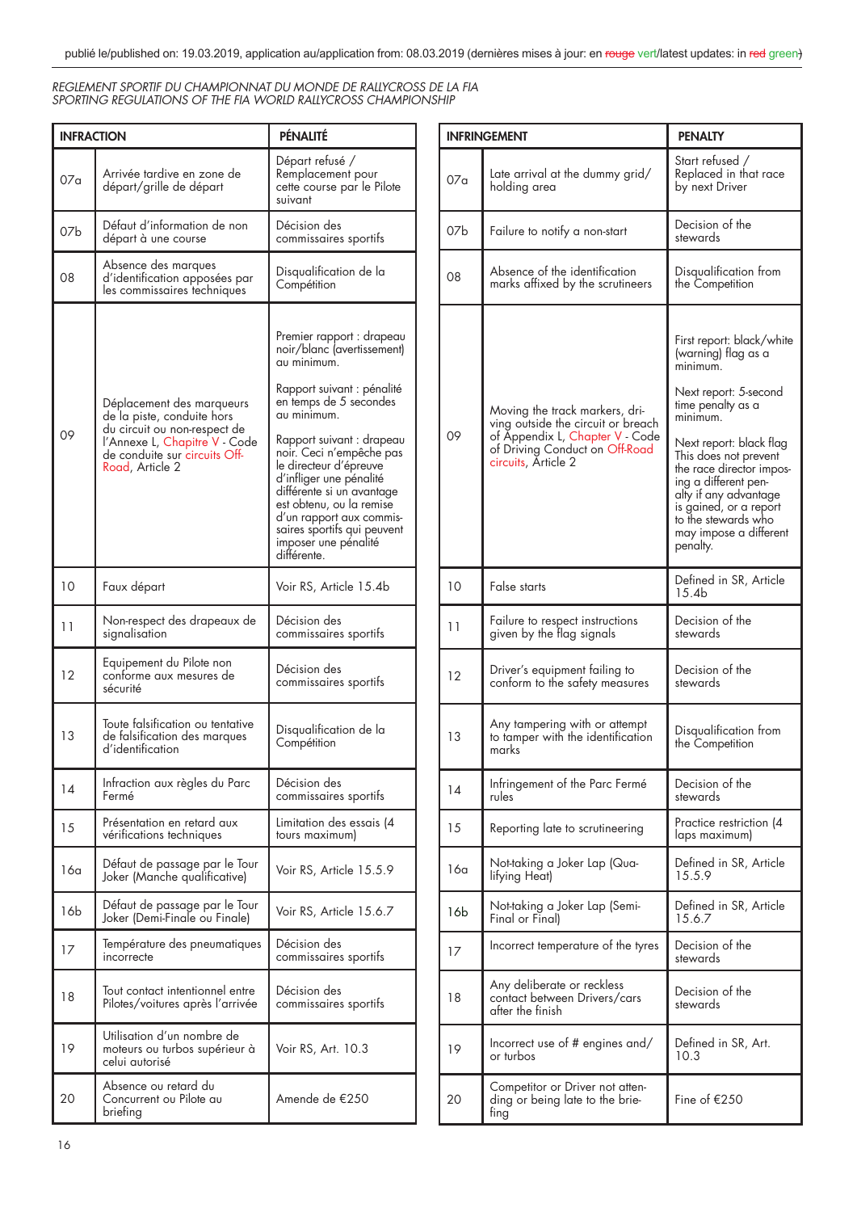publié le/published on: 19.03.2019, application au/application from: 08.03.2019 (dernières mises à jour: en ~~rouge~~ vert/latest updates: in ~~red~~ green)

*REGLEMENT SPORTIF DU CHAMPIONNAT DU MONDE DE RALLYCROSS DE LA FIA*
*SPORTING REGULATIONS OF THE FIA WORLD RALLYCROSS CHAMPIONSHIP*

| INFRACTION | | PÉNALITÉ |
|---|---|---|
| 07a | Arrivée tardive en zone de départ/grille de départ | Départ refusé / Remplacement pour cette course par le Pilote suivant |
| 07b | Défaut d'information de non départ à une course | Décision des commissaires sportifs |
| 08 | Absence des marques d'identification apposées par les commissaires techniques | Disqualification de la Compétition |
| 09 | Déplacement des marqueurs de la piste, conduite hors du circuit ou non-respect de l'Annexe L, Chapitre V - Code de conduite sur circuits Off-Road, Article 2 | Premier rapport : drapeau noir/blanc (avertissement) au minimum. Rapport suivant : pénalité en temps de 5 secondes au minimum. Rapport suivant : drapeau noir. Ceci n'empêche pas le directeur d'épreuve d'infliger une pénalité différente si un avantage est obtenu, ou la remise d'un rapport aux commissaires sportifs qui peuvent imposer une pénalité différente. |
| 10 | Faux départ | Voir RS, Article 15.4b |
| 11 | Non-respect des drapeaux de signalisation | Décision des commissaires sportifs |
| 12 | Equipement du Pilote non conforme aux mesures de sécurité | Décision des commissaires sportifs |
| 13 | Toute falsification ou tentative de falsification des marques d'identification | Disqualification de la Compétition |
| 14 | Infraction aux règles du Parc Fermé | Décision des commissaires sportifs |
| 15 | Présentation en retard aux vérifications techniques | Limitation des essais (4 tours maximum) |
| 16a | Défaut de passage par le Tour Joker (Manche qualificative) | Voir RS, Article 15.5.9 |
| 16b | Défaut de passage par le Tour Joker (Demi-Finale ou Finale) | Voir RS, Article 15.6.7 |
| 17 | Température des pneumatiques incorrecte | Décision des commissaires sportifs |
| 18 | Tout contact intentionnel entre Pilotes/voitures après l'arrivée | Décision des commissaires sportifs |
| 19 | Utilisation d'un nombre de moteurs ou turbos supérieur à celui autorisé | Voir RS, Art. 10.3 |
| 20 | Absence ou retard du Concurrent ou Pilote au briefing | Amende de €250 |

| INFRINGEMENT | | PENALTY |
|---|---|---|
| 07a | Late arrival at the dummy grid/ holding area | Start refused / Replaced in that race by next Driver |
| 07b | Failure to notify a non-start | Decision of the stewards |
| 08 | Absence of the identification marks affixed by the scrutineers | Disqualification from the Competition |
| 09 | Moving the track markers, driving outside the circuit or breach of Appendix L, Chapter V - Code of Driving Conduct on Off-Road circuits, Article 2 | First report: black/white (warning) flag as a minimum. Next report: 5-second time penalty as a minimum. Next report: black flag This does not prevent the race director imposing a different penalty if any advantage is gained, or a report to the stewards who may impose a different penalty. |
| 10 | False starts | Defined in SR, Article 15.4b |
| 11 | Failure to respect instructions given by the flag signals | Decision of the stewards |
| 12 | Driver's equipment failing to conform to the safety measures | Decision of the stewards |
| 13 | Any tampering with or attempt to tamper with the identification marks | Disqualification from the Competition |
| 14 | Infringement of the Parc Fermé rules | Decision of the stewards |
| 15 | Reporting late to scrutineering | Practice restriction (4 laps maximum) |
| 16a | Not-taking a Joker Lap (Qualifying Heat) | Defined in SR, Article 15.5.9 |
| 16b | Not-taking a Joker Lap (Semi-Final or Final) | Defined in SR, Article 15.6.7 |
| 17 | Incorrect temperature of the tyres | Decision of the stewards |
| 18 | Any deliberate or reckless contact between Drivers/cars after the finish | Decision of the stewards |
| 19 | Incorrect use of # engines and/ or turbos | Defined in SR, Art. 10.3 |
| 20 | Competitor or Driver not attending or being late to the briefing | Fine of €250 |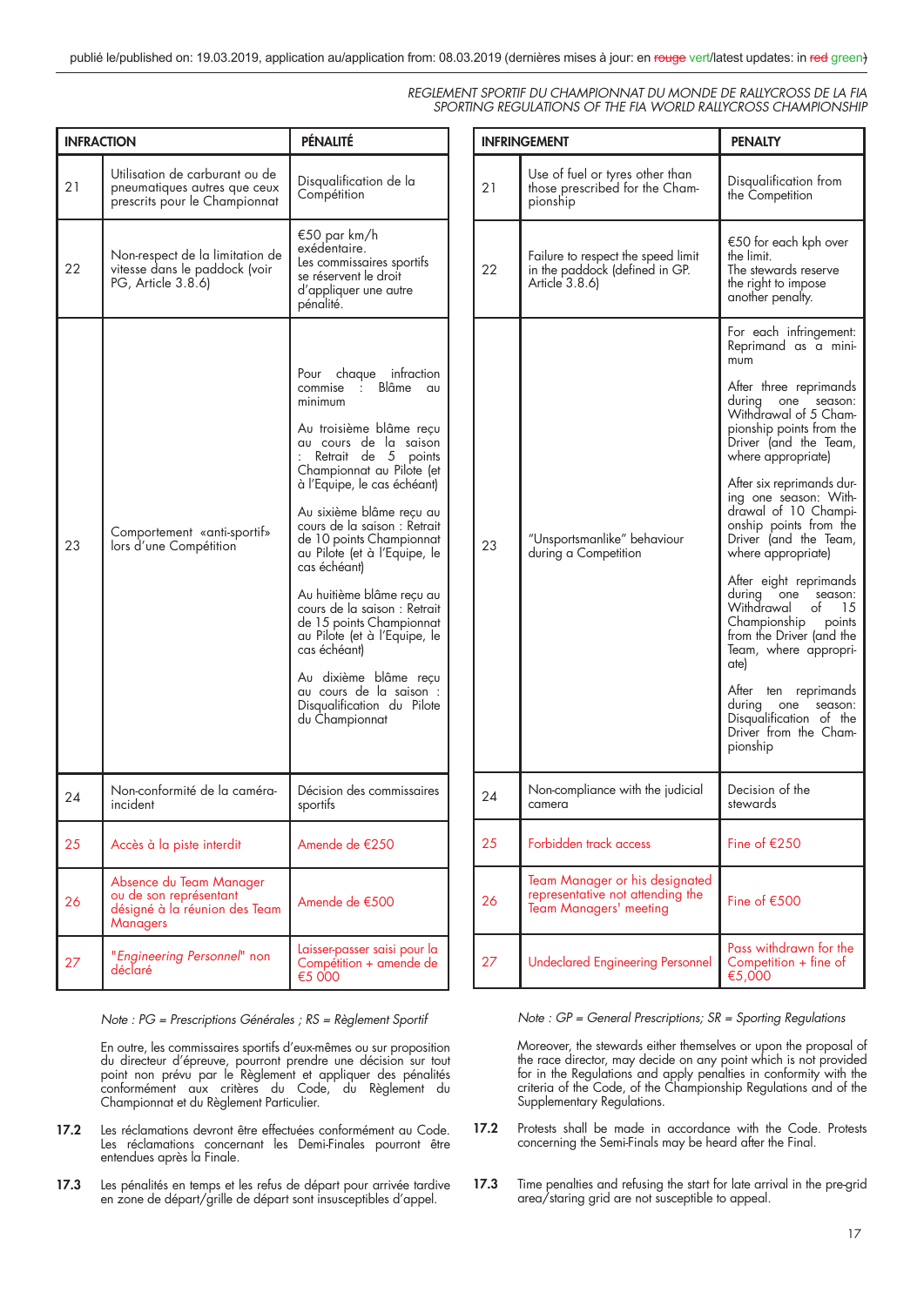| INFRACTION | | PÉNALITÉ |
|---|---|---|
| 21 | Utilisation de carburant ou de pneumatiques autres que ceux prescrits pour le Championnat | Disqualification de la Compétition |
| 22 | Non-respect de la limitation de vitesse dans le paddock (voir PG, Article 3.8.6) | €50 par km/h exédentaire. Les commissaires sportifs se réservent le droit d'appliquer une autre pénalité. |
| 23 | Comportement «anti-sportif» lors d'une Compétition | Pour chaque infraction commise : Blâme au minimum<br><br>Au troisième blâme reçu au cours de la saison : Retrait de 5 points Championnat au Pilote (et à l'Equipe, le cas échéant)<br><br>Au sixième blâme reçu au cours de la saison : Retrait de 10 points Championnat au Pilote (et à l'Equipe, le cas échéant)<br><br>Au huitième blâme reçu au cours de la saison : Retrait de 15 points Championnat au Pilote (et à l'Equipe, le cas échéant)<br><br>Au dixième blâme reçu au cours de la saison : Disqualification du Pilote du Championnat |
| 24 | Non-conformité de la caméra-incident | Décision des commissaires sportifs |
| 25 | Accès à la piste interdit | Amende de €250 |
| 26 | Absence du Team Manager ou de son représentant désigné à la réunion des Team Managers | Amende de €500 |
| 27 | "*Engineering Personnel*" non déclaré | Laisser-passer saisi pour la Compétition + amende de €5 000 |

*Note : PG = Prescriptions Générales ; RS = Règlement Sportif*

En outre, les commissaires sportifs d'eux-mêmes ou sur proposition du directeur d'épreuve, pourront prendre une décision sur tout point non prévu par le Règlement et appliquer des pénalités conformément aux critères du Code, du Règlement du Championnat et du Règlement Particulier.

**17.2** Les réclamations devront être effectuées conformément au Code. Les réclamations concernant les Demi-Finales pourront être entendues après la Finale.

**17.3** Les pénalités en temps et les refus de départ pour arrivée tardive en zone de départ/grille de départ sont insusceptibles d'appel.

| INFRINGEMENT | | PENALTY |
|---|---|---|
| 21 | Use of fuel or tyres other than those prescribed for the Championship | Disqualification from the Competition |
| 22 | Failure to respect the speed limit in the paddock (defined in GP. Article 3.8.6) | €50 for each kph over the limit. The stewards reserve the right to impose another penalty. |
| 23 | "Unsportsmanlike" behaviour during a Competition | For each infringement: Reprimand as a minimum<br><br>After three reprimands during one season: Withdrawal of 5 Championship points from the Driver (and the Team, where appropriate)<br><br>After six reprimands during one season: Withdrawal of 10 Championship points from the Driver (and the Team, where appropriate)<br><br>After eight reprimands during one season: Withdrawal of 15 Championship points from the Driver (and the Team, where appropriate)<br><br>After ten reprimands during one season: Disqualification of the Driver from the Championship |
| 24 | Non-compliance with the judicial camera | Decision of the stewards |
| 25 | Forbidden track access | Fine of €250 |
| 26 | Team Manager or his designated representative not attending the Team Managers' meeting | Fine of €500 |
| 27 | Undeclared Engineering Personnel | Pass withdrawn for the Competition + fine of €5,000 |

*Note : GP = General Prescriptions; SR = Sporting Regulations*

Moreover, the stewards either themselves or upon the proposal of the race director, may decide on any point which is not provided for in the Regulations and apply penalties in conformity with the criteria of the Code, of the Championship Regulations and of the Supplementary Regulations.

**17.2** Protests shall be made in accordance with the Code. Protests concerning the Semi-Finals may be heard after the Final.

**17.3** Time penalties and refusing the start for late arrival in the pre-grid area/staring grid are not susceptible to appeal.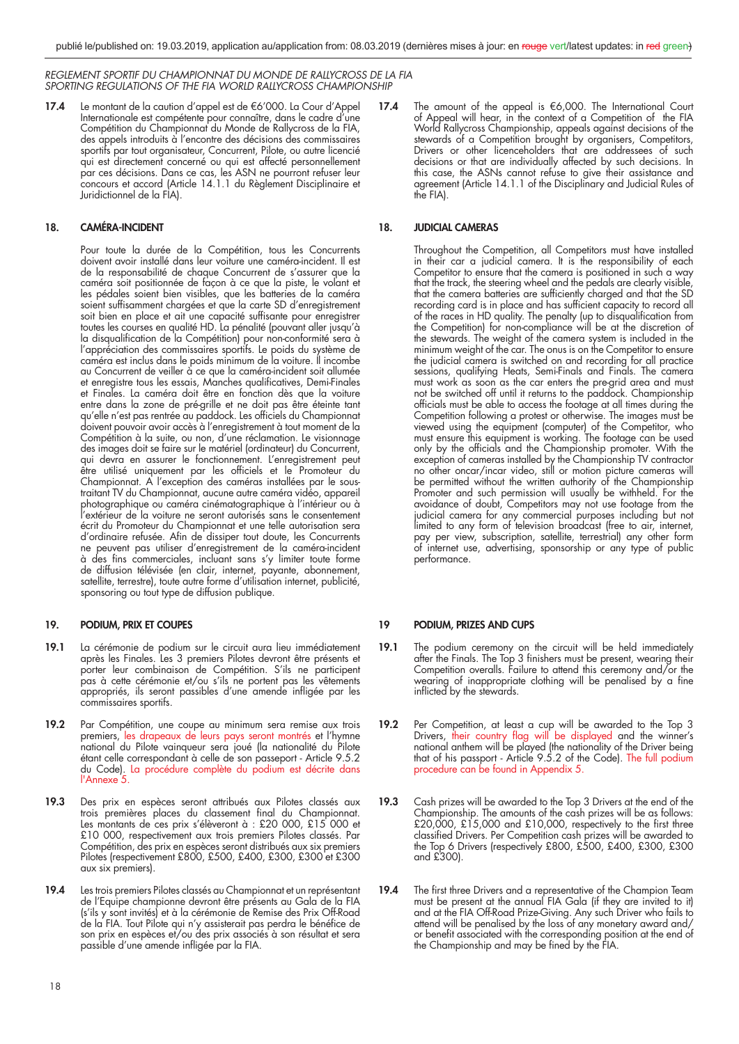REGLEMENT SPORTIF DU CHAMPIONNAT DU MONDE DE RALLYCROSS DE LA FIA
SPORTING REGULATIONS OF THE FIA WORLD RALLYCROSS CHAMPIONSHIP

**17.4** Le montant de la caution d'appel est de €6'000. La Cour d'Appel Internationale est compétente pour connaître, dans le cadre d'une Compétition du Championnat du Monde de Rallycross de la FIA, des appels introduits à l'encontre des décisions des commissaires sportifs par tout organisateur, Concurrent, Pilote, ou autre licencié qui est directement concerné ou qui est affecté personnellement par ces décisions. Dans ce cas, les ASN ne pourront refuser leur concours et accord (Article 14.1.1 du Règlement Disciplinaire et Juridictionnel de la FIA).

## 18. CAMÉRA-INCIDENT

Pour toute la durée de la Compétition, tous les Concurrents doivent avoir installé dans leur voiture une caméra-incident. Il est de la responsabilité de chaque Concurrent de s'assurer que la caméra soit positionnée de façon à ce que la piste, le volant et les pédales soient bien visibles, que les batteries de la caméra soient suffisamment chargées et que la carte SD d'enregistrement soit bien en place et ait une capacité suffisante pour enregistrer toutes les courses en qualité HD. La pénalité (pouvant aller jusqu'à la disqualification de la Compétition) pour non-conformité sera à l'appréciation des commissaires sportifs. Le poids du système de caméra est inclus dans le poids minimum de la voiture. Il incombe au Concurrent de veiller à ce que la caméra-incident soit allumée et enregistre tous les essais, Manches qualificatives, Demi-Finales et Finales. La caméra doit être en fonction dès que la voiture entre dans la zone de pré-grille et ne doit pas être éteinte tant qu'elle n'est pas rentrée au paddock. Les officiels du Championnat doivent pouvoir avoir accès à l'enregistrement à tout moment de la Compétition à la suite, ou non, d'une réclamation. Le visionnage des images doit se faire sur le matériel (ordinateur) du Concurrent, qui devra en assurer le fonctionnement. L'enregistrement peut être utilisé uniquement par les officiels et le Promoteur du Championnat. A l'exception des caméras installées par le sous-traitant TV du Championnat, aucune autre caméra vidéo, appareil photographique ou caméra cinématographique à l'intérieur ou à l'extérieur de la voiture ne seront autorisés sans le consentement écrit du Promoteur du Championnat et une telle autorisation sera d'ordinaire refusée. Afin de dissiper tout doute, les Concurrents ne peuvent pas utiliser d'enregistrement de la caméra-incident à des fins commerciales, incluant sans s'y limiter toute forme de diffusion télévisée (en clair, internet, payante, abonnement, satellite, terrestre), toute autre forme d'utilisation internet, publicité, sponsoring ou tout type de diffusion publique.

## 19. PODIUM, PRIX ET COUPES

**19.1** La cérémonie de podium sur le circuit aura lieu immédiatement après les Finales. Les 3 premiers Pilotes devront être présents et porter leur combinaison de Compétition. S'ils ne participent pas à cette cérémonie et/ou s'ils ne portent pas les vêtements appropriés, ils seront passibles d'une amende infligée par les commissaires sportifs.

**19.2** Par Compétition, une coupe au minimum sera remise aux trois premiers, les drapeaux de leurs pays seront montrés et l'hymne national du Pilote vainqueur sera joué (la nationalité du Pilote étant celle correspondant à celle de son passeport - Article 9.5.2 du Code). La procédure complète du podium est décrite dans l'Annexe 5.

**19.3** Des prix en espèces seront attribués aux Pilotes classés aux trois premières places du classement final du Championnat. Les montants de ces prix s'élèveront à : £20 000, £15 000 et £10 000, respectivement aux trois premiers Pilotes classés. Par Compétition, des prix en espèces seront distribués aux six premiers Pilotes (respectivement £800, £500, £400, £300, £300 et £300 aux six premiers).

**19.4** Les trois premiers Pilotes classés au Championnat et un représentant de l'Equipe championne devront être présents au Gala de la FIA (s'ils y sont invités) et à la cérémonie de Remise des Prix Off-Road de la FIA. Tout Pilote qui n'y assisterait pas perdra le bénéfice de son prix en espèces et/ou des prix associés à son résultat et sera passible d'une amende infligée par la FIA.

**17.4** The amount of the appeal is €6,000. The International Court of Appeal will hear, in the context of a Competition of the FIA World Rallycross Championship, appeals against decisions of the stewards of a Competition brought by organisers, Competitors, Drivers or other licenceholders that are addressees of such decisions or that are individually affected by such decisions. In this case, the ASNs cannot refuse to give their assistance and agreement (Article 14.1.1 of the Disciplinary and Judicial Rules of the FIA).

## 18. JUDICIAL CAMERAS

Throughout the Competition, all Competitors must have installed in their car a judicial camera. It is the responsibility of each Competitor to ensure that the camera is positioned in such a way that the track, the steering wheel and the pedals are clearly visible, that the camera batteries are sufficiently charged and that the SD recording card is in place and has sufficient capacity to record all of the races in HD quality. The penalty (up to disqualification from the Competition) for non-compliance will be at the discretion of the stewards. The weight of the camera system is included in the minimum weight of the car. The onus is on the Competitor to ensure the judicial camera is switched on and recording for all practice sessions, qualifying Heats, Semi-Finals and Finals. The camera must work as soon as the car enters the pre-grid area and must not be switched off until it returns to the paddock. Championship officials must be able to access the footage at all times during the Competition following a protest or otherwise. The images must be viewed using the equipment (computer) of the Competitor, who must ensure this equipment is working. The footage can be used only by the officials and the Championship promoter. With the exception of cameras installed by the Championship TV contractor no other oncar/incar video, still or motion picture cameras will be permitted without the written authority of the Championship Promoter and such permission will usually be withheld. For the avoidance of doubt, Competitors may not use footage from the judicial camera for any commercial purposes including but not limited to any form of television broadcast (free to air, internet, pay per view, subscription, satellite, terrestrial) any other form of internet use, advertising, sponsorship or any type of public performance.

## 19 PODIUM, PRIZES AND CUPS

**19.1** The podium ceremony on the circuit will be held immediately after the Finals. The Top 3 finishers must be present, wearing their Competition overalls. Failure to attend this ceremony and/or the wearing of inappropriate clothing will be penalised by a fine inflicted by the stewards.

**19.2** Per Competition, at least a cup will be awarded to the Top 3 Drivers, their country flag will be displayed and the winner's national anthem will be played (the nationality of the Driver being that of his passport - Article 9.5.2 of the Code). The full podium procedure can be found in Appendix 5.

**19.3** Cash prizes will be awarded to the Top 3 Drivers at the end of the Championship. The amounts of the cash prizes will be as follows: £20,000, £15,000 and £10,000, respectively to the first three classified Drivers. Per Competition cash prizes will be awarded to the Top 6 Drivers (respectively £800, £500, £400, £300, £300 and £300).

**19.4** The first three Drivers and a representative of the Champion Team must be present at the annual FIA Gala (if they are invited to it) and at the FIA Off-Road Prize-Giving. Any such Driver who fails to attend will be penalised by the loss of any monetary award and/or benefit associated with the corresponding position at the end of the Championship and may be fined by the FIA.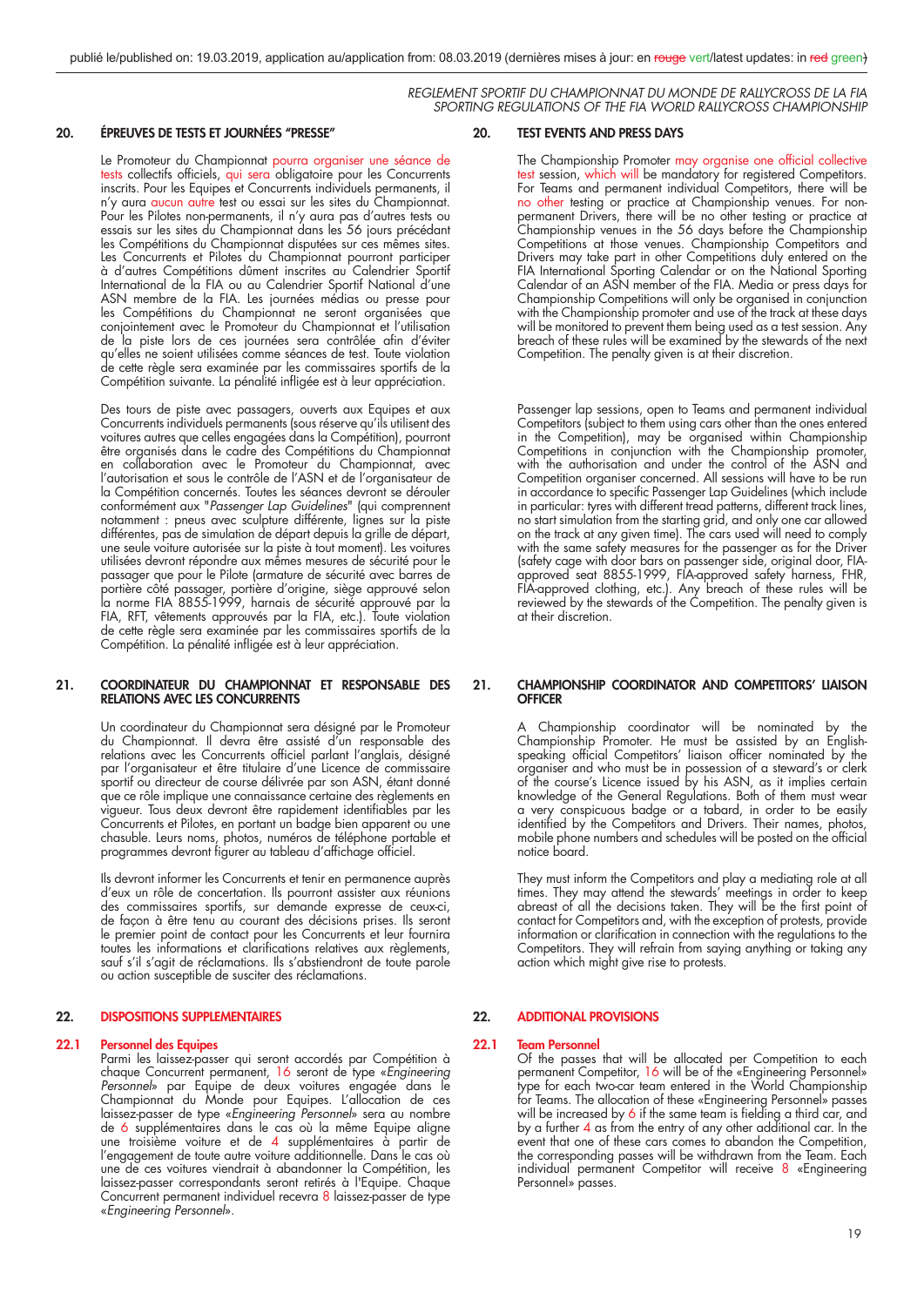## 20. ÉPREUVES DE TESTS ET JOURNÉES "PRESSE"

Le Promoteur du Championnat pourra organiser une séance de tests collectifs officiels, qui sera obligatoire pour les Concurrents inscrits. Pour les Equipes et Concurrents individuels permanents, il n'y aura aucun autre test ou essai sur les sites du Championnat. Pour les Pilotes non-permanents, il n'y aura pas d'autres tests ou essais sur les sites du Championnat dans les 56 jours précédant les Compétitions du Championnat disputées sur ces mêmes sites. Les Concurrents et Pilotes du Championnat pourront participer à d'autres Compétitions dûment inscrites au Calendrier Sportif International de la FIA ou au Calendrier Sportif National d'une ASN membre de la FIA. Les journées médias ou presse pour les Compétitions du Championnat ne seront organisées que conjointement avec le Promoteur du Championnat et l'utilisation de la piste lors de ces journées sera contrôlée afin d'éviter qu'elles ne soient utilisées comme séances de test. Toute violation de cette règle sera examinée par les commissaires sportifs de la Compétition suivante. La pénalité infligée est à leur appréciation.

Des tours de piste avec passagers, ouverts aux Equipes et aux Concurrents individuels permanents (sous réserve qu'ils utilisent des voitures autres que celles engagées dans la Compétition), pourront être organisés dans le cadre des Compétitions du Championnat en collaboration avec le Promoteur du Championnat, avec l'autorisation et sous le contrôle de l'ASN et de l'organisateur de la Compétition concernés. Toutes les séances devront se dérouler conformément aux "*Passenger Lap Guidelines*" (qui comprennent notamment : pneus avec sculpture différente, lignes sur la piste différentes, pas de simulation de départ depuis la grille de départ, une seule voiture autorisée sur la piste à tout moment). Les voitures utilisées devront répondre aux mêmes mesures de sécurité pour le passager que pour le Pilote (armature de sécurité avec barres de portière côté passager, portière d'origine, siège approuvé selon la norme FIA 8855-1999, harnais de sécurité approuvé par la FIA, RFT, vêtements approuvés par la FIA, etc.). Toute violation de cette règle sera examinée par les commissaires sportifs de la Compétition. La pénalité infligée est à leur appréciation.

## 20. TEST EVENTS AND PRESS DAYS

The Championship Promoter may organise one official collective test session, which will be mandatory for registered Competitors. For Teams and permanent individual Competitors, there will be no other testing or practice at Championship venues. For non-permanent Drivers, there will be no other testing or practice at Championship venues in the 56 days before the Championship Competitions at those venues. Championship Competitors and Drivers may take part in other Competitions duly entered on the FIA International Sporting Calendar or on the National Sporting Calendar of an ASN member of the FIA. Media or press days for Championship Competitions will only be organised in conjunction with the Championship promoter and use of the track at these days will be monitored to prevent them being used as a test session. Any breach of these rules will be examined by the stewards of the next Competition. The penalty given is at their discretion.

Passenger lap sessions, open to Teams and permanent individual Competitors (subject to them using cars other than the ones entered in the Competition), may be organised within Championship Competitions in conjunction with the Championship promoter, with the authorisation and under the control of the ASN and Competition organiser concerned. All sessions will have to be run in accordance to specific Passenger Lap Guidelines (which include in particular: tyres with different tread patterns, different track lines, no start simulation from the starting grid, and only one car allowed on the track at any given time). The cars used will need to comply with the same safety measures for the passenger as for the Driver (safety cage with door bars on passenger side, original door, FIA-approved seat 8855-1999, FIA-approved safety harness, FHR, FIA-approved clothing, etc.). Any breach of these rules will be reviewed by the stewards of the Competition. The penalty given is at their discretion.

## 21. COORDINATEUR DU CHAMPIONNAT ET RESPONSABLE DES RELATIONS AVEC LES CONCURRENTS

Un coordinateur du Championnat sera désigné par le Promoteur du Championnat. Il devra être assisté d'un responsable des relations avec les Concurrents officiel parlant l'anglais, désigné par l'organisateur et être titulaire d'une Licence de commissaire sportif ou directeur de course délivrée par son ASN, étant donné que ce rôle implique une connaissance certaine des règlements en vigueur. Tous deux devront être rapidement identifiables par les Concurrents et Pilotes, en portant un badge bien apparent ou une chasuble. Leurs noms, photos, numéros de téléphone portable et programmes devront figurer au tableau d'affichage officiel.

Ils devront informer les Concurrents et tenir en permanence auprès d'eux un rôle de concertation. Ils pourront assister aux réunions des commissaires sportifs, sur demande expresse de ceux-ci, de façon à être tenu au courant des décisions prises. Ils seront le premier point de contact pour les Concurrents et leur fournira toutes les informations et clarifications relatives aux règlements, sauf s'il s'agit de réclamations. Ils s'abstiendront de toute parole ou action susceptible de susciter des réclamations.

## 21. CHAMPIONSHIP COORDINATOR AND COMPETITORS' LIAISON OFFICER

A Championship coordinator will be nominated by the Championship Promoter. He must be assisted by an English-speaking official Competitors' liaison officer nominated by the organiser and who must be in possession of a steward's or clerk of the course's Licence issued by his ASN, as it implies certain knowledge of the General Regulations. Both of them must wear a very conspicuous badge or a tabard, in order to be easily identified by the Competitors and Drivers. Their names, photos, mobile phone numbers and schedules will be posted on the official notice board.

They must inform the Competitors and play a mediating role at all times. They may attend the stewards' meetings in order to keep abreast of all the decisions taken. They will be the first point of contact for Competitors and, with the exception of protests, provide information or clarification in connection with the regulations to the Competitors. They will refrain from saying anything or taking any action which might give rise to protests.

## 22. DISPOSITIONS SUPPLEMENTAIRES

### 22.1 Personnel des Equipes

Parmi les laissez-passer qui seront accordés par Compétition à chaque Concurrent permanent, 16 seront de type «*Engineering Personnel*» par Equipe de deux voitures engagée dans le Championnat du Monde pour Equipes. L'allocation de ces laissez-passer de type «*Engineering Personnel*» sera au nombre de 6 supplémentaires dans le cas où la même Equipe aligne une troisième voiture et de 4 supplémentaires à partir de l'engagement de toute autre voiture additionnelle. Dans le cas où une de ces voitures viendrait à abandonner la Compétition, les laissez-passer correspondants seront retirés à l'Equipe. Chaque Concurrent permanent individuel recevra 8 laissez-passer de type «*Engineering Personnel*».

## 22. ADDITIONAL PROVISIONS

### 22.1 Team Personnel

Of the passes that will be allocated per Competition to each permanent Competitor, 16 will be of the «Engineering Personnel» type for each two-car team entered in the World Championship for Teams. The allocation of these «Engineering Personnel» passes will be increased by 6 if the same team is fielding a third car, and by a further 4 as from the entry of any other additional car. In the event that one of these cars comes to abandon the Competition, the corresponding passes will be withdrawn from the Team. Each individual permanent Competitor will receive 8 «Engineering Personnel» passes.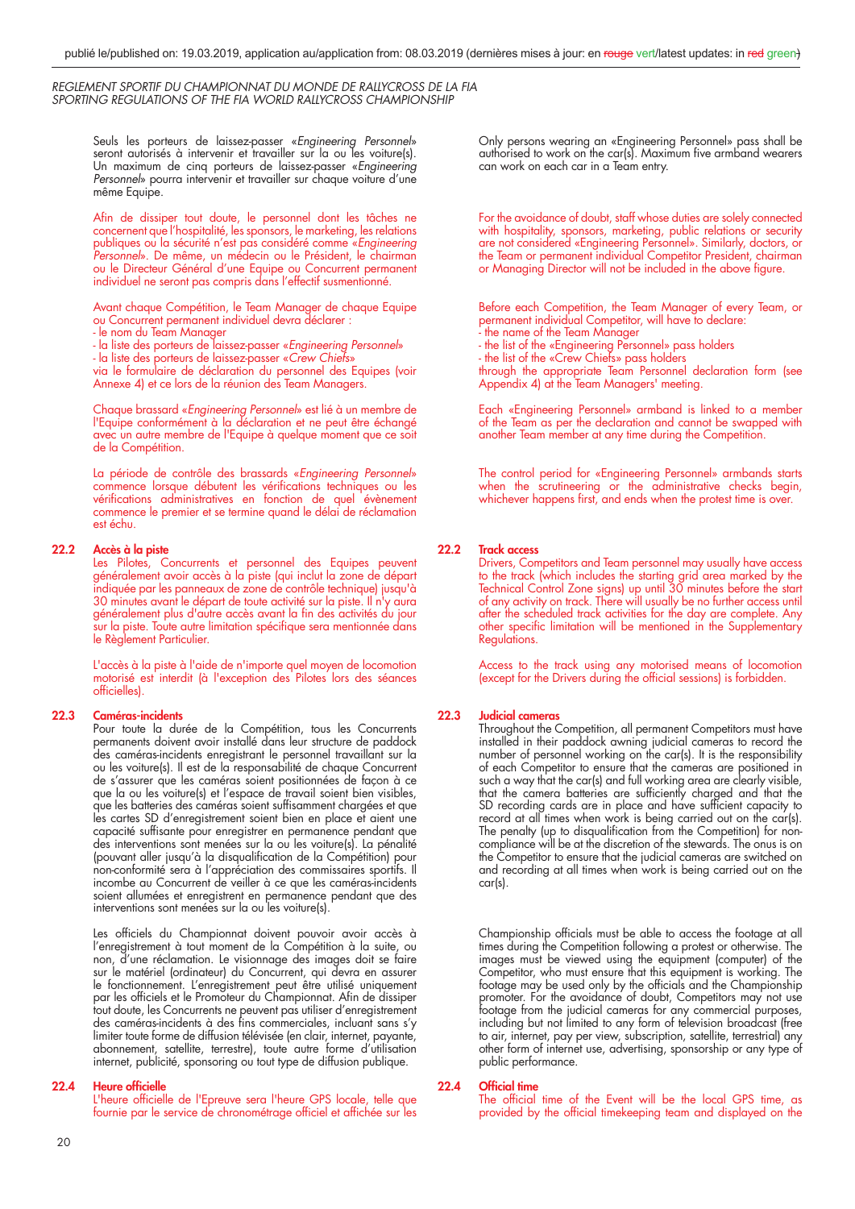Seuls les porteurs de laissez-passer «*Engineering Personnel*» seront autorisés à intervenir et travailler sur la ou les voiture(s). Un maximum de cinq porteurs de laissez-passer «*Engineering Personnel*» pourra intervenir et travailler sur chaque voiture d'une même Equipe.

Afin de dissiper tout doute, le personnel dont les tâches ne concernent que l'hospitalité, les sponsors, le marketing, les relations publiques ou la sécurité n'est pas considéré comme «*Engineering Personnel*». De même, un médecin ou le Président, le chairman ou le Directeur Général d'une Equipe ou Concurrent permanent individuel ne seront pas compris dans l'effectif susmentionné.

Avant chaque Compétition, le Team Manager de chaque Equipe ou Concurrent permanent individuel devra déclarer :
- le nom du Team Manager
- la liste des porteurs de laissez-passer «*Engineering Personnel*»
- la liste des porteurs de laissez-passer «*Crew Chiefs*»

via le formulaire de déclaration du personnel des Equipes (voir Annexe 4) et ce lors de la réunion des Team Managers.

Chaque brassard «*Engineering Personnel*» est lié à un membre de l'Equipe conformément à la déclaration et ne peut être échangé avec un autre membre de l'Equipe à quelque moment que ce soit de la Compétition.

La période de contrôle des brassards «*Engineering Personnel*» commence lorsque débutent les vérifications techniques ou les vérifications administratives en fonction de quel évènement commence le premier et se termine quand le délai de réclamation est échu.

**22.2 Accès à la piste**
Les Pilotes, Concurrents et personnel des Equipes peuvent généralement avoir accès à la piste (qui inclut la zone de départ indiquée par les panneaux de zone de contrôle technique) jusqu'à 30 minutes avant le départ de toute activité sur la piste. Il n'y aura généralement plus d'autre accès avant la fin des activités du jour sur la piste. Toute autre limitation spécifique sera mentionnée dans le Règlement Particulier.

L'accès à la piste à l'aide de n'importe quel moyen de locomotion motorisé est interdit (à l'exception des Pilotes lors des séances officielles).

**22.3 Caméras-incidents**
Pour toute la durée de la Compétition, tous les Concurrents permanents doivent avoir installé dans leur structure de paddock des caméras-incidents enregistrant le personnel travaillant sur la ou les voiture(s). Il est de la responsabilité de chaque Concurrent de s'assurer que les caméras soient positionnées de façon à ce que la ou les voiture(s) et l'espace de travail soient bien visibles, que les batteries des caméras soient suffisamment chargées et que les cartes SD d'enregistrement soient bien en place et aient une capacité suffisante pour enregistrer en permanence pendant que des interventions sont menées sur la ou les voiture(s). La pénalité (pouvant aller jusqu'à la disqualification de la Compétition) pour non-conformité sera à l'appréciation des commissaires sportifs. Il incombe au Concurrent de veiller à ce que les caméras-incidents soient allumées et enregistrent en permanence pendant que des interventions sont menées sur la ou les voiture(s).

Les officiels du Championnat doivent pouvoir avoir accès à l'enregistrement à tout moment de la Compétition à la suite, ou non, d'une réclamation. Le visionnage des images doit se faire sur le matériel (ordinateur) du Concurrent, qui devra en assurer le fonctionnement. L'enregistrement peut être utilisé uniquement par les officiels et le Promoteur du Championnat. Afin de dissiper tout doute, les Concurrents ne peuvent pas utiliser d'enregistrement des caméras-incidents à des fins commerciales, incluant sans s'y limiter toute forme de diffusion télévisée (en clair, internet, payante, abonnement, satellite, terrestre), toute autre forme d'utilisation internet, publicité, sponsoring ou tout type de diffusion publique.

**22.4 Heure officielle**
L'heure officielle de l'Epreuve sera l'heure GPS locale, telle que fournie par le service de chronométrage officiel et affichée sur les

Only persons wearing an «Engineering Personnel» pass shall be authorised to work on the car(s). Maximum five armband wearers can work on each car in a Team entry.

For the avoidance of doubt, staff whose duties are solely connected with hospitality, sponsors, marketing, public relations or security are not considered «Engineering Personnel». Similarly, doctors, or the Team or permanent individual Competitor President, chairman or Managing Director will not be included in the above figure.

Before each Competition, the Team Manager of every Team, or permanent individual Competitor, will have to declare:
- the name of the Team Manager
- the list of the «Engineering Personnel» pass holders
- the list of the «Crew Chiefs» pass holders

through the appropriate Team Personnel declaration form (see Appendix 4) at the Team Managers' meeting.

Each «Engineering Personnel» armband is linked to a member of the Team as per the declaration and cannot be swapped with another Team member at any time during the Competition.

The control period for «Engineering Personnel» armbands starts when the scrutineering or the administrative checks begin, whichever happens first, and ends when the protest time is over.

**22.2 Track access**
Drivers, Competitors and Team personnel may usually have access to the track (which includes the starting grid area marked by the Technical Control Zone signs) up until 30 minutes before the start of any activity on track. There will usually be no further access until after the scheduled track activities for the day are complete. Any other specific limitation will be mentioned in the Supplementary Regulations.

Access to the track using any motorised means of locomotion (except for the Drivers during the official sessions) is forbidden.

**22.3 Judicial cameras**
Throughout the Competition, all permanent Competitors must have installed in their paddock awning judicial cameras to record the number of personnel working on the car(s). It is the responsibility of each Competitor to ensure that the cameras are positioned in such a way that the car(s) and full working area are clearly visible, that the camera batteries are sufficiently charged and that the SD recording cards are in place and have sufficient capacity to record at all times when work is being carried out on the car(s). The penalty (up to disqualification from the Competition) for non-compliance will be at the discretion of the stewards. The onus is on the Competitor to ensure that the judicial cameras are switched on and recording at all times when work is being carried out on the car(s).

Championship officials must be able to access the footage at all times during the Competition following a protest or otherwise. The images must be viewed using the equipment (computer) of the Competitor, who must ensure that this equipment is working. The footage may be used only by the officials and the Championship promoter. For the avoidance of doubt, Competitors may not use footage from the judicial cameras for any commercial purposes, including but not limited to any form of television broadcast (free to air, internet, pay per view, subscription, satellite, terrestrial) any other form of internet use, advertising, sponsorship or any type of public performance.

**22.4 Official time**
The official time of the Event will be the local GPS time, as provided by the official timekeeping team and displayed on the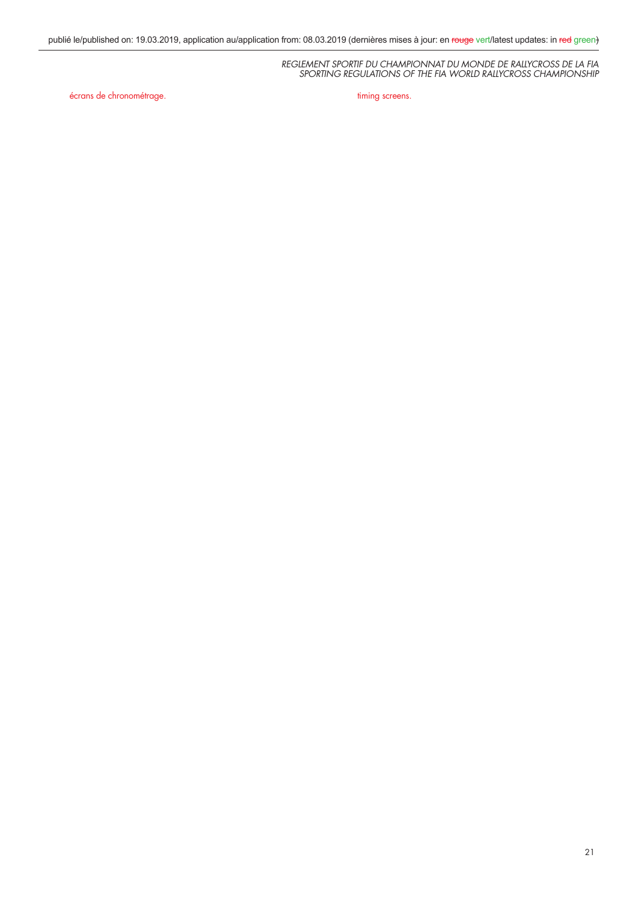écrans de chronométrage.

timing screens.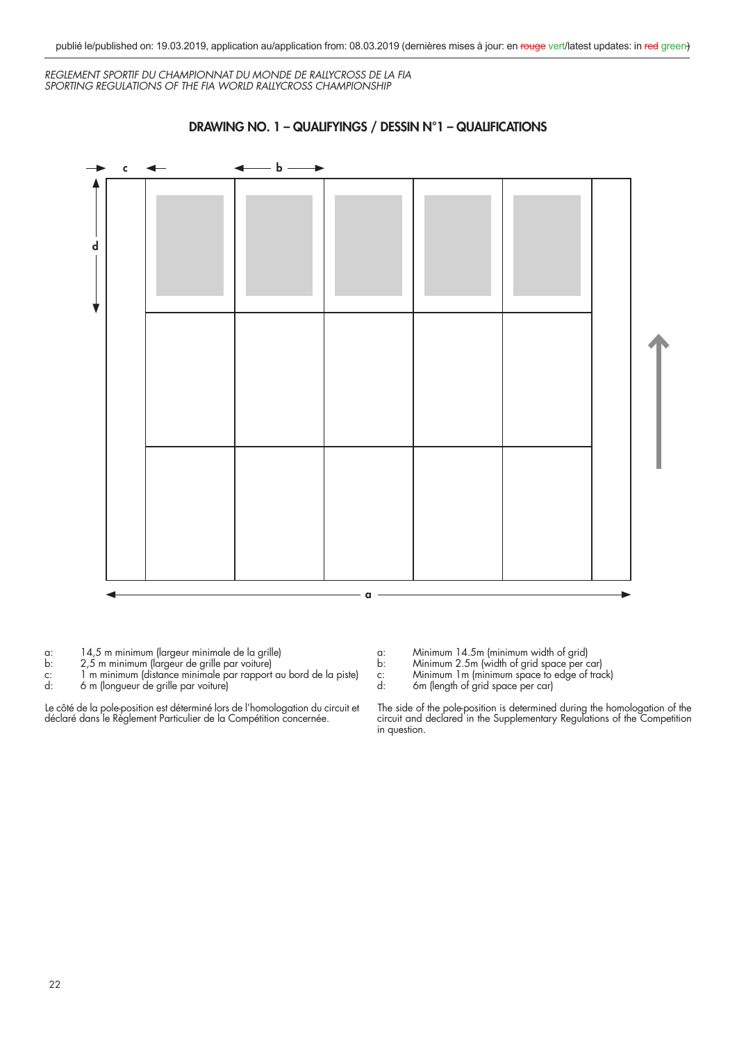## DRAWING NO. 1 – QUALIFYINGS / DESSIN N°1 – QUALIFICATIONS

a: 14,5 m minimum (largeur minimale de la grille)
b: 2,5 m minimum (largeur de grille par voiture)
c: 1 m minimum (distance minimale par rapport au bord de la piste)
d: 6 m (longueur de grille par voiture)

Le côté de la pole-position est déterminé lors de l'homologation du circuit et déclaré dans le Règlement Particulier de la Compétition concernée.

a: Minimum 14.5m (minimum width of grid)
b: Minimum 2.5m (width of grid space per car)
c: Minimum 1m (minimum space to edge of track)
d: 6m (length of grid space per car)

The side of the pole-position is determined during the homologation of the circuit and declared in the Supplementary Regulations of the Competition in question.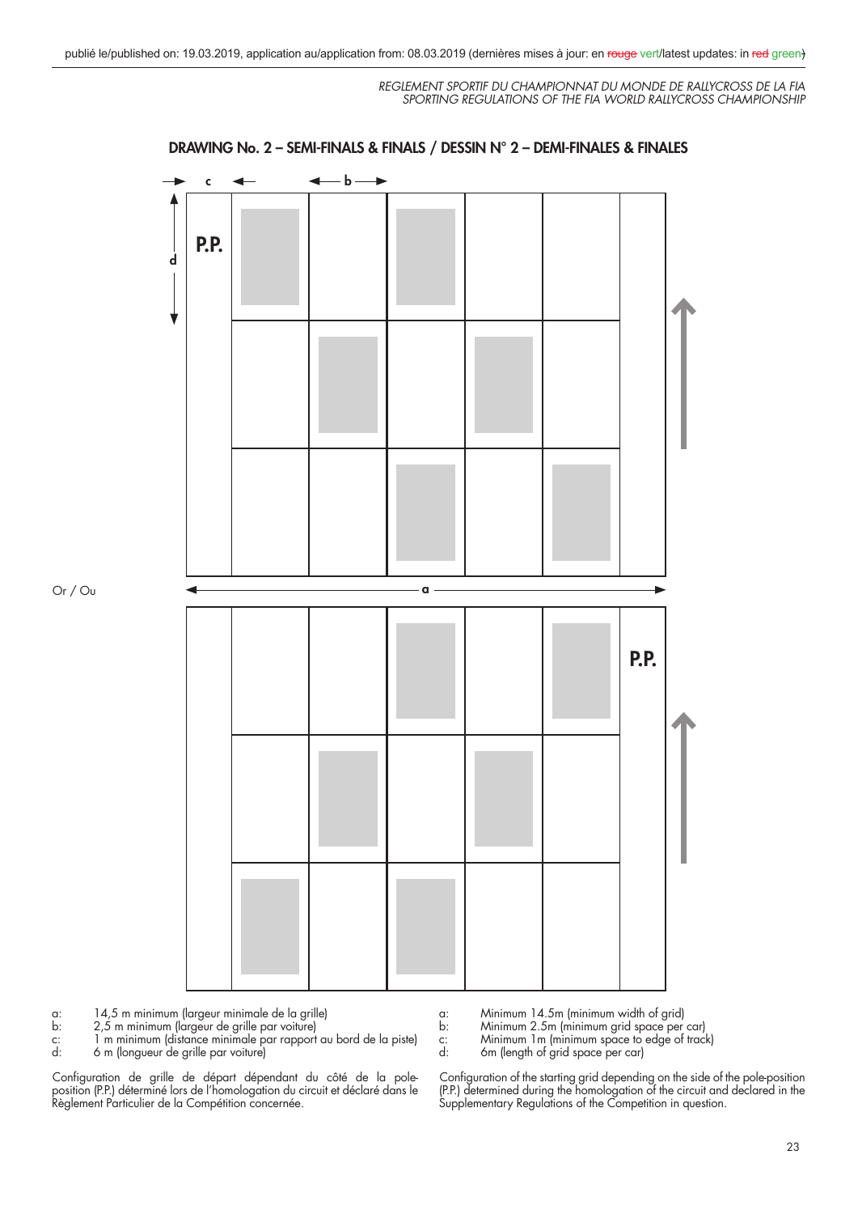## DRAWING No. 2 – SEMI-FINALS & FINALS / DESSIN N° 2 – DEMI-FINALES & FINALES

c — b

d

P.P.

Or / Ou

a

P.P.

a: 14,5 m minimum (largeur minimale de la grille)
b: 2,5 m minimum (largeur de grille par voiture)
c: 1 m minimum (distance minimale par rapport au bord de la piste)
d: 6 m (longueur de grille par voiture)

Configuration de grille de départ dépendant du côté de la pole-position (P.P.) déterminé lors de l'homologation du circuit et déclaré dans le Règlement Particulier de la Compétition concernée.

a: Minimum 14.5m (minimum width of grid)
b: Minimum 2.5m (minimum grid space per car)
c: Minimum 1m (minimum space to edge of track)
d: 6m (length of grid space per car)

Configuration of the starting grid depending on the side of the pole-position (P.P.) determined during the homologation of the circuit and declared in the Supplementary Regulations of the Competition in question.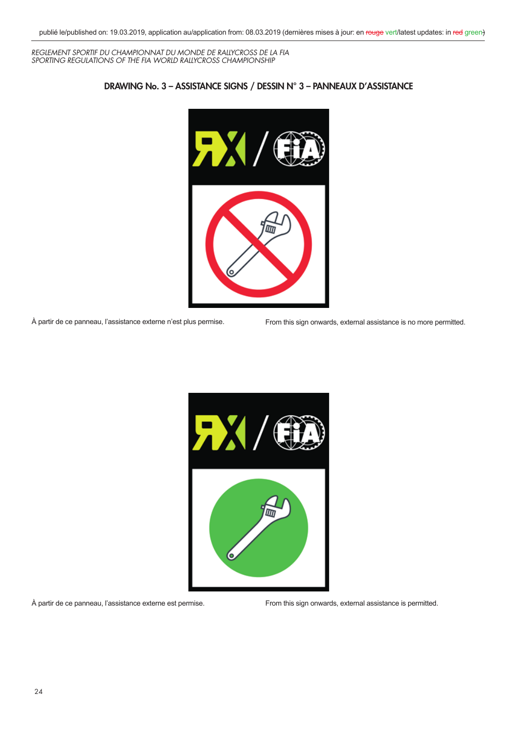## DRAWING No. 3 – ASSISTANCE SIGNS / DESSIN N° 3 – PANNEAUX D'ASSISTANCE

À partir de ce panneau, l'assistance externe n'est plus permise.

From this sign onwards, external assistance is no more permitted.

À partir de ce panneau, l'assistance externe est permise.

From this sign onwards, external assistance is permitted.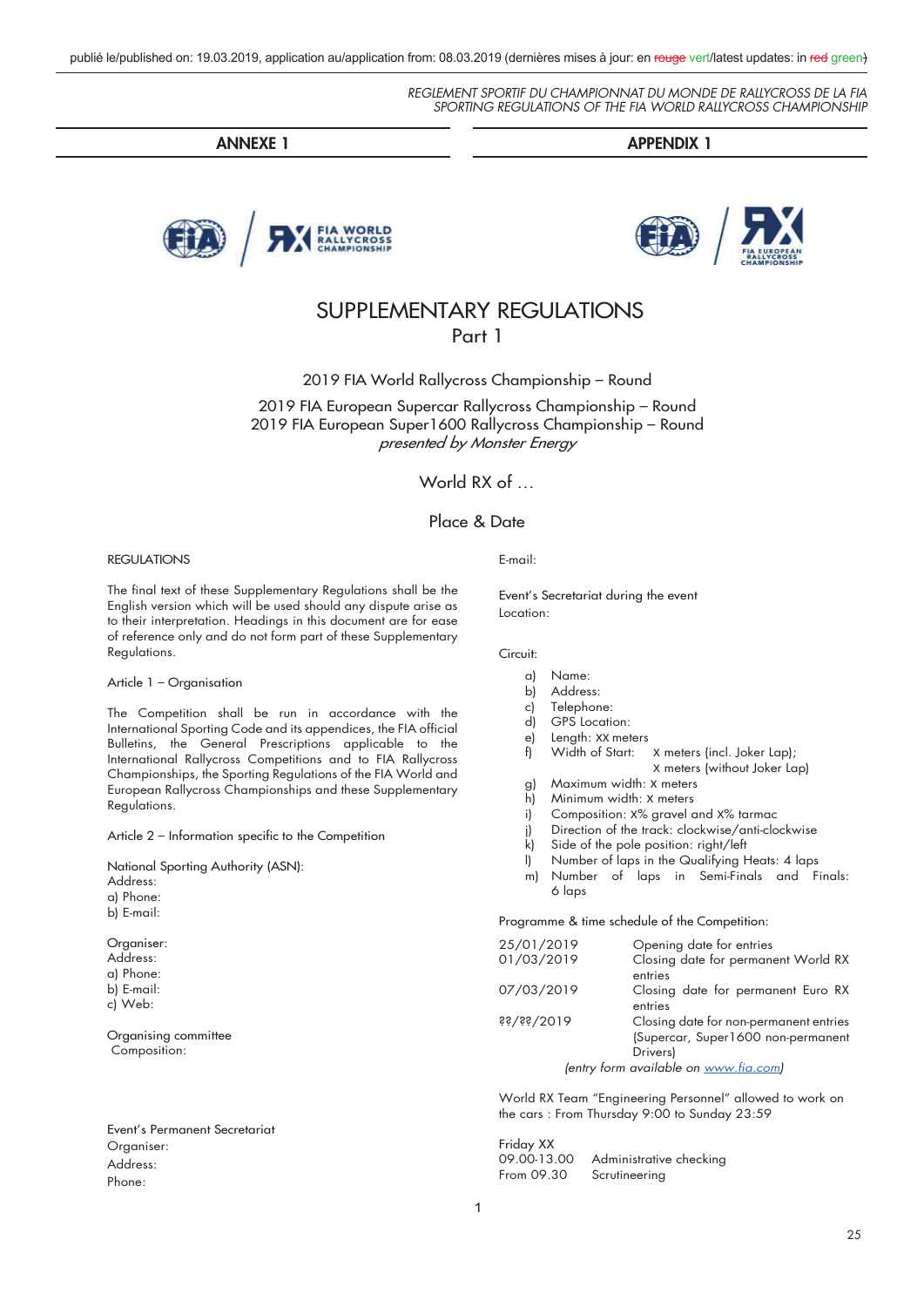publié le/published on: 19.03.2019, application au/application from: 08.03.2019 (dernières mises à jour: en ~~rouge~~ vert/latest updates: in ~~red~~ green)

*REGLEMENT SPORTIF DU CHAMPIONNAT DU MONDE DE RALLYCROSS DE LA FIA*
*SPORTING REGULATIONS OF THE FIA WORLD RALLYCROSS CHAMPIONSHIP*

**ANNEXE 1** | **APPENDIX 1**

# SUPPLEMENTARY REGULATIONS
## Part 1

2019 FIA World Rallycross Championship – Round

2019 FIA European Supercar Rallycross Championship – Round
2019 FIA European Super1600 Rallycross Championship – Round
*presented by Monster Energy*

World RX of …

Place & Date

REGULATIONS

The final text of these Supplementary Regulations shall be the English version which will be used should any dispute arise as to their interpretation. Headings in this document are for ease of reference only and do not form part of these Supplementary Regulations.

Article 1 – Organisation

The Competition shall be run in accordance with the International Sporting Code and its appendices, the FIA official Bulletins, the General Prescriptions applicable to the International Rallycross Competitions and to FIA Rallycross Championships, the Sporting Regulations of the FIA World and European Rallycross Championships and these Supplementary Regulations.

Article 2 – Information specific to the Competition

National Sporting Authority (ASN):
Address:
a) Phone:
b) E-mail:

Organiser:
Address:
a) Phone:
b) E-mail:
c) Web:

Organising committee
Composition:

Event's Permanent Secretariat
Organiser:
Address:
Phone:
E-mail:

Event's Secretariat during the event
Location:

Circuit:

a) Name:
b) Address:
c) Telephone:
d) GPS Location:
e) Length: XX meters
f) Width of Start: X meters (incl. Joker Lap);
X meters (without Joker Lap)
g) Maximum width: X meters
h) Minimum width: X meters
i) Composition: X% gravel and X% tarmac
j) Direction of the track: clockwise/anti-clockwise
k) Side of the pole position: right/left
l) Number of laps in the Qualifying Heats: 4 laps
m) Number of laps in Semi-Finals and Finals: 6 laps

Programme & time schedule of the Competition:

| | |
|---|---|
| 25/01/2019 | Opening date for entries |
| 01/03/2019 | Closing date for permanent World RX entries |
| 07/03/2019 | Closing date for permanent Euro RX entries |
| ??/??/2019 | Closing date for non-permanent entries (Supercar, Super1600 non-permanent Drivers) |

*(entry form available on www.fia.com)*

World RX Team "Engineering Personnel" allowed to work on the cars : From Thursday 9:00 to Sunday 23:59

Friday XX

| | |
|---|---|
| 09.00-13.00 | Administrative checking |
| From 09.30 | Scrutineering |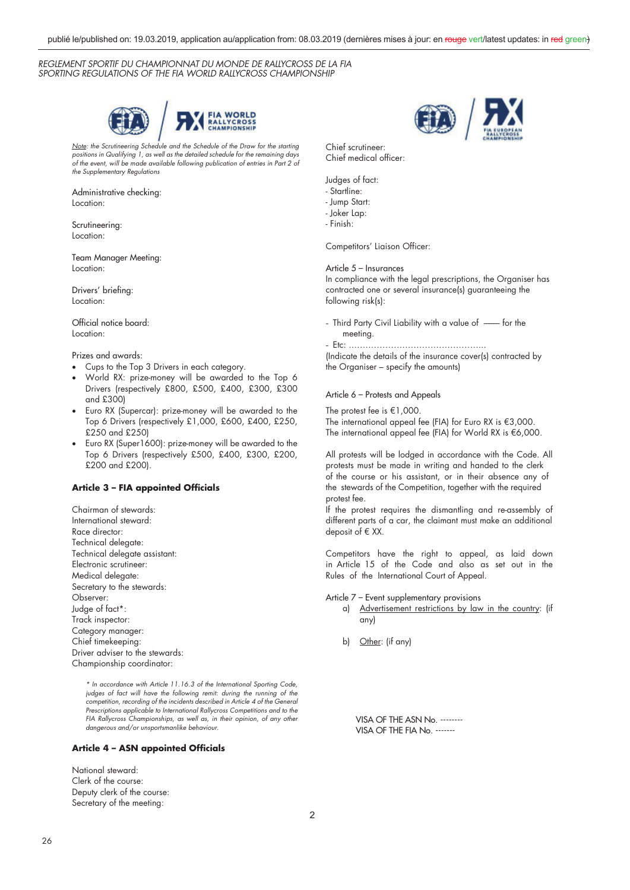*Note: the Scrutineering Schedule and the Schedule of the Draw for the starting positions in Qualifying 1, as well as the detailed schedule for the remaining days of the event, will be made available following publication of entries in Part 2 of the Supplementary Regulations*

Administrative checking:
Location:

Scrutineering:
Location:

Team Manager Meeting:
Location:

Drivers' briefing:
Location:

Official notice board:
Location:

Prizes and awards:

- Cups to the Top 3 Drivers in each category.
- World RX: prize-money will be awarded to the Top 6 Drivers (respectively £800, £500, £400, £300, £300 and £300)
- Euro RX (Supercar): prize-money will be awarded to the Top 6 Drivers (respectively £1,000, £600, £400, £250, £250 and £250)
- Euro RX (Super1600): prize-money will be awarded to the Top 6 Drivers (respectively £500, £400, £300, £200, £200 and £200).

## Article 3 – FIA appointed Officials

Chairman of stewards:
International steward:
Race director:
Technical delegate:
Technical delegate assistant:
Electronic scrutineer:
Medical delegate:
Secretary to the stewards:
Observer:
Judge of fact*:
Track inspector:
Category manager:
Chief timekeeping:
Driver adviser to the stewards:
Championship coordinator:

*\* In accordance with Article 11.16.3 of the International Sporting Code, judges of fact will have the following remit: during the running of the competition, recording of the incidents described in Article 4 of the General Prescriptions applicable to International Rallycross Competitions and to the FIA Rallycross Championships, as well as, in their opinion, of any other dangerous and/or unsportsmanlike behaviour.*

## Article 4 – ASN appointed Officials

National steward:
Clerk of the course:
Deputy clerk of the course:
Secretary of the meeting:
Chief scrutineer:
Chief medical officer:

Judges of fact:
- Startline:
- Jump Start:
- Joker Lap:
- Finish:

Competitors' Liaison Officer:

Article 5 – Insurances

In compliance with the legal prescriptions, the Organiser has contracted one or several insurance(s) guaranteeing the following risk(s):

- Third Party Civil Liability with a value of —— for the meeting.
- Etc: ................................................

(Indicate the details of the insurance cover(s) contracted by the Organiser – specify the amounts)

Article 6 – Protests and Appeals

The protest fee is €1,000.
The international appeal fee (FIA) for Euro RX is €3,000.
The international appeal fee (FIA) for World RX is €6,000.

All protests will be lodged in accordance with the Code. All protests must be made in writing and handed to the clerk of the course or his assistant, or in their absence any of the stewards of the Competition, together with the required protest fee.
If the protest requires the dismantling and re-assembly of different parts of a car, the claimant must make an additional deposit of € XX.

Competitors have the right to appeal, as laid down in Article 15 of the Code and also as set out in the Rules of the International Court of Appeal.

Article 7 – Event supplementary provisions

a) Advertisement restrictions by law in the country: (if any)

b) Other: (if any)

VISA OF THE ASN No. --------
VISA OF THE FIA No. -------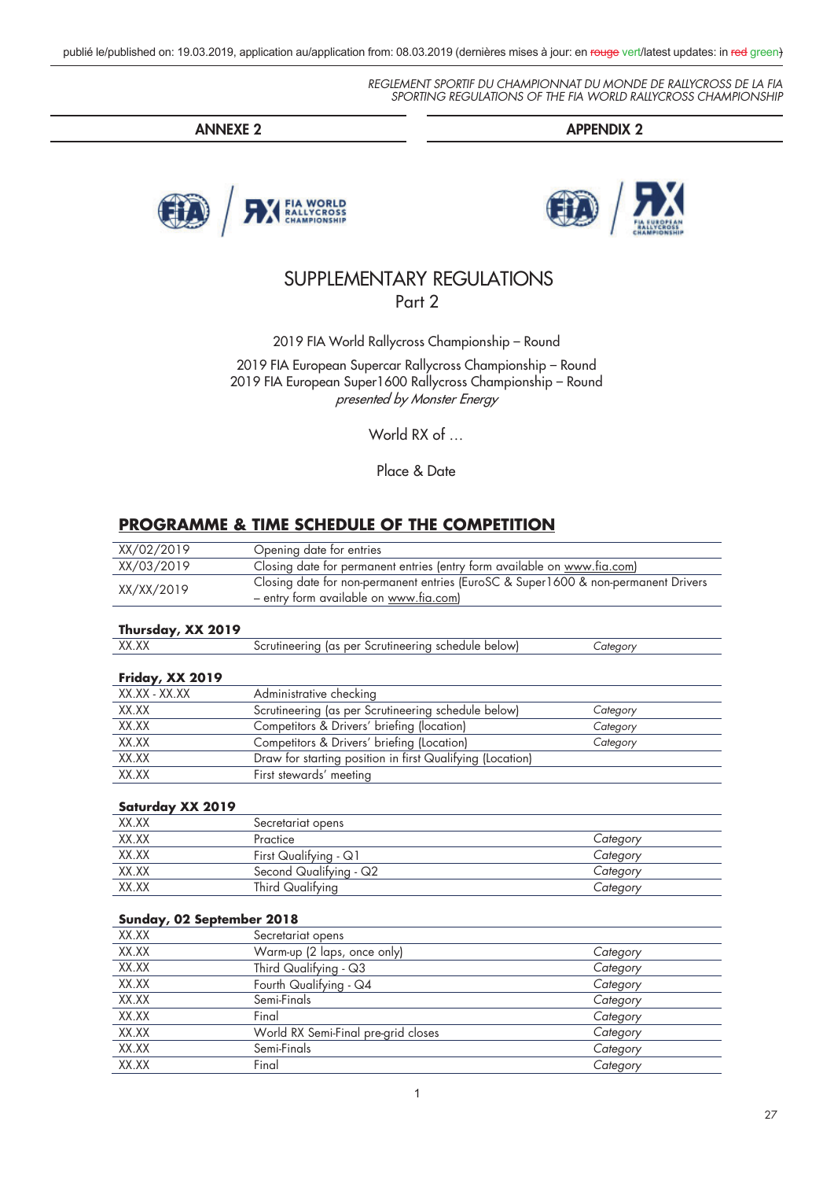publié le/published on: 19.03.2019, application au/application from: 08.03.2019 (dernières mises à jour: en rouge vert/latest updates: in red green)

*REGLEMENT SPORTIF DU CHAMPIONNAT DU MONDE DE RALLYCROSS DE LA FIA*
*SPORTING REGULATIONS OF THE FIA WORLD RALLYCROSS CHAMPIONSHIP*

**ANNEXE 2** | **APPENDIX 2**

# SUPPLEMENTARY REGULATIONS
## Part 2

2019 FIA World Rallycross Championship – Round

2019 FIA European Supercar Rallycross Championship – Round
2019 FIA European Super1600 Rallycross Championship – Round
*presented by Monster Energy*

World RX of …

Place & Date

## PROGRAMME & TIME SCHEDULE OF THE COMPETITION

| | |
|---|---|
| XX/02/2019 | Opening date for entries |
| XX/03/2019 | Closing date for permanent entries (entry form available on www.fia.com) |
| XX/XX/2019 | Closing date for non-permanent entries (EuroSC & Super1600 & non-permanent Drivers – entry form available on www.fia.com) |

**Thursday, XX 2019**

| | | |
|---|---|---|
| XX.XX | Scrutineering (as per Scrutineering schedule below) | *Category* |

**Friday, XX 2019**

| | | |
|---|---|---|
| XX.XX - XX.XX | Administrative checking | |
| XX.XX | Scrutineering (as per Scrutineering schedule below) | *Category* |
| XX.XX | Competitors & Drivers' briefing (location) | *Category* |
| XX.XX | Competitors & Drivers' briefing (Location) | *Category* |
| XX.XX | Draw for starting position in first Qualifying (Location) | |
| XX.XX | First stewards' meeting | |

**Saturday XX 2019**

| | | |
|---|---|---|
| XX.XX | Secretariat opens | |
| XX.XX | Practice | *Category* |
| XX.XX | First Qualifying - Q1 | *Category* |
| XX.XX | Second Qualifying - Q2 | *Category* |
| XX.XX | Third Qualifying | *Category* |

**Sunday, 02 September 2018**

| | | |
|---|---|---|
| XX.XX | Secretariat opens | |
| XX.XX | Warm-up (2 laps, once only) | *Category* |
| XX.XX | Third Qualifying - Q3 | *Category* |
| XX.XX | Fourth Qualifying - Q4 | *Category* |
| XX.XX | Semi-Finals | *Category* |
| XX.XX | Final | *Category* |
| XX.XX | World RX Semi-Final pre-grid closes | *Category* |
| XX.XX | Semi-Finals | *Category* |
| XX.XX | Final | *Category* |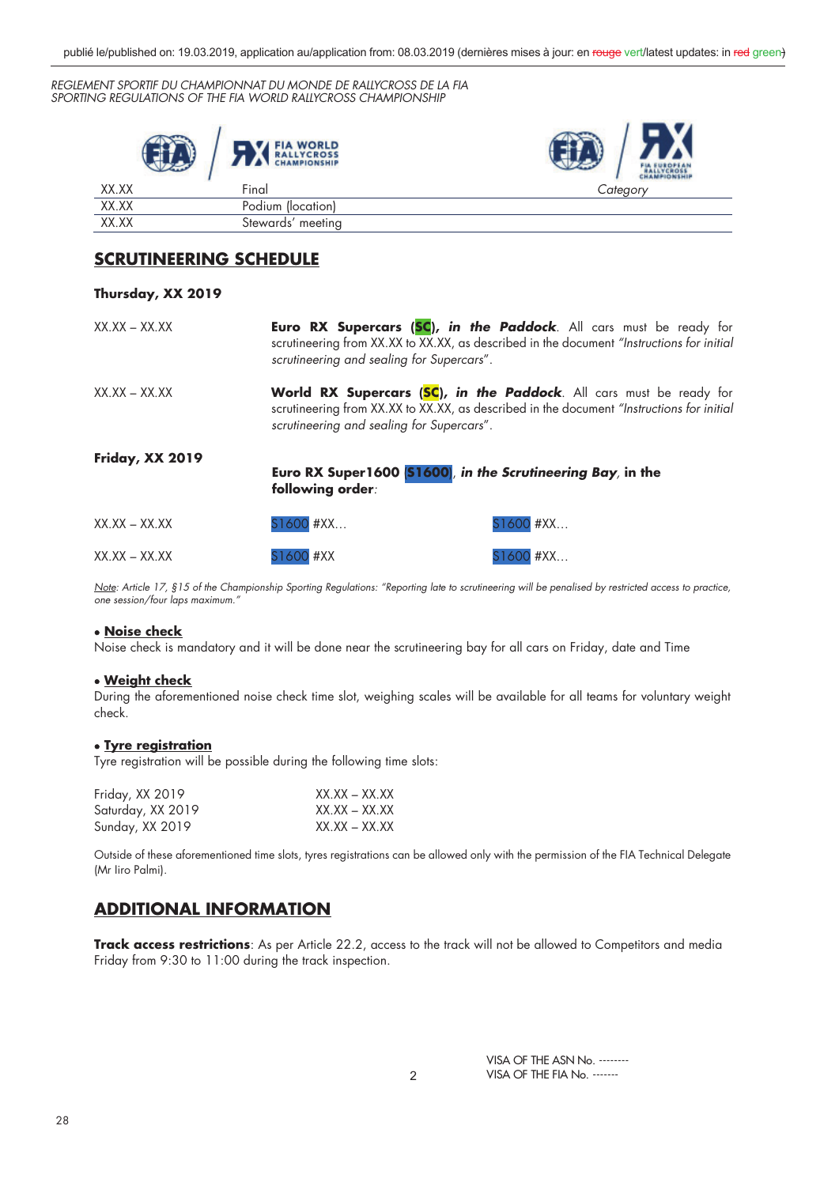| XX.XX | Final | *Category* |
|---|---|---|
| XX.XX | Podium (location) | |
| XX.XX | Stewards' meeting | |

## SCRUTINEERING SCHEDULE

**Thursday, XX 2019**

XX.XX – XX.XX **Euro RX Supercars (SC), *in the Paddock***. All cars must be ready for scrutineering from XX.XX to XX.XX, as described in the document *"Instructions for initial scrutineering and sealing for Supercars"*.

XX.XX – XX.XX **World RX Supercars (SC), *in the Paddock***. All cars must be ready for scrutineering from XX.XX to XX.XX, as described in the document *"Instructions for initial scrutineering and sealing for Supercars"*.

**Friday, XX 2019**

**Euro RX Super1600 (S1600)**, ***in the Scrutineering Bay*, in the following order**:

| XX.XX – XX.XX | S1600 #XX… | S1600 #XX… |
|---|---|---|
| XX.XX – XX.XX | S1600 #XX | S1600 #XX… |

*Note: Article 17, §15 of the Championship Sporting Regulations: "Reporting late to scrutineering will be penalised by restricted access to practice, one session/four laps maximum."*

- **Noise check**

Noise check is mandatory and it will be done near the scrutineering bay for all cars on Friday, date and Time

- **Weight check**

During the aforementioned noise check time slot, weighing scales will be available for all teams for voluntary weight check.

- **Tyre registration**

Tyre registration will be possible during the following time slots:

| Friday, XX 2019 | XX.XX – XX.XX |
|---|---|
| Saturday, XX 2019 | XX.XX – XX.XX |
| Sunday, XX 2019 | XX.XX – XX.XX |

Outside of these aforementioned time slots, tyres registrations can be allowed only with the permission of the FIA Technical Delegate (Mr Iiro Palmi).

## ADDITIONAL INFORMATION

**Track access restrictions**: As per Article 22.2, access to the track will not be allowed to Competitors and media Friday from 9:30 to 11:00 during the track inspection.

VISA OF THE ASN No. --------
VISA OF THE FIA No. -------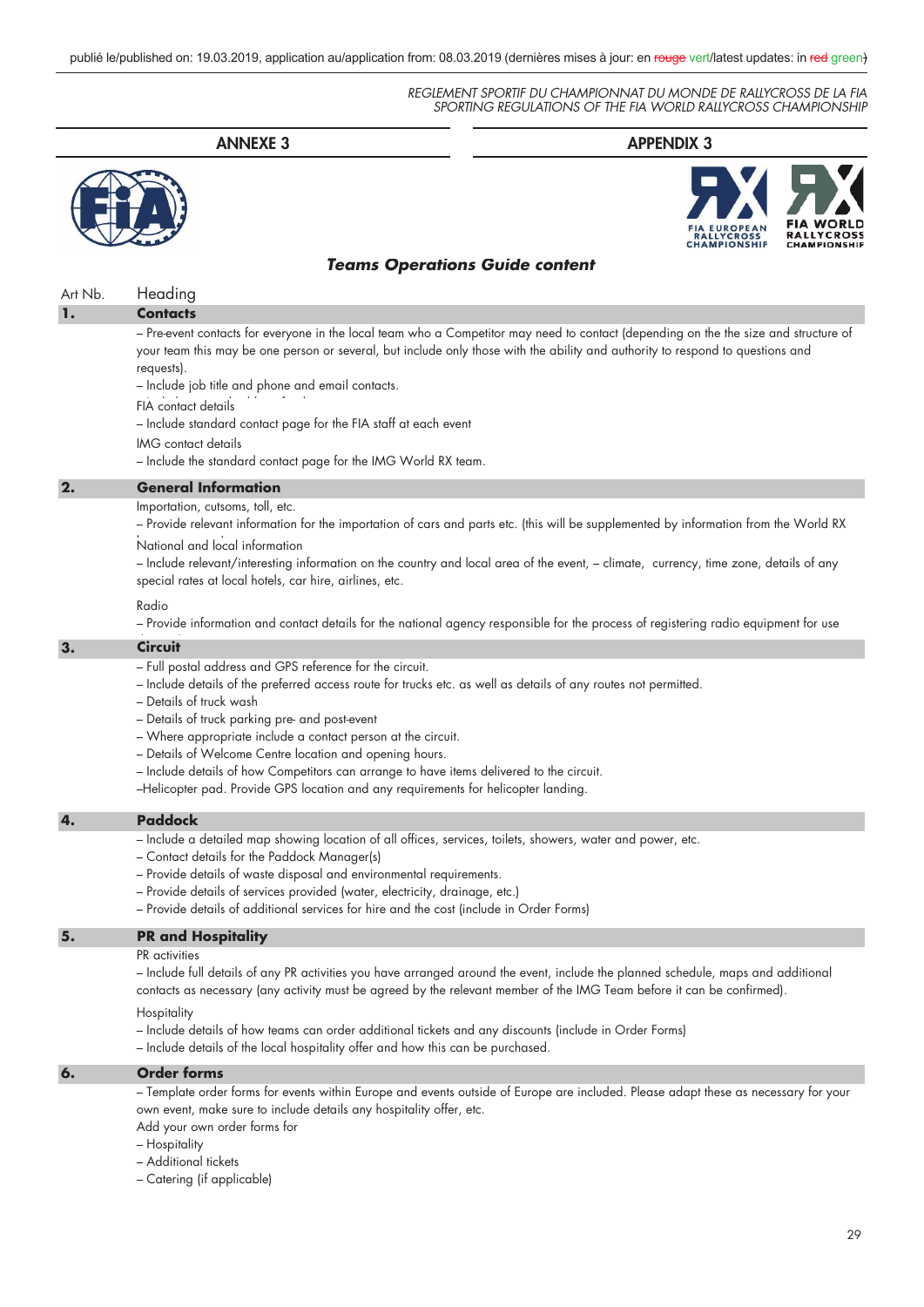REGLEMENT SPORTIF DU CHAMPIONNAT DU MONDE DE RALLYCROSS DE LA FIA
SPORTING REGULATIONS OF THE FIA WORLD RALLYCROSS CHAMPIONSHIP

## ANNEXE 3 / APPENDIX 3

### *Teams Operations Guide content*

| Art Nb. | Heading |
|---|---|

## 1. Contacts

– Pre-event contacts for everyone in the local team who a Competitor may need to contact (depending on the the size and structure of your team this may be one person or several, but include only those with the ability and authority to respond to questions and requests).

– Include job title and phone and email contacts.

FIA contact details

– Include standard contact page for the FIA staff at each event

IMG contact details

– Include the standard contact page for the IMG World RX team.

## 2. General Information

Importation, cutsoms, toll, etc.

– Provide relevant information for the importation of cars and parts etc. (this will be supplemented by information from the World RX

National and local information

– Include relevant/interesting information on the country and local area of the event, – climate, currency, time zone, details of any special rates at local hotels, car hire, airlines, etc.

Radio

– Provide information and contact details for the national agency responsible for the process of registering radio equipment for use

## 3. Circuit

– Full postal address and GPS reference for the circuit.
– Include details of the preferred access route for trucks etc. as well as details of any routes not permitted.
– Details of truck wash
– Details of truck parking pre- and post-event
– Where appropriate include a contact person at the circuit.
– Details of Welcome Centre location and opening hours.
– Include details of how Competitors can arrange to have items delivered to the circuit.
–Helicopter pad. Provide GPS location and any requirements for helicopter landing.

## 4. Paddock

– Include a detailed map showing location of all offices, services, toilets, showers, water and power, etc.
– Contact details for the Paddock Manager(s)
– Provide details of waste disposal and environmental requirements.
– Provide details of services provided (water, electricity, drainage, etc.)
– Provide details of additional services for hire and the cost (include in Order Forms)

## 5. PR and Hospitality

PR activities

– Include full details of any PR activities you have arranged around the event, include the planned schedule, maps and additional contacts as necessary (any activity must be agreed by the relevant member of the IMG Team before it can be confirmed).

Hospitality

– Include details of how teams can order additional tickets and any discounts (include in Order Forms)
– Include details of the local hospitality offer and how this can be purchased.

## 6. Order forms

– Template order forms for events within Europe and events outside of Europe are included. Please adapt these as necessary for your own event, make sure to include details any hospitality offer, etc.

Add your own order forms for
– Hospitality
– Additional tickets
– Catering (if applicable)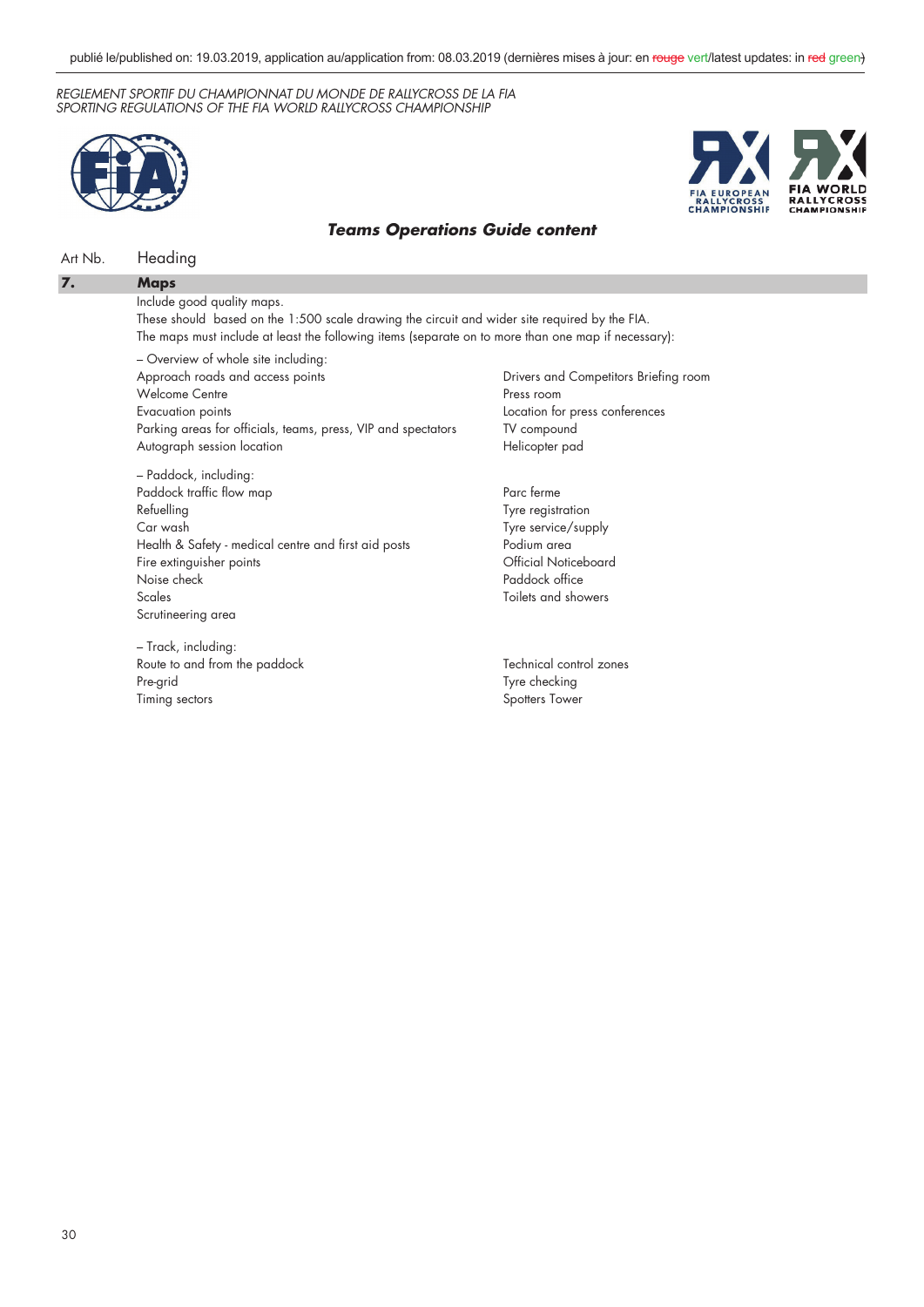*REGLEMENT SPORTIF DU CHAMPIONNAT DU MONDE DE RALLYCROSS DE LA FIA*
*SPORTING REGULATIONS OF THE FIA WORLD RALLYCROSS CHAMPIONSHIP*

## *Teams Operations Guide content*

| Art Nb. | Heading |
|---|---|
| **7.** | **Maps** |

Include good quality maps.
These should based on the 1:500 scale drawing the circuit and wider site required by the FIA.
The maps must include at least the following items (separate on to more than one map if necessary):

– Overview of whole site including:

| | |
|---|---|
| Approach roads and access points | Drivers and Competitors Briefing room |
| Welcome Centre | Press room |
| Evacuation points | Location for press conferences |
| Parking areas for officials, teams, press, VIP and spectators | TV compound |
| Autograph session location | Helicopter pad |

– Paddock, including:

| | |
|---|---|
| Paddock traffic flow map | Parc ferme |
| Refuelling | Tyre registration |
| Car wash | Tyre service/supply |
| Health & Safety - medical centre and first aid posts | Podium area |
| Fire extinguisher points | Official Noticeboard |
| Noise check | Paddock office |
| Scales | Toilets and showers |
| Scrutineering area | |

– Track, including:

| | |
|---|---|
| Route to and from the paddock | Technical control zones |
| Pre-grid | Tyre checking |
| Timing sectors | Spotters Tower |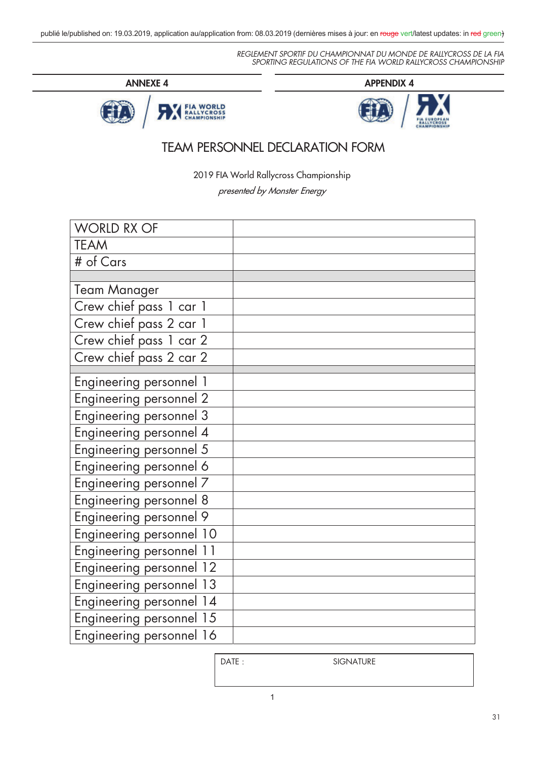REGLEMENT SPORTIF DU CHAMPIONNAT DU MONDE DE RALLYCROSS DE LA FIA
SPORTING REGULATIONS OF THE FIA WORLD RALLYCROSS CHAMPIONSHIP

**ANNEXE 4** | **APPENDIX 4**

# TEAM PERSONNEL DECLARATION FORM

2019 FIA World Rallycross Championship

*presented by Monster Energy*

| WORLD RX OF | |
|---|---|
| TEAM | |
| # of Cars | |
| | |
| Team Manager | |
| Crew chief pass 1 car 1 | |
| Crew chief pass 2 car 1 | |
| Crew chief pass 1 car 2 | |
| Crew chief pass 2 car 2 | |
| | |
| Engineering personnel 1 | |
| Engineering personnel 2 | |
| Engineering personnel 3 | |
| Engineering personnel 4 | |
| Engineering personnel 5 | |
| Engineering personnel 6 | |
| Engineering personnel 7 | |
| Engineering personnel 8 | |
| Engineering personnel 9 | |
| Engineering personnel 10 | |
| Engineering personnel 11 | |
| Engineering personnel 12 | |
| Engineering personnel 13 | |
| Engineering personnel 14 | |
| Engineering personnel 15 | |
| Engineering personnel 16 | |

| DATE : | SIGNATURE |
|---|---|
| | |

1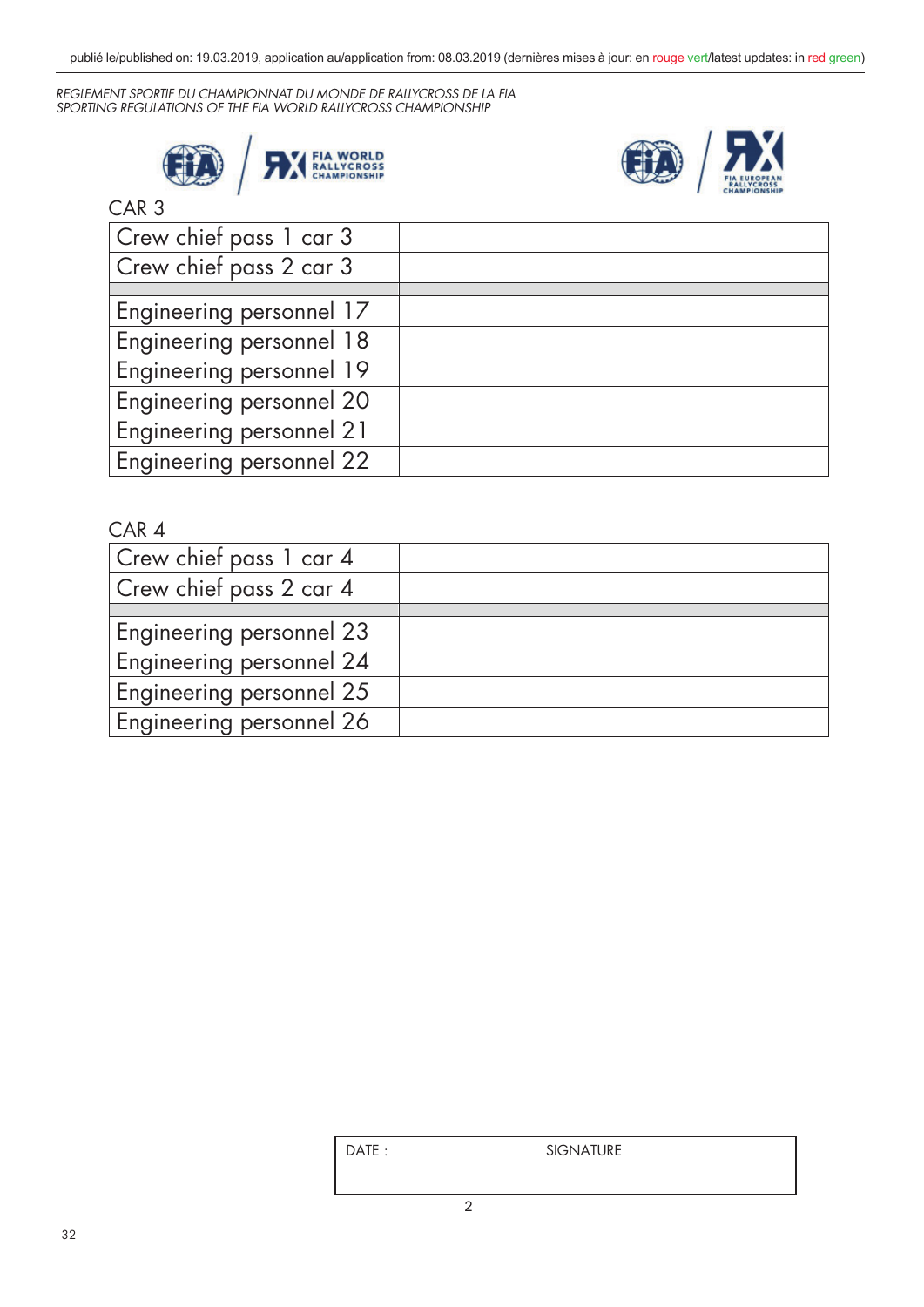CAR 3

| Crew chief pass 1 car 3 | |
|---|---|
| Crew chief pass 2 car 3 | |
| | |
| Engineering personnel 17 | |
| Engineering personnel 18 | |
| Engineering personnel 19 | |
| Engineering personnel 20 | |
| Engineering personnel 21 | |
| Engineering personnel 22 | |

CAR 4

| Crew chief pass 1 car 4 | |
|---|---|
| Crew chief pass 2 car 4 | |
| | |
| Engineering personnel 23 | |
| Engineering personnel 24 | |
| Engineering personnel 25 | |
| Engineering personnel 26 | |

| DATE : | SIGNATURE |
|---|---|
| | |

2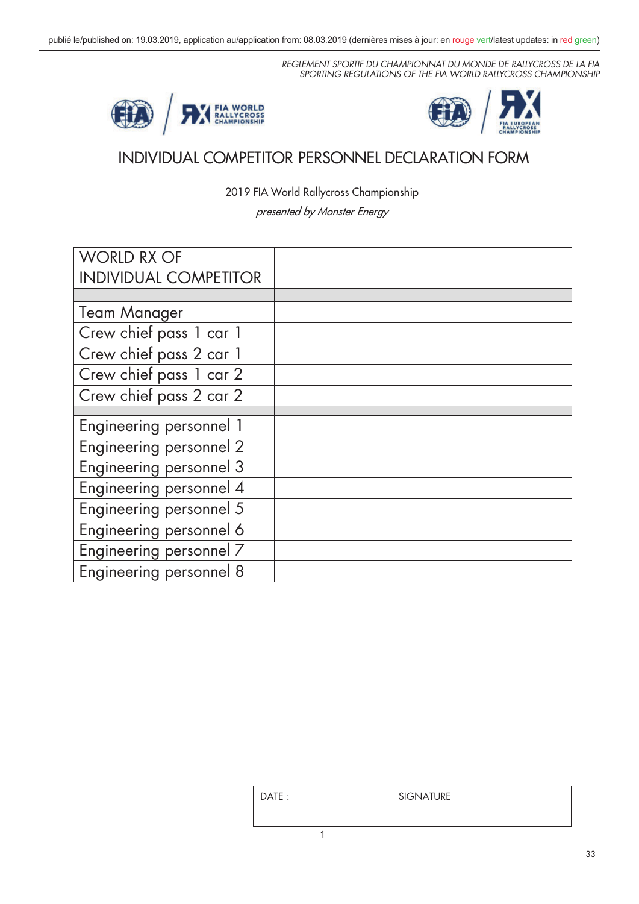# INDIVIDUAL COMPETITOR PERSONNEL DECLARATION FORM

2019 FIA World Rallycross Championship

*presented by Monster Energy*

| WORLD RX OF | |
|---|---|
| INDIVIDUAL COMPETITOR | |
| | |
| Team Manager | |
| Crew chief pass 1 car 1 | |
| Crew chief pass 2 car 1 | |
| Crew chief pass 1 car 2 | |
| Crew chief pass 2 car 2 | |
| | |
| Engineering personnel 1 | |
| Engineering personnel 2 | |
| Engineering personnel 3 | |
| Engineering personnel 4 | |
| Engineering personnel 5 | |
| Engineering personnel 6 | |
| Engineering personnel 7 | |
| Engineering personnel 8 | |

| DATE : | SIGNATURE |
|---|---|
| | |

1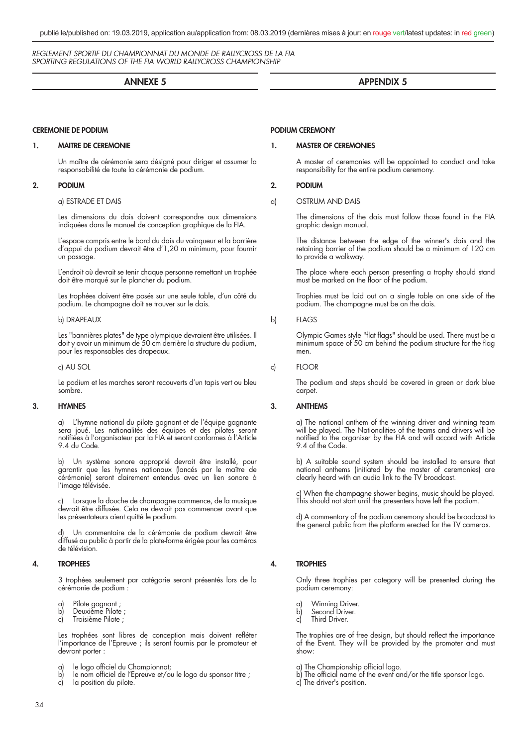publié le/published on: 19.03.2019, application au/application from: 08.03.2019 (dernières mises à jour: en ~~rouge~~ vert/latest updates: in ~~red~~ green)

*REGLEMENT SPORTIF DU CHAMPIONNAT DU MONDE DE RALLYCROSS DE LA FIA*
*SPORTING REGULATIONS OF THE FIA WORLD RALLYCROSS CHAMPIONSHIP*

## ANNEXE 5

### CEREMONIE DE PODIUM

**1. MAITRE DE CEREMONIE**

Un maître de cérémonie sera désigné pour diriger et assumer la responsabilité de toute la cérémonie de podium.

**2. PODIUM**

a) ESTRADE ET DAIS

Les dimensions du dais doivent correspondre aux dimensions indiquées dans le manuel de conception graphique de la FIA.

L'espace compris entre le bord du dais du vainqueur et la barrière d'appui du podium devrait être d'1,20 m minimum, pour fournir un passage.

L'endroit où devrait se tenir chaque personne remettant un trophée doit être marqué sur le plancher du podium.

Les trophées doivent être posés sur une seule table, d'un côté du podium. Le champagne doit se trouver sur le dais.

b) DRAPEAUX

Les "bannières plates" de type olympique devraient être utilisées. Il doit y avoir un minimum de 50 cm derrière la structure du podium, pour les responsables des drapeaux.

c) AU SOL

Le podium et les marches seront recouverts d'un tapis vert ou bleu sombre.

**3. HYMNES**

a) L'hymne national du pilote gagnant et de l'équipe gagnante sera joué. Les nationalités des équipes et des pilotes seront notifiées à l'organisateur par la FIA et seront conformes à l'Article 9.4 du Code.

b) Un système sonore approprié devrait être installé, pour garantir que les hymnes nationaux (lancés par le maître de cérémonie) seront clairement entendus avec un lien sonore à l'image télévisée.

c) Lorsque la douche de champagne commence, de la musique devrait être diffusée. Cela ne devrait pas commencer avant que les présentateurs aient quitté le podium.

d) Un commentaire de la cérémonie de podium devrait être diffusé au public à partir de la plate-forme érigée pour les caméras de télévision.

**4. TROPHEES**

3 trophées seulement par catégorie seront présentés lors de la cérémonie de podium :

a) Pilote gagnant ;
b) Deuxième Pilote ;
c) Troisième Pilote ;

Les trophées sont libres de conception mais doivent refléter l'importance de l'Epreuve ; ils seront fournis par le promoteur et devront porter :

a) le logo officiel du Championnat;
b) le nom officiel de l'Epreuve et/ou le logo du sponsor titre ;
c) la position du pilote.

## APPENDIX 5

### PODIUM CEREMONY

**1. MASTER OF CEREMONIES**

A master of ceremonies will be appointed to conduct and take responsibility for the entire podium ceremony.

**2. PODIUM**

a) OSTRUM AND DAIS

The dimensions of the dais must follow those found in the FIA graphic design manual.

The distance between the edge of the winner's dais and the retaining barrier of the podium should be a minimum of 120 cm to provide a walkway.

The place where each person presenting a trophy should stand must be marked on the floor of the podium.

Trophies must be laid out on a single table on one side of the podium. The champagne must be on the dais.

b) FLAGS

Olympic Games style "flat flags" should be used. There must be a minimum space of 50 cm behind the podium structure for the flag men.

c) FLOOR

The podium and steps should be covered in green or dark blue carpet.

**3. ANTHEMS**

a) The national anthem of the winning driver and winning team will be played. The Nationalities of the teams and drivers will be notified to the organiser by the FIA and will accord with Article 9.4 of the Code.

b) A suitable sound system should be installed to ensure that national anthems (initiated by the master of ceremonies) are clearly heard with an audio link to the TV broadcast.

c) When the champagne shower begins, music should be played. This should not start until the presenters have left the podium.

d) A commentary of the podium ceremony should be broadcast to the general public from the platform erected for the TV cameras.

**4. TROPHIES**

Only three trophies per category will be presented during the podium ceremony:

a) Winning Driver.
b) Second Driver.
c) Third Driver.

The trophies are of free design, but should reflect the importance of the Event. They will be provided by the promoter and must show:

a) The Championship official logo.
b) The official name of the event and/or the title sponsor logo.
c) The driver's position.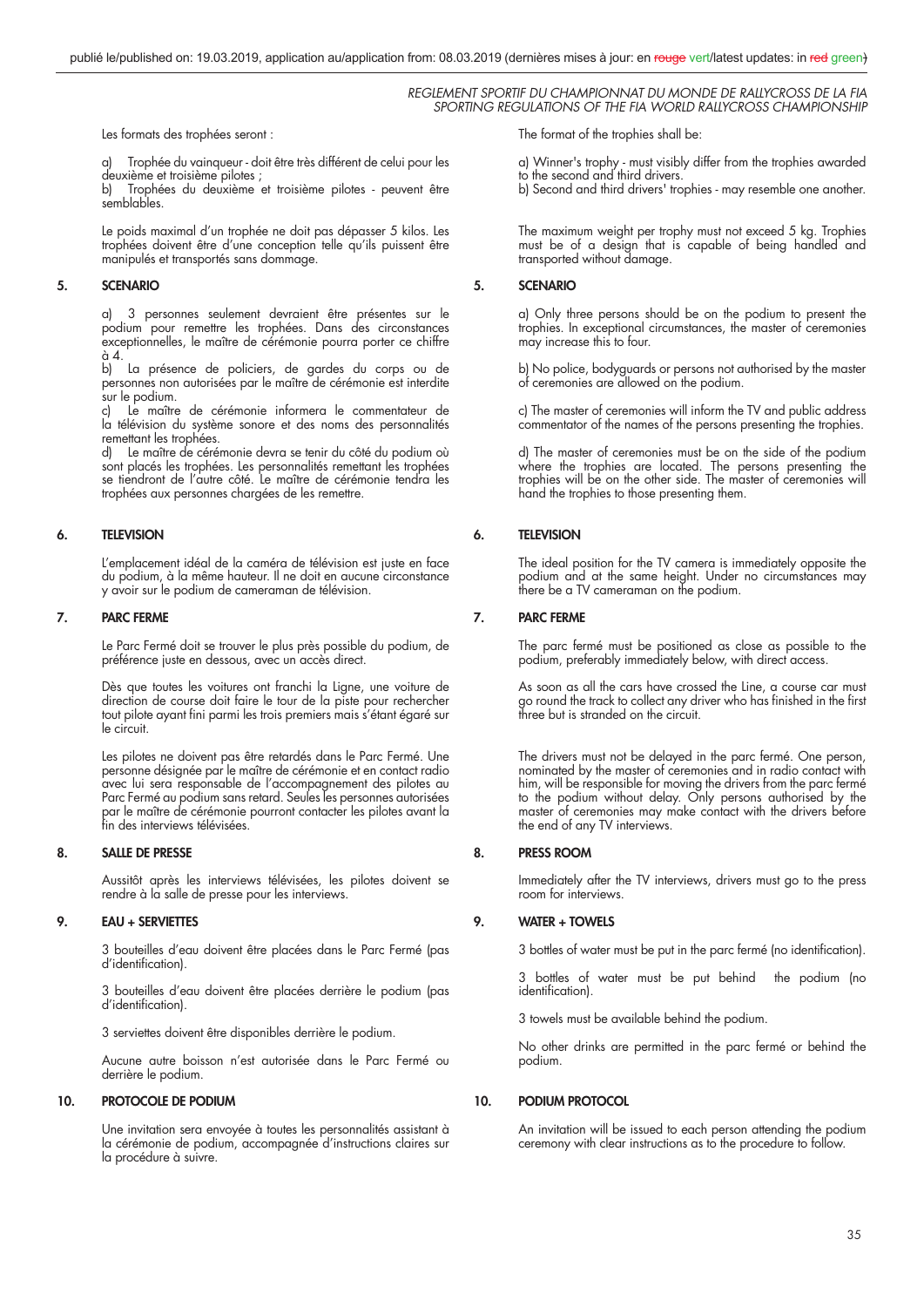Les formats des trophées seront :

a) Trophée du vainqueur - doit être très différent de celui pour les deuxième et troisième pilotes ;
b) Trophées du deuxième et troisième pilotes - peuvent être semblables.

Le poids maximal d'un trophée ne doit pas dépasser 5 kilos. Les trophées doivent être d'une conception telle qu'ils puissent être manipulés et transportés sans dommage.

## 5. SCENARIO

a) 3 personnes seulement devraient être présentes sur le podium pour remettre les trophées. Dans des circonstances exceptionnelles, le maître de cérémonie pourra porter ce chiffre à 4.
b) La présence de policiers, de gardes du corps ou de personnes non autorisées par le maître de cérémonie est interdite sur le podium.
c) Le maître de cérémonie informera le commentateur de la télévision du système sonore et des noms des personnalités remettant les trophées.
d) Le maître de cérémonie devra se tenir du côté du podium où sont placés les trophées. Les personnalités remettant les trophées se tiendront de l'autre côté. Le maître de cérémonie tendra les trophées aux personnes chargées de les remettre.

## 6. TELEVISION

L'emplacement idéal de la caméra de télévision est juste en face du podium, à la même hauteur. Il ne doit en aucune circonstance y avoir sur le podium de cameraman de télévision.

## 7. PARC FERME

Le Parc Fermé doit se trouver le plus près possible du podium, de préférence juste en dessous, avec un accès direct.

Dès que toutes les voitures ont franchi la Ligne, une voiture de direction de course doit faire le tour de la piste pour rechercher tout pilote ayant fini parmi les trois premiers mais s'étant égaré sur le circuit.

Les pilotes ne doivent pas être retardés dans le Parc Fermé. Une personne désignée par le maître de cérémonie et en contact radio avec lui sera responsable de l'accompagnement des pilotes au Parc Fermé au podium sans retard. Seules les personnes autorisées par le maître de cérémonie pourront contacter les pilotes avant la fin des interviews télévisées.

## 8. SALLE DE PRESSE

Aussitôt après les interviews télévisées, les pilotes doivent se rendre à la salle de presse pour les interviews.

## 9. EAU + SERVIETTES

3 bouteilles d'eau doivent être placées dans le Parc Fermé (pas d'identification).

3 bouteilles d'eau doivent être placées derrière le podium (pas d'identification).

3 serviettes doivent être disponibles derrière le podium.

Aucune autre boisson n'est autorisée dans le Parc Fermé ou derrière le podium.

## 10. PROTOCOLE DE PODIUM

Une invitation sera envoyée à toutes les personnalités assistant à la cérémonie de podium, accompagnée d'instructions claires sur la procédure à suivre.

---

The format of the trophies shall be:

a) Winner's trophy - must visibly differ from the trophies awarded to the second and third drivers.
b) Second and third drivers' trophies - may resemble one another.

The maximum weight per trophy must not exceed 5 kg. Trophies must be of a design that is capable of being handled and transported without damage.

## 5. SCENARIO

a) Only three persons should be on the podium to present the trophies. In exceptional circumstances, the master of ceremonies may increase this to four.

b) No police, bodyguards or persons not authorised by the master of ceremonies are allowed on the podium.

c) The master of ceremonies will inform the TV and public address commentator of the names of the persons presenting the trophies.

d) The master of ceremonies must be on the side of the podium where the trophies are located. The persons presenting the trophies will be on the other side. The master of ceremonies will hand the trophies to those presenting them.

## 6. TELEVISION

The ideal position for the TV camera is immediately opposite the podium and at the same height. Under no circumstances may there be a TV cameraman on the podium.

## 7. PARC FERME

The parc fermé must be positioned as close as possible to the podium, preferably immediately below, with direct access.

As soon as all the cars have crossed the Line, a course car must go round the track to collect any driver who has finished in the first three but is stranded on the circuit.

The drivers must not be delayed in the parc fermé. One person, nominated by the master of ceremonies and in radio contact with him, will be responsible for moving the drivers from the parc fermé to the podium without delay. Only persons authorised by the master of ceremonies may make contact with the drivers before the end of any TV interviews.

## 8. PRESS ROOM

Immediately after the TV interviews, drivers must go to the press room for interviews.

## 9. WATER + TOWELS

3 bottles of water must be put in the parc fermé (no identification).

3 bottles of water must be put behind the podium (no identification).

3 towels must be available behind the podium.

No other drinks are permitted in the parc fermé or behind the podium.

## 10. PODIUM PROTOCOL

An invitation will be issued to each person attending the podium ceremony with clear instructions as to the procedure to follow.